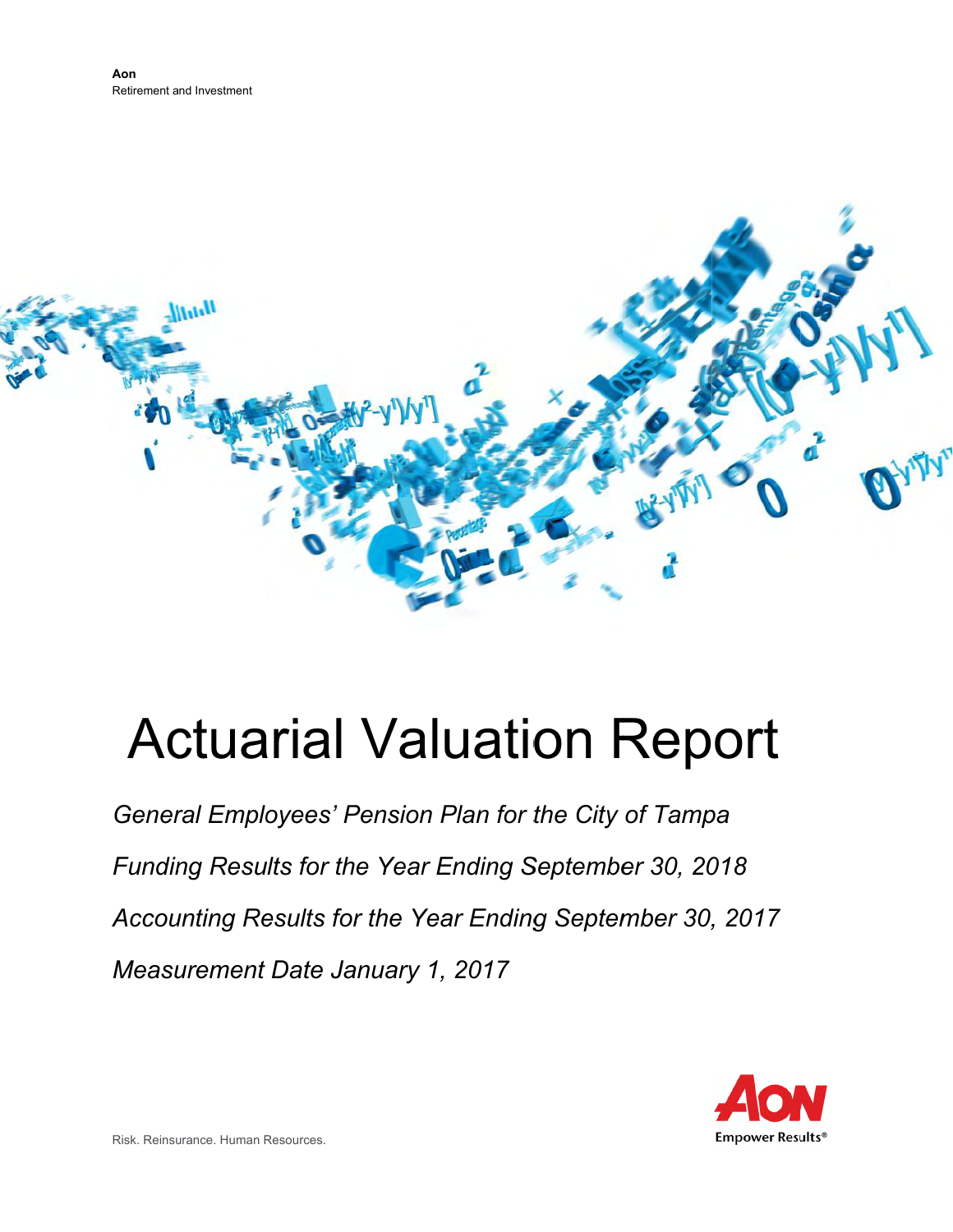**Aon**
Retirement and Investment

# Actuarial Valuation Report

*General Employees' Pension Plan for the City of Tampa*

*Funding Results for the Year Ending September 30, 2018*

*Accounting Results for the Year Ending September 30, 2017*

*Measurement Date January 1, 2017*

Risk. Reinsurance. Human Resources.

AON
Empower Results®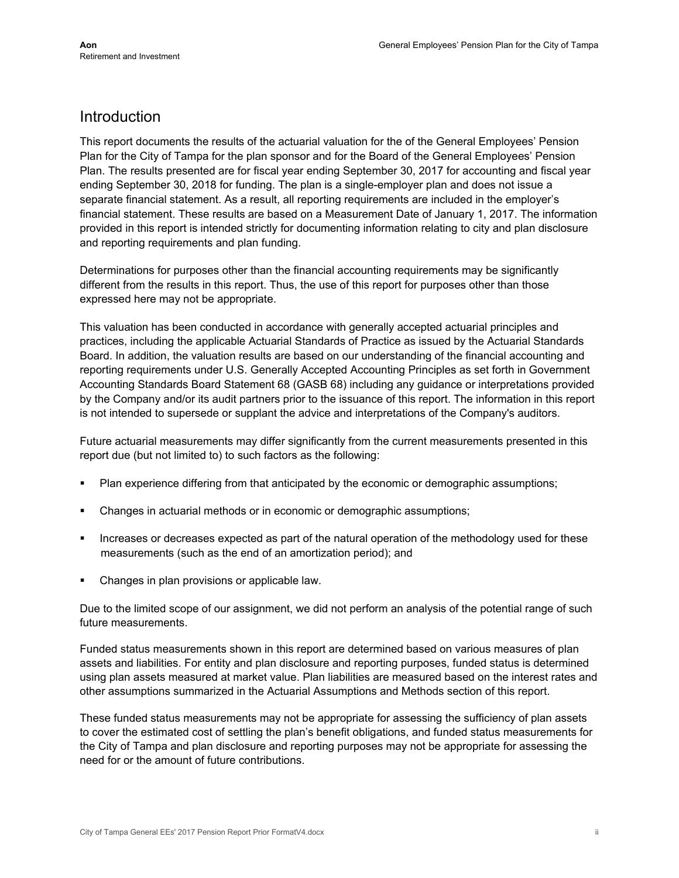# Introduction

This report documents the results of the actuarial valuation for the of the General Employees' Pension Plan for the City of Tampa for the plan sponsor and for the Board of the General Employees' Pension Plan. The results presented are for fiscal year ending September 30, 2017 for accounting and fiscal year ending September 30, 2018 for funding. The plan is a single-employer plan and does not issue a separate financial statement. As a result, all reporting requirements are included in the employer's financial statement. These results are based on a Measurement Date of January 1, 2017. The information provided in this report is intended strictly for documenting information relating to city and plan disclosure and reporting requirements and plan funding.

Determinations for purposes other than the financial accounting requirements may be significantly different from the results in this report. Thus, the use of this report for purposes other than those expressed here may not be appropriate.

This valuation has been conducted in accordance with generally accepted actuarial principles and practices, including the applicable Actuarial Standards of Practice as issued by the Actuarial Standards Board. In addition, the valuation results are based on our understanding of the financial accounting and reporting requirements under U.S. Generally Accepted Accounting Principles as set forth in Government Accounting Standards Board Statement 68 (GASB 68) including any guidance or interpretations provided by the Company and/or its audit partners prior to the issuance of this report. The information in this report is not intended to supersede or supplant the advice and interpretations of the Company's auditors.

Future actuarial measurements may differ significantly from the current measurements presented in this report due (but not limited to) to such factors as the following:

- Plan experience differing from that anticipated by the economic or demographic assumptions;
- Changes in actuarial methods or in economic or demographic assumptions;
- Increases or decreases expected as part of the natural operation of the methodology used for these measurements (such as the end of an amortization period); and
- Changes in plan provisions or applicable law.

Due to the limited scope of our assignment, we did not perform an analysis of the potential range of such future measurements.

Funded status measurements shown in this report are determined based on various measures of plan assets and liabilities. For entity and plan disclosure and reporting purposes, funded status is determined using plan assets measured at market value. Plan liabilities are measured based on the interest rates and other assumptions summarized in the Actuarial Assumptions and Methods section of this report.

These funded status measurements may not be appropriate for assessing the sufficiency of plan assets to cover the estimated cost of settling the plan's benefit obligations, and funded status measurements for the City of Tampa and plan disclosure and reporting purposes may not be appropriate for assessing the need for or the amount of future contributions.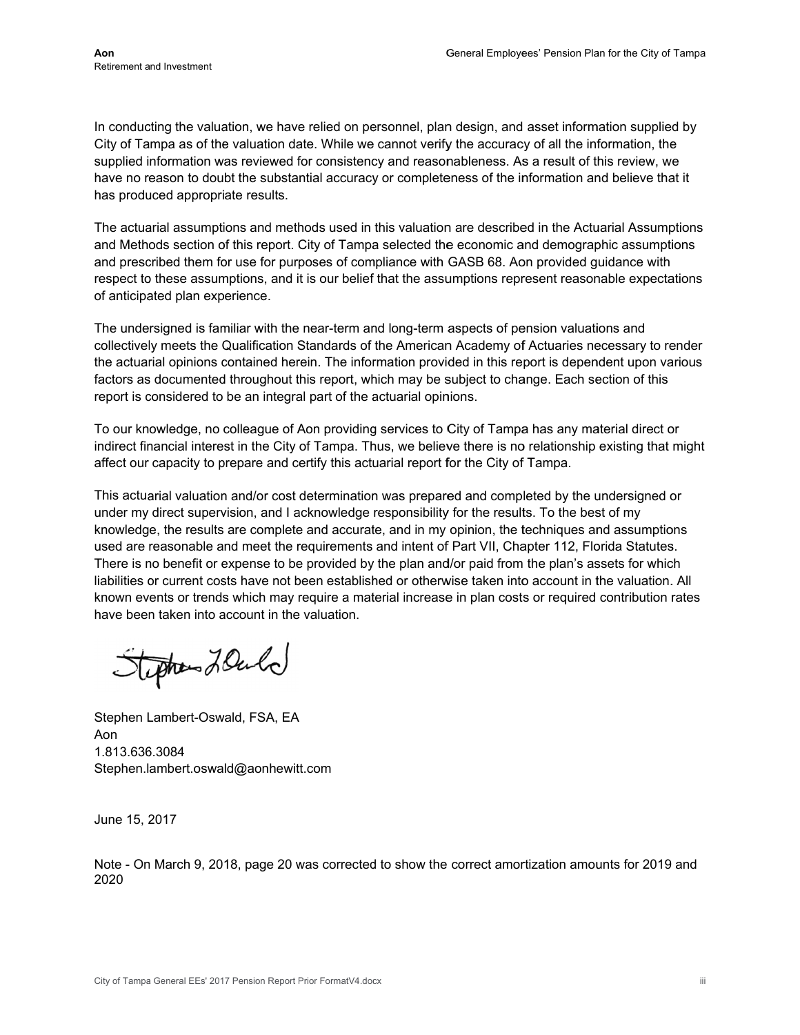In conducting the valuation, we have relied on personnel, plan design, and asset information supplied by City of Tampa as of the valuation date. While we cannot verify the accuracy of all the information, the supplied information was reviewed for consistency and reasonableness. As a result of this review, we have no reason to doubt the substantial accuracy or completeness of the information and believe that it has produced appropriate results.

The actuarial assumptions and methods used in this valuation are described in the Actuarial Assumptions and Methods section of this report. City of Tampa selected the economic and demographic assumptions and prescribed them for use for purposes of compliance with GASB 68. Aon provided guidance with respect to these assumptions, and it is our belief that the assumptions represent reasonable expectations of anticipated plan experience.

The undersigned is familiar with the near-term and long-term aspects of pension valuations and collectively meets the Qualification Standards of the American Academy of Actuaries necessary to render the actuarial opinions contained herein. The information provided in this report is dependent upon various factors as documented throughout this report, which may be subject to change. Each section of this report is considered to be an integral part of the actuarial opinions.

To our knowledge, no colleague of Aon providing services to City of Tampa has any material direct or indirect financial interest in the City of Tampa. Thus, we believe there is no relationship existing that might affect our capacity to prepare and certify this actuarial report for the City of Tampa.

This actuarial valuation and/or cost determination was prepared and completed by the undersigned or under my direct supervision, and I acknowledge responsibility for the results. To the best of my knowledge, the results are complete and accurate, and in my opinion, the techniques and assumptions used are reasonable and meet the requirements and intent of Part VII, Chapter 112, Florida Statutes. There is no benefit or expense to be provided by the plan and/or paid from the plan's assets for which liabilities or current costs have not been established or otherwise taken into account in the valuation. All known events or trends which may require a material increase in plan costs or required contribution rates have been taken into account in the valuation.

Stephen Lambert-Oswald, FSA, EA
Aon
1.813.636.3084
Stephen.lambert.oswald@aonhewitt.com

June 15, 2017

Note - On March 9, 2018, page 20 was corrected to show the correct amortization amounts for 2019 and 2020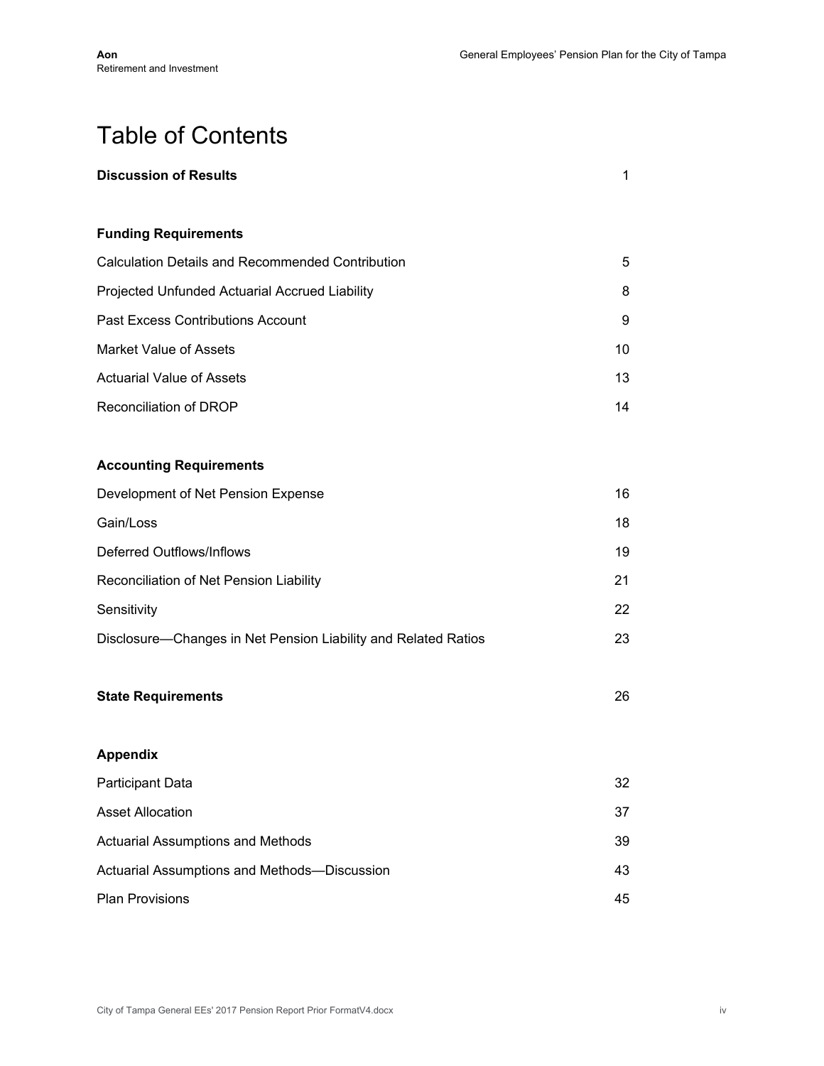# Table of Contents

| | |
|---|---|
| **Discussion of Results** | 1 |
| | |
| **Funding Requirements** | |
| Calculation Details and Recommended Contribution | 5 |
| Projected Unfunded Actuarial Accrued Liability | 8 |
| Past Excess Contributions Account | 9 |
| Market Value of Assets | 10 |
| Actuarial Value of Assets | 13 |
| Reconciliation of DROP | 14 |
| | |
| **Accounting Requirements** | |
| Development of Net Pension Expense | 16 |
| Gain/Loss | 18 |
| Deferred Outflows/Inflows | 19 |
| Reconciliation of Net Pension Liability | 21 |
| Sensitivity | 22 |
| Disclosure—Changes in Net Pension Liability and Related Ratios | 23 |
| | |
| **State Requirements** | 26 |
| | |
| **Appendix** | |
| Participant Data | 32 |
| Asset Allocation | 37 |
| Actuarial Assumptions and Methods | 39 |
| Actuarial Assumptions and Methods—Discussion | 43 |
| Plan Provisions | 45 |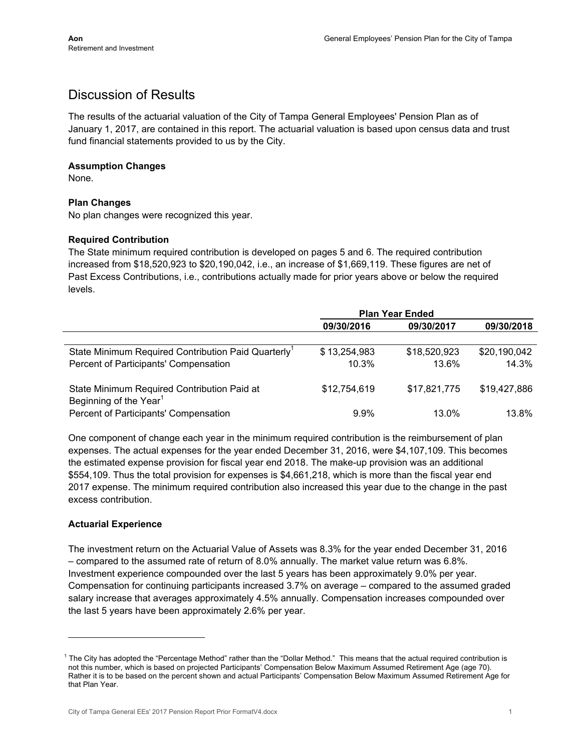# Discussion of Results

The results of the actuarial valuation of the City of Tampa General Employees' Pension Plan as of January 1, 2017, are contained in this report. The actuarial valuation is based upon census data and trust fund financial statements provided to us by the City.

### Assumption Changes

None.

### Plan Changes

No plan changes were recognized this year.

### Required Contribution

The State minimum required contribution is developed on pages 5 and 6. The required contribution increased from $18,520,923 to $20,190,042, i.e., an increase of $1,669,119. These figures are net of Past Excess Contributions, i.e., contributions actually made for prior years above or below the required levels.

| | Plan Year Ended | | |
|---|---|---|---|
| | 09/30/2016 | 09/30/2017 | 09/30/2018 |
| State Minimum Required Contribution Paid Quarterly[1] | $ 13,254,983 | $18,520,923 | $20,190,042 |
| Percent of Participants' Compensation | 10.3% | 13.6% | 14.3% |
| State Minimum Required Contribution Paid at Beginning of the Year[1] | $12,754,619 | $17,821,775 | $19,427,886 |
| Percent of Participants' Compensation | 9.9% | 13.0% | 13.8% |

One component of change each year in the minimum required contribution is the reimbursement of plan expenses. The actual expenses for the year ended December 31, 2016, were $4,107,109. This becomes the estimated expense provision for fiscal year end 2018. The make-up provision was an additional $554,109. Thus the total provision for expenses is $4,661,218, which is more than the fiscal year end 2017 expense. The minimum required contribution also increased this year due to the change in the past excess contribution.

### Actuarial Experience

The investment return on the Actuarial Value of Assets was 8.3% for the year ended December 31, 2016 – compared to the assumed rate of return of 8.0% annually. The market value return was 6.8%. Investment experience compounded over the last 5 years has been approximately 9.0% per year. Compensation for continuing participants increased 3.7% on average – compared to the assumed graded salary increase that averages approximately 4.5% annually. Compensation increases compounded over the last 5 years have been approximately 2.6% per year.

---

[1] The City has adopted the "Percentage Method" rather than the "Dollar Method." This means that the actual required contribution is not this number, which is based on projected Participants' Compensation Below Maximum Assumed Retirement Age (age 70). Rather it is to be based on the percent shown and actual Participants' Compensation Below Maximum Assumed Retirement Age for that Plan Year.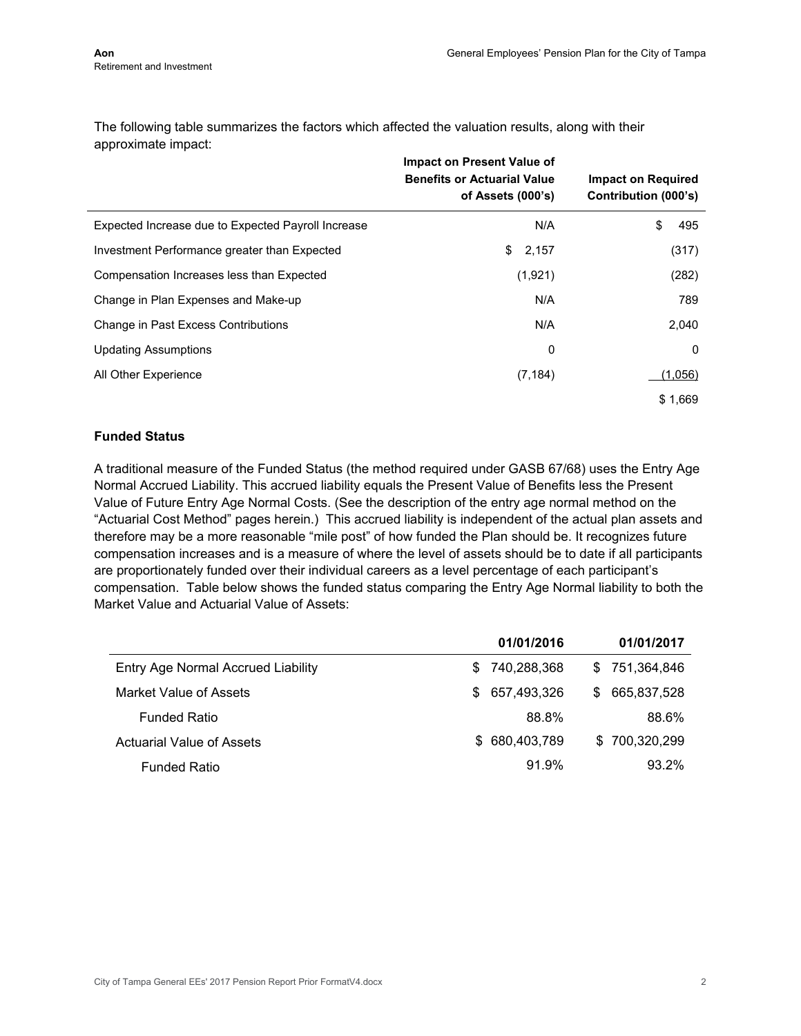The following table summarizes the factors which affected the valuation results, along with their approximate impact:

| | Impact on Present Value of Benefits or Actuarial Value of Assets (000's) | Impact on Required Contribution (000's) |
|---|---|---|
| Expected Increase due to Expected Payroll Increase | N/A | $ 495 |
| Investment Performance greater than Expected | $ 2,157 | (317) |
| Compensation Increases less than Expected | (1,921) | (282) |
| Change in Plan Expenses and Make-up | N/A | 789 |
| Change in Past Excess Contributions | N/A | 2,040 |
| Updating Assumptions | 0 | 0 |
| All Other Experience | (7,184) | (1,056) |
| | | $ 1,669 |

### Funded Status

A traditional measure of the Funded Status (the method required under GASB 67/68) uses the Entry Age Normal Accrued Liability. This accrued liability equals the Present Value of Benefits less the Present Value of Future Entry Age Normal Costs. (See the description of the entry age normal method on the "Actuarial Cost Method" pages herein.) This accrued liability is independent of the actual plan assets and therefore may be a more reasonable "mile post" of how funded the Plan should be. It recognizes future compensation increases and is a measure of where the level of assets should be to date if all participants are proportionately funded over their individual careers as a level percentage of each participant's compensation. Table below shows the funded status comparing the Entry Age Normal liability to both the Market Value and Actuarial Value of Assets:

| | 01/01/2016 | 01/01/2017 |
|---|---|---|
| Entry Age Normal Accrued Liability | $ 740,288,368 | $ 751,364,846 |
| Market Value of Assets | $ 657,493,326 | $ 665,837,528 |
| Funded Ratio | 88.8% | 88.6% |
| Actuarial Value of Assets | $ 680,403,789 | $ 700,320,299 |
| Funded Ratio | 91.9% | 93.2% |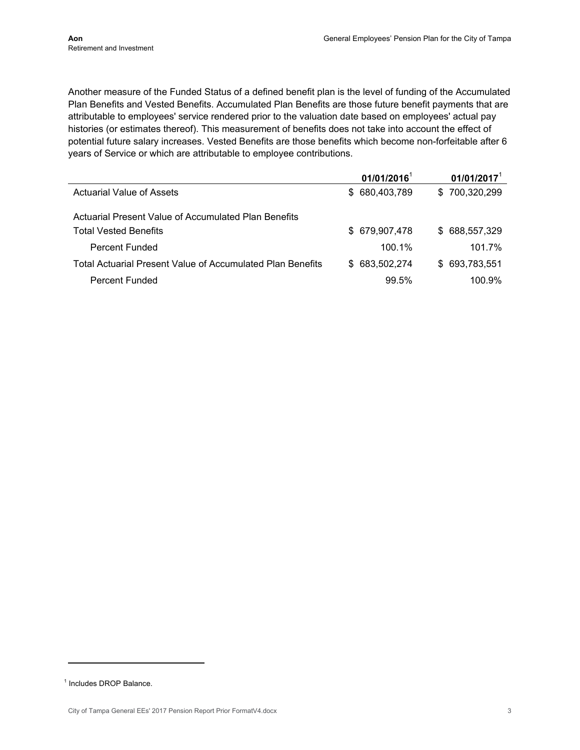Another measure of the Funded Status of a defined benefit plan is the level of funding of the Accumulated Plan Benefits and Vested Benefits. Accumulated Plan Benefits are those future benefit payments that are attributable to employees' service rendered prior to the valuation date based on employees' actual pay histories (or estimates thereof). This measurement of benefits does not take into account the effect of potential future salary increases. Vested Benefits are those benefits which become non-forfeitable after 6 years of Service or which are attributable to employee contributions.

| | 01/01/2016[1] | 01/01/2017[1] |
|---|---|---|
| Actuarial Value of Assets | $ 680,403,789 | $ 700,320,299 |
| Actuarial Present Value of Accumulated Plan Benefits | | |
| Total Vested Benefits | $ 679,907,478 | $ 688,557,329 |
| Percent Funded | 100.1% | 101.7% |
| Total Actuarial Present Value of Accumulated Plan Benefits | $ 683,502,274 | $ 693,783,551 |
| Percent Funded | 99.5% | 100.9% |

[1] Includes DROP Balance.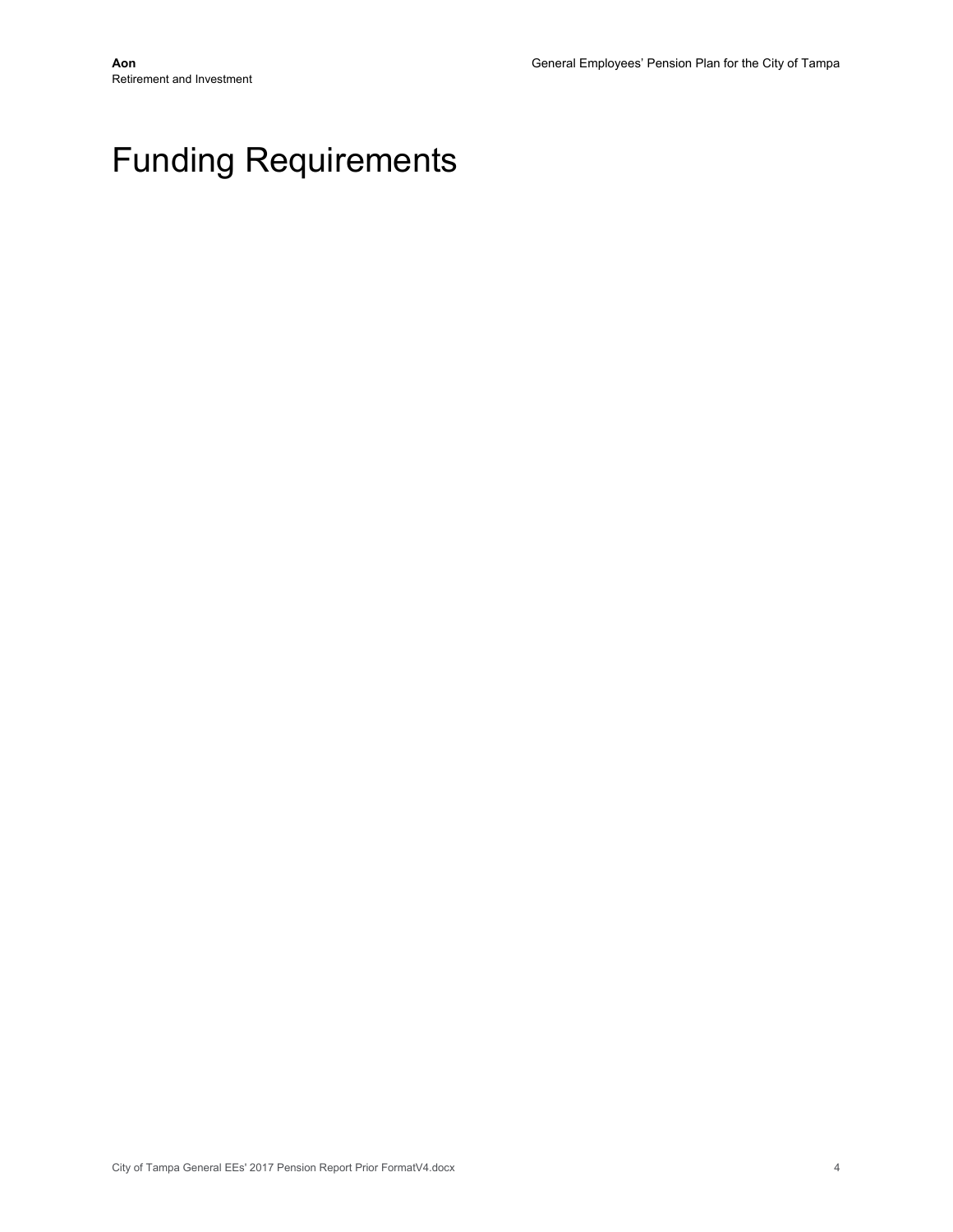# Funding Requirements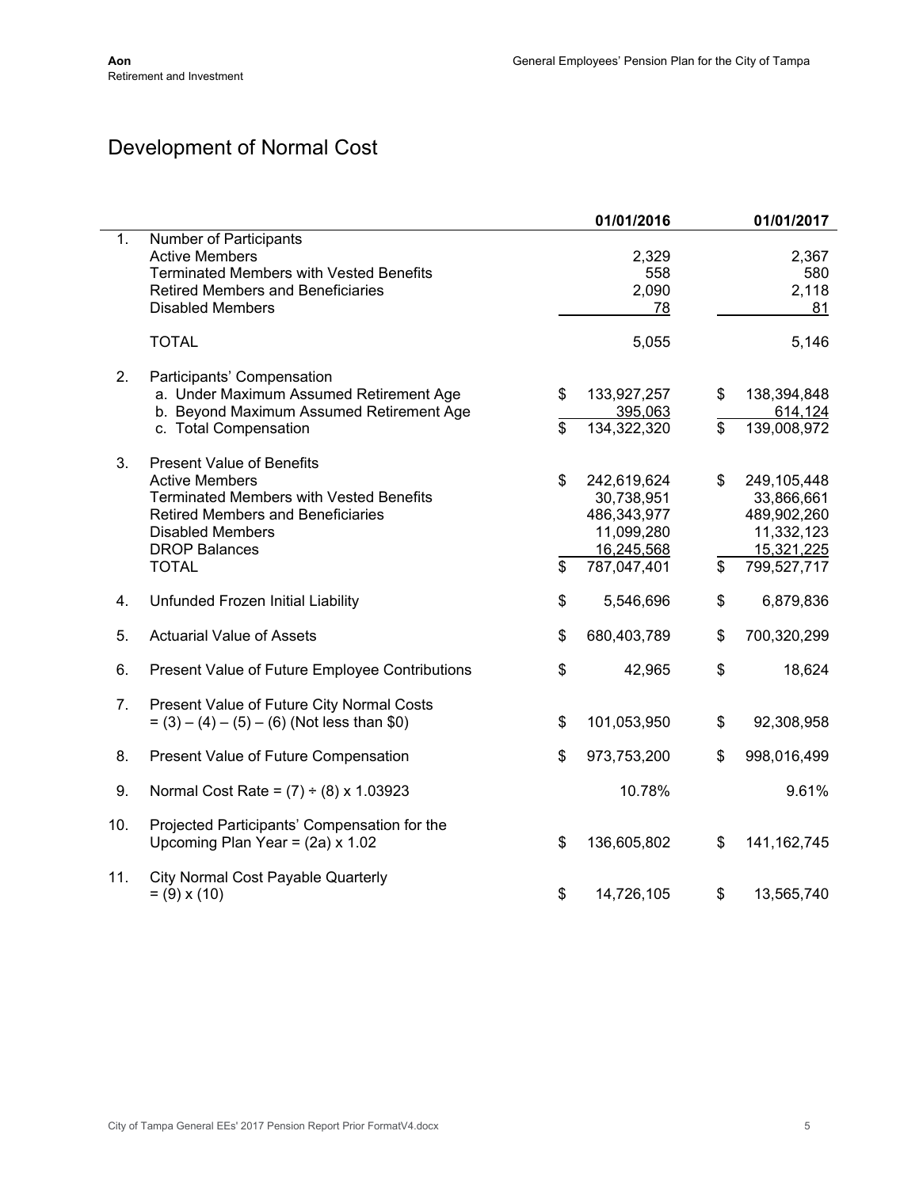# Development of Normal Cost

| | | 01/01/2016 | 01/01/2017 |
|---|---|---|---|
| 1. | Number of Participants | | |
| | Active Members | 2,329 | 2,367 |
| | Terminated Members with Vested Benefits | 558 | 580 |
| | Retired Members and Beneficiaries | 2,090 | 2,118 |
| | Disabled Members | 78 | 81 |
| | TOTAL | 5,055 | 5,146 |
| 2. | Participants' Compensation | | |
| | a. Under Maximum Assumed Retirement Age | $ 133,927,257 | $ 138,394,848 |
| | b. Beyond Maximum Assumed Retirement Age | 395,063 | 614,124 |
| | c. Total Compensation | $ 134,322,320 | $ 139,008,972 |
| 3. | Present Value of Benefits | | |
| | Active Members | $ 242,619,624 | $ 249,105,448 |
| | Terminated Members with Vested Benefits | 30,738,951 | 33,866,661 |
| | Retired Members and Beneficiaries | 486,343,977 | 489,902,260 |
| | Disabled Members | 11,099,280 | 11,332,123 |
| | DROP Balances | 16,245,568 | 15,321,225 |
| | TOTAL | $ 787,047,401 | $ 799,527,717 |
| 4. | Unfunded Frozen Initial Liability | $ 5,546,696 | $ 6,879,836 |
| 5. | Actuarial Value of Assets | $ 680,403,789 | $ 700,320,299 |
| 6. | Present Value of Future Employee Contributions | $ 42,965 | $ 18,624 |
| 7. | Present Value of Future City Normal Costs = (3) – (4) – (5) – (6) (Not less than $0) | $ 101,053,950 | $ 92,308,958 |
| 8. | Present Value of Future Compensation | $ 973,753,200 | $ 998,016,499 |
| 9. | Normal Cost Rate = (7) ÷ (8) x 1.03923 | 10.78% | 9.61% |
| 10. | Projected Participants' Compensation for the Upcoming Plan Year = (2a) x 1.02 | $ 136,605,802 | $ 141,162,745 |
| 11. | City Normal Cost Payable Quarterly = (9) x (10) | $ 14,726,105 | $ 13,565,740 |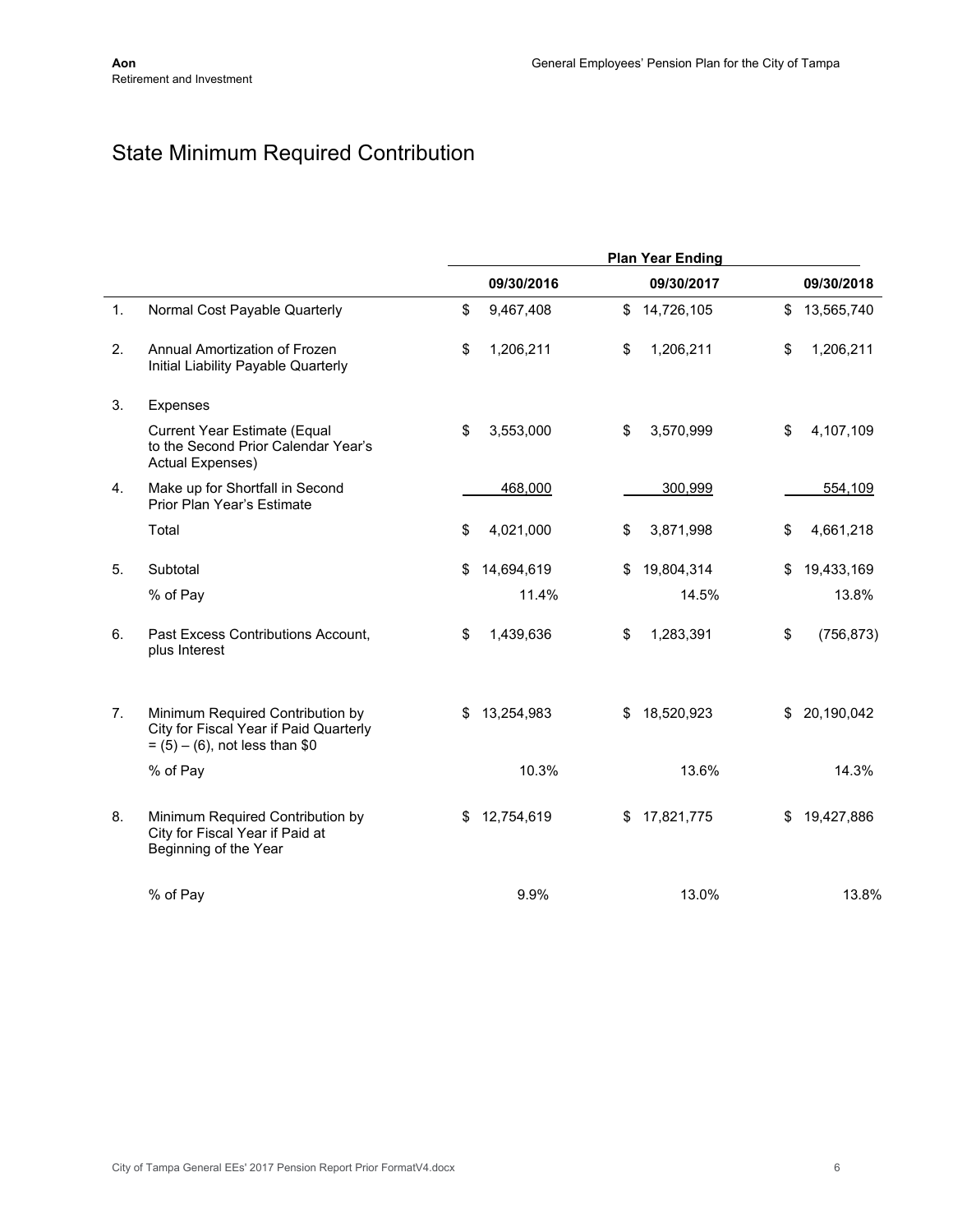# State Minimum Required Contribution

| | | Plan Year Ending | | |
|---|---|---|---|---|
| | | 09/30/2016 | 09/30/2017 | 09/30/2018 |
| 1. | Normal Cost Payable Quarterly | $ 9,467,408 | $ 14,726,105 | $ 13,565,740 |
| 2. | Annual Amortization of Frozen Initial Liability Payable Quarterly | $ 1,206,211 | $ 1,206,211 | $ 1,206,211 |
| 3. | Expenses | | | |
| | Current Year Estimate (Equal to the Second Prior Calendar Year's Actual Expenses) | $ 3,553,000 | $ 3,570,999 | $ 4,107,109 |
| 4. | Make up for Shortfall in Second Prior Plan Year's Estimate | 468,000 | 300,999 | 554,109 |
| | Total | $ 4,021,000 | $ 3,871,998 | $ 4,661,218 |
| 5. | Subtotal | $ 14,694,619 | $ 19,804,314 | $ 19,433,169 |
| | % of Pay | 11.4% | 14.5% | 13.8% |
| 6. | Past Excess Contributions Account, plus Interest | $ 1,439,636 | $ 1,283,391 | $ (756,873) |
| 7. | Minimum Required Contribution by City for Fiscal Year if Paid Quarterly = (5) – (6), not less than $0 | $ 13,254,983 | $ 18,520,923 | $ 20,190,042 |
| | % of Pay | 10.3% | 13.6% | 14.3% |
| 8. | Minimum Required Contribution by City for Fiscal Year if Paid at Beginning of the Year | $ 12,754,619 | $ 17,821,775 | $ 19,427,886 |
| | % of Pay | 9.9% | 13.0% | 13.8% |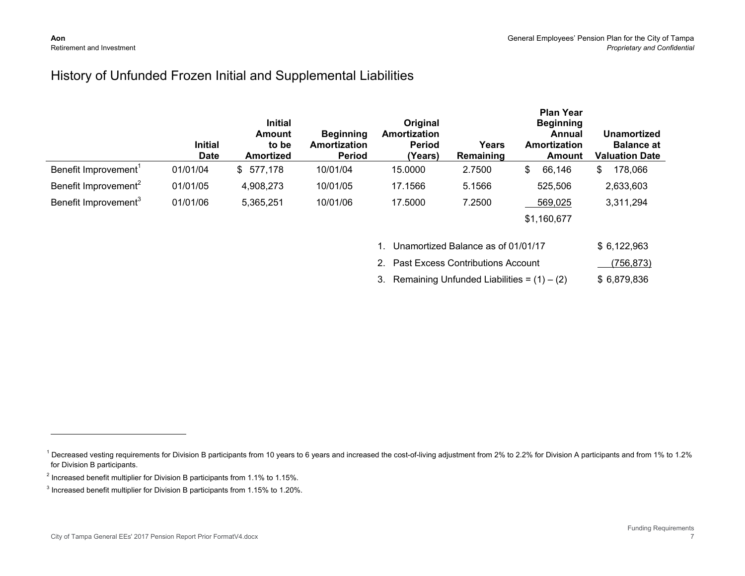# History of Unfunded Frozen Initial and Supplemental Liabilities

| | Initial Date | Initial Amount to be Amortized | Beginning Amortization Period | Original Amortization Period (Years) | Years Remaining | Plan Year Beginning Annual Amortization Amount | Unamortized Balance at Valuation Date |
|---|---|---|---|---|---|---|---|
| Benefit Improvement[1] | 01/01/04 | $ 577,178 | 10/01/04 | 15.0000 | 2.7500 | $ 66,146 | $ 178,066 |
| Benefit Improvement[2] | 01/01/05 | 4,908,273 | 10/01/05 | 17.1566 | 5.1566 | 525,506 | 2,633,603 |
| Benefit Improvement[3] | 01/01/06 | 5,365,251 | 10/01/06 | 17.5000 | 7.2500 | 569,025 | 3,311,294 |
| | | | | | | $1,160,677 | |

| | |
|---|---|
| 1. Unamortized Balance as of 01/01/17 | $ 6,122,963 |
| 2. Past Excess Contributions Account | (756,873) |
| 3. Remaining Unfunded Liabilities = (1) – (2) | $ 6,879,836 |

[1] Decreased vesting requirements for Division B participants from 10 years to 6 years and increased the cost-of-living adjustment from 2% to 2.2% for Division A participants and from 1% to 1.2% for Division B participants.

[2] Increased benefit multiplier for Division B participants from 1.1% to 1.15%.

[3] Increased benefit multiplier for Division B participants from 1.15% to 1.20%.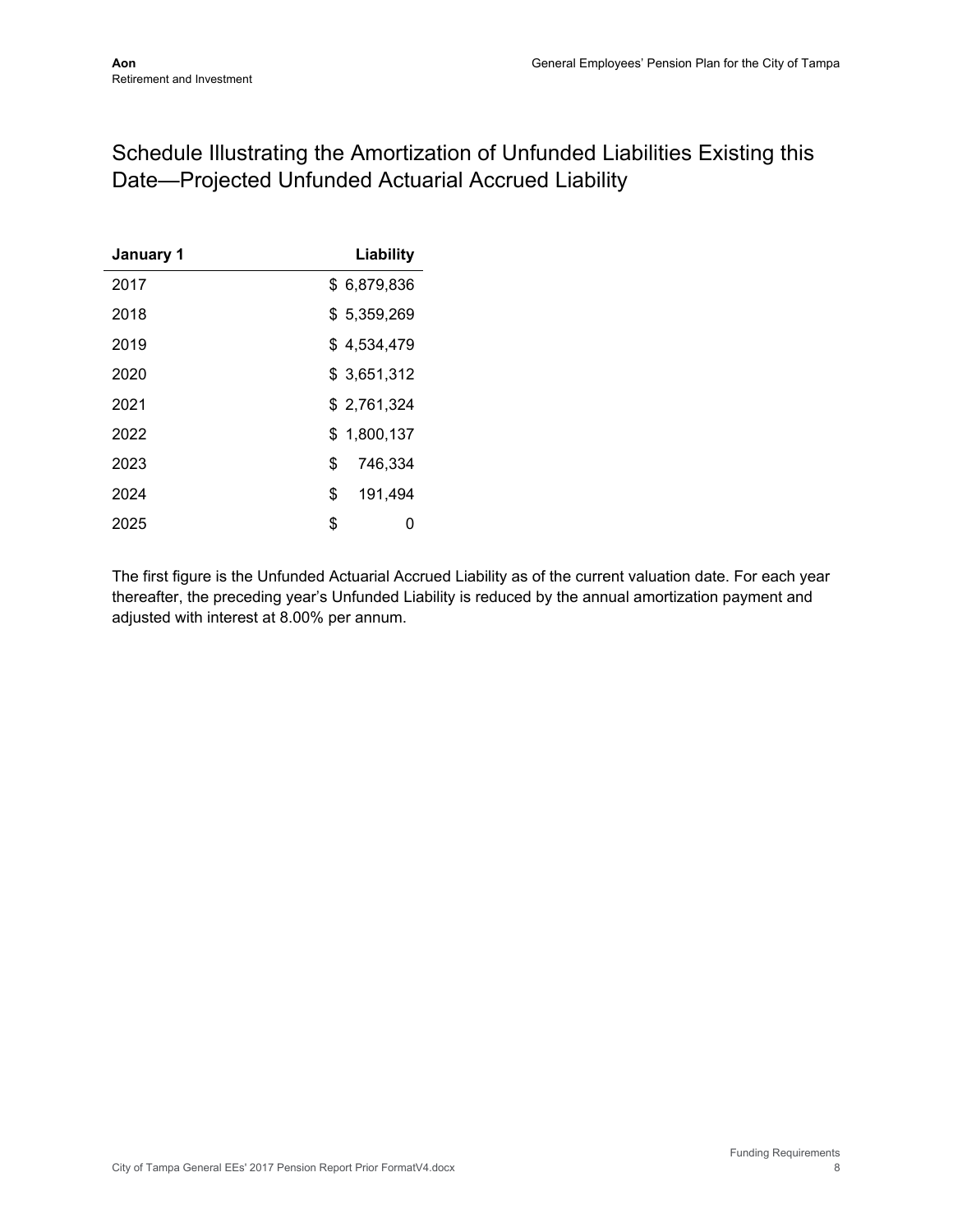# Schedule Illustrating the Amortization of Unfunded Liabilities Existing this Date—Projected Unfunded Actuarial Accrued Liability

| January 1 | Liability |
|---|---:|
| 2017 | $ 6,879,836 |
| 2018 | $ 5,359,269 |
| 2019 | $ 4,534,479 |
| 2020 | $ 3,651,312 |
| 2021 | $ 2,761,324 |
| 2022 | $ 1,800,137 |
| 2023 | $ 746,334 |
| 2024 | $ 191,494 |
| 2025 | $ 0 |

The first figure is the Unfunded Actuarial Accrued Liability as of the current valuation date. For each year thereafter, the preceding year's Unfunded Liability is reduced by the annual amortization payment and adjusted with interest at 8.00% per annum.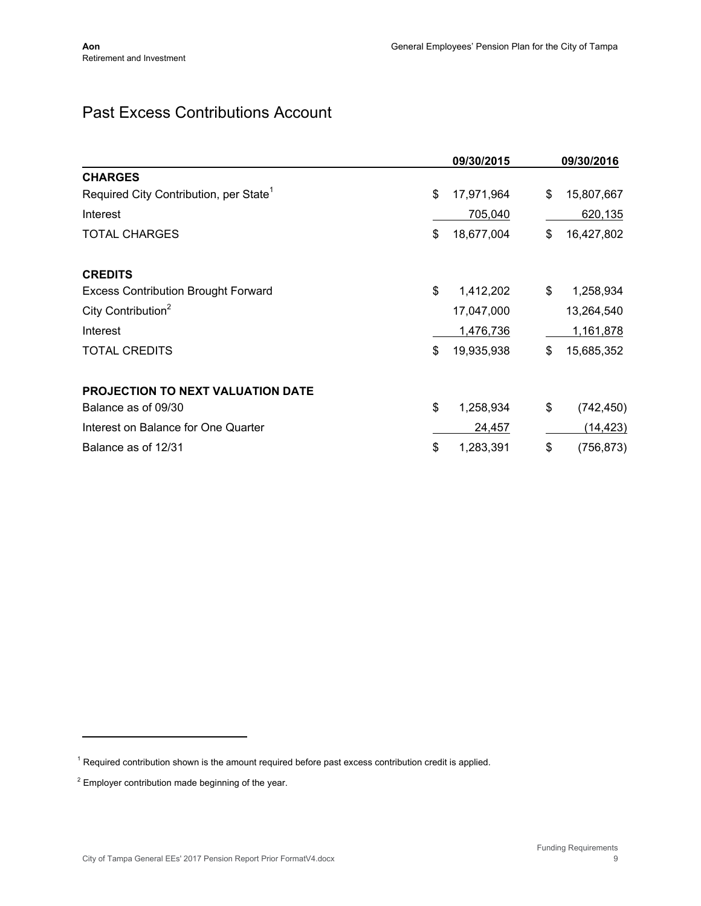# Past Excess Contributions Account

| | 09/30/2015 | 09/30/2016 |
|---|---|---|
| **CHARGES** | | |
| Required City Contribution, per State[1] | $ 17,971,964 | $ 15,807,667 |
| Interest | 705,040 | 620,135 |
| TOTAL CHARGES | $ 18,677,004 | $ 16,427,802 |
| | | |
| **CREDITS** | | |
| Excess Contribution Brought Forward | $ 1,412,202 | $ 1,258,934 |
| City Contribution[2] | 17,047,000 | 13,264,540 |
| Interest | 1,476,736 | 1,161,878 |
| TOTAL CREDITS | $ 19,935,938 | $ 15,685,352 |
| | | |
| **PROJECTION TO NEXT VALUATION DATE** | | |
| Balance as of 09/30 | $ 1,258,934 | $ (742,450) |
| Interest on Balance for One Quarter | 24,457 | (14,423) |
| Balance as of 12/31 | $ 1,283,391 | $ (756,873) |

[1] Required contribution shown is the amount required before past excess contribution credit is applied.

[2] Employer contribution made beginning of the year.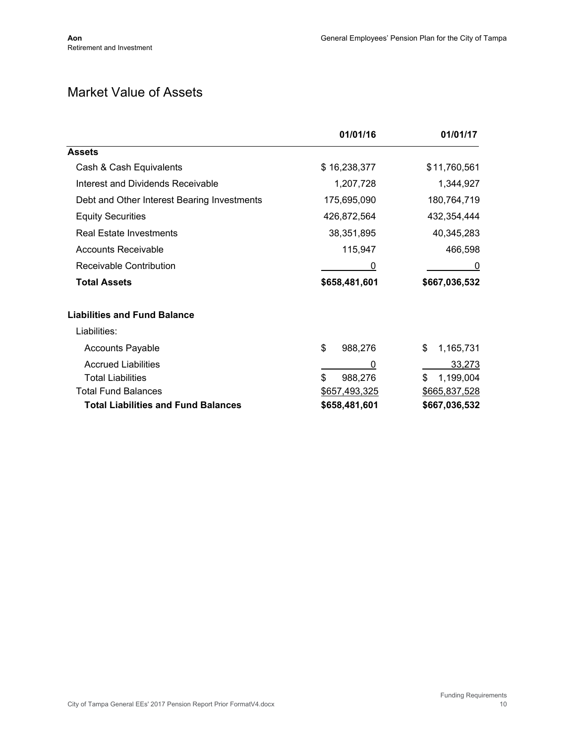## Market Value of Assets

| | 01/01/16 | 01/01/17 |
|---|---|---|
| **Assets** | | |
| Cash & Cash Equivalents | $ 16,238,377 | $ 11,760,561 |
| Interest and Dividends Receivable | 1,207,728 | 1,344,927 |
| Debt and Other Interest Bearing Investments | 175,695,090 | 180,764,719 |
| Equity Securities | 426,872,564 | 432,354,444 |
| Real Estate Investments | 38,351,895 | 40,345,283 |
| Accounts Receivable | 115,947 | 466,598 |
| Receivable Contribution | 0 | 0 |
| **Total Assets** | **$658,481,601** | **$667,036,532** |
| **Liabilities and Fund Balance** | | |
| Liabilities: | | |
| Accounts Payable | $ 988,276 | $ 1,165,731 |
| Accrued Liabilities | 0 | 33,273 |
| Total Liabilities | $ 988,276 | $ 1,199,004 |
| Total Fund Balances | $657,493,325 | $665,837,528 |
| **Total Liabilities and Fund Balances** | **$658,481,601** | **$667,036,532** |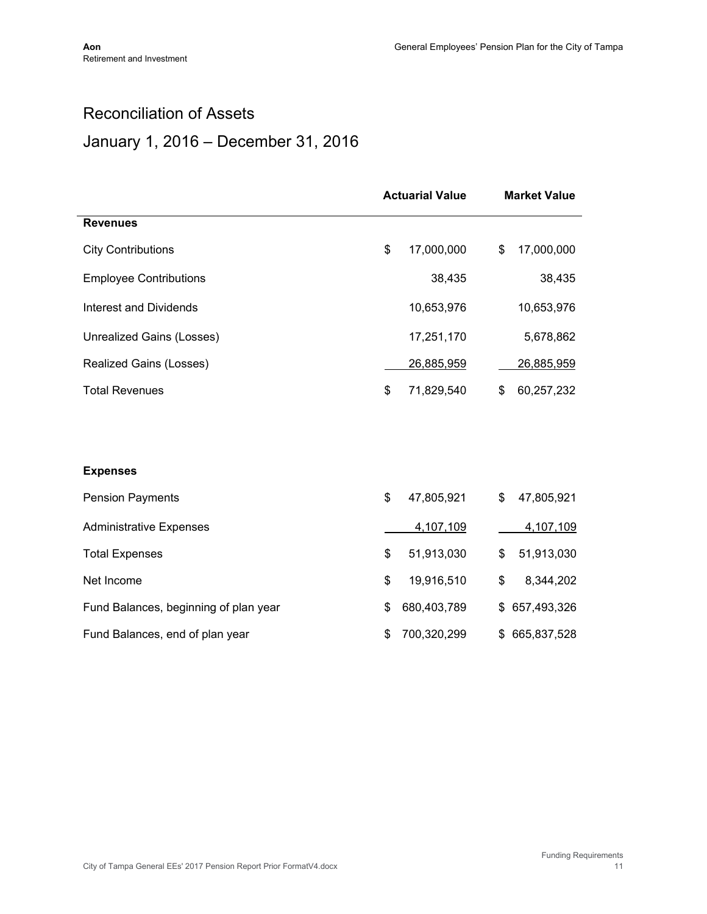# Reconciliation of Assets

## January 1, 2016 – December 31, 2016

| | Actuarial Value | Market Value |
|---|---|---|
| **Revenues** | | |
| City Contributions | $ 17,000,000 | $ 17,000,000 |
| Employee Contributions | 38,435 | 38,435 |
| Interest and Dividends | 10,653,976 | 10,653,976 |
| Unrealized Gains (Losses) | 17,251,170 | 5,678,862 |
| Realized Gains (Losses) | 26,885,959 | 26,885,959 |
| Total Revenues | $ 71,829,540 | $ 60,257,232 |
| | | |
| **Expenses** | | |
| Pension Payments | $ 47,805,921 | $ 47,805,921 |
| Administrative Expenses | 4,107,109 | 4,107,109 |
| Total Expenses | $ 51,913,030 | $ 51,913,030 |
| Net Income | $ 19,916,510 | $ 8,344,202 |
| Fund Balances, beginning of plan year | $ 680,403,789 | $ 657,493,326 |
| Fund Balances, end of plan year | $ 700,320,299 | $ 665,837,528 |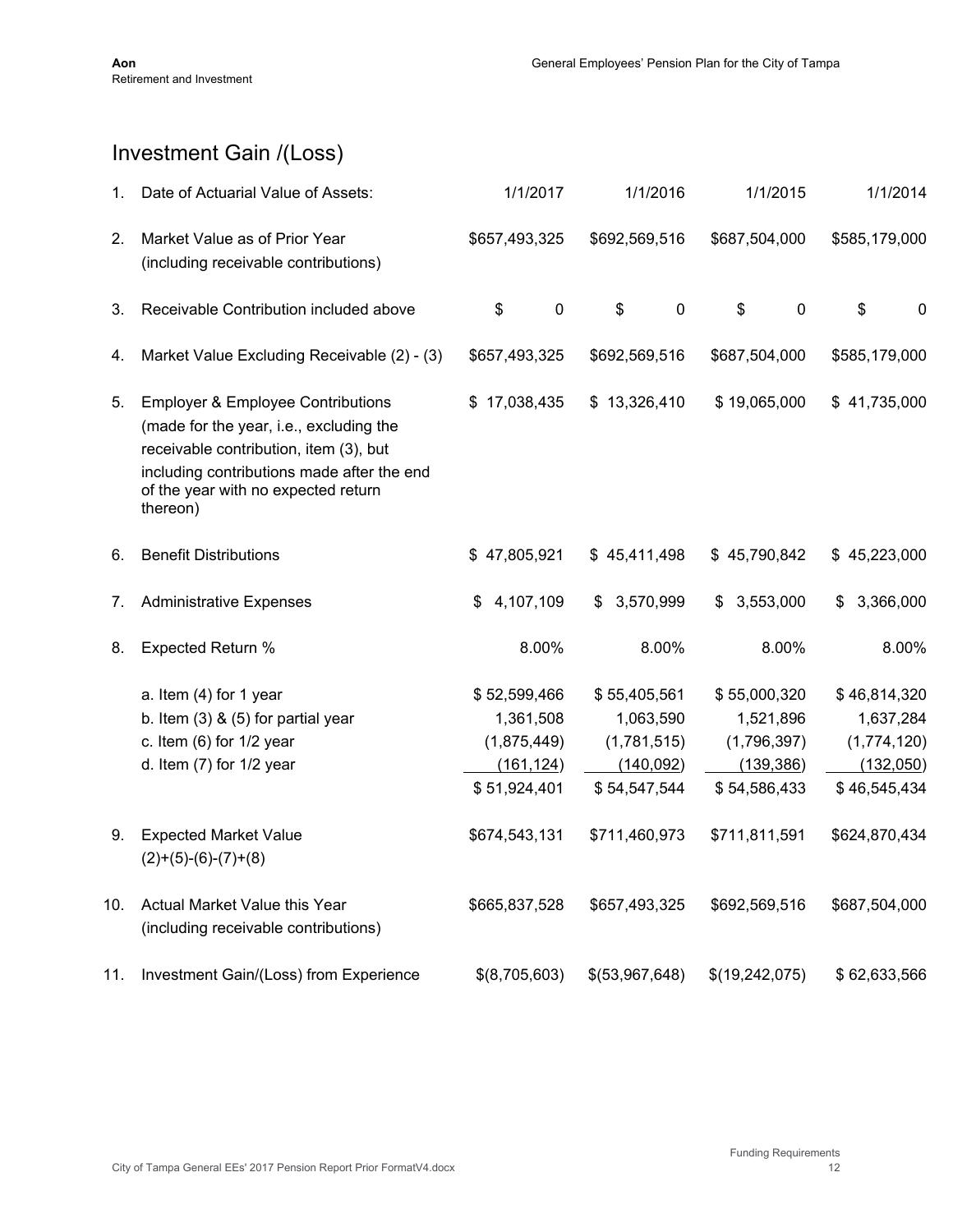## Investment Gain /(Loss)

| | | | | | |
|---|---|---|---|---|---|
| 1. | Date of Actuarial Value of Assets: | 1/1/2017 | 1/1/2016 | 1/1/2015 | 1/1/2014 |
| 2. | Market Value as of Prior Year (including receivable contributions) | $657,493,325 | $692,569,516 | $687,504,000 | $585,179,000 |
| 3. | Receivable Contribution included above | $ 0 | $ 0 | $ 0 | $ 0 |
| 4. | Market Value Excluding Receivable (2) - (3) | $657,493,325 | $692,569,516 | $687,504,000 | $585,179,000 |
| 5. | Employer & Employee Contributions (made for the year, i.e., excluding the receivable contribution, item (3), but including contributions made after the end of the year with no expected return thereon) | $ 17,038,435 | $ 13,326,410 | $ 19,065,000 | $ 41,735,000 |
| 6. | Benefit Distributions | $ 47,805,921 | $ 45,411,498 | $ 45,790,842 | $ 45,223,000 |
| 7. | Administrative Expenses | $ 4,107,109 | $ 3,570,999 | $ 3,553,000 | $ 3,366,000 |
| 8. | Expected Return % | 8.00% | 8.00% | 8.00% | 8.00% |
| | a. Item (4) for 1 year | $ 52,599,466 | $ 55,405,561 | $ 55,000,320 | $ 46,814,320 |
| | b. Item (3) & (5) for partial year | 1,361,508 | 1,063,590 | 1,521,896 | 1,637,284 |
| | c. Item (6) for 1/2 year | (1,875,449) | (1,781,515) | (1,796,397) | (1,774,120) |
| | d. Item (7) for 1/2 year | (161,124) | (140,092) | (139,386) | (132,050) |
| | | $ 51,924,401 | $ 54,547,544 | $ 54,586,433 | $ 46,545,434 |
| 9. | Expected Market Value (2)+(5)-(6)-(7)+(8) | $674,543,131 | $711,460,973 | $711,811,591 | $624,870,434 |
| 10. | Actual Market Value this Year (including receivable contributions) | $665,837,528 | $657,493,325 | $692,569,516 | $687,504,000 |
| 11. | Investment Gain/(Loss) from Experience | $(8,705,603) | $(53,967,648) | $(19,242,075) | $ 62,633,566 |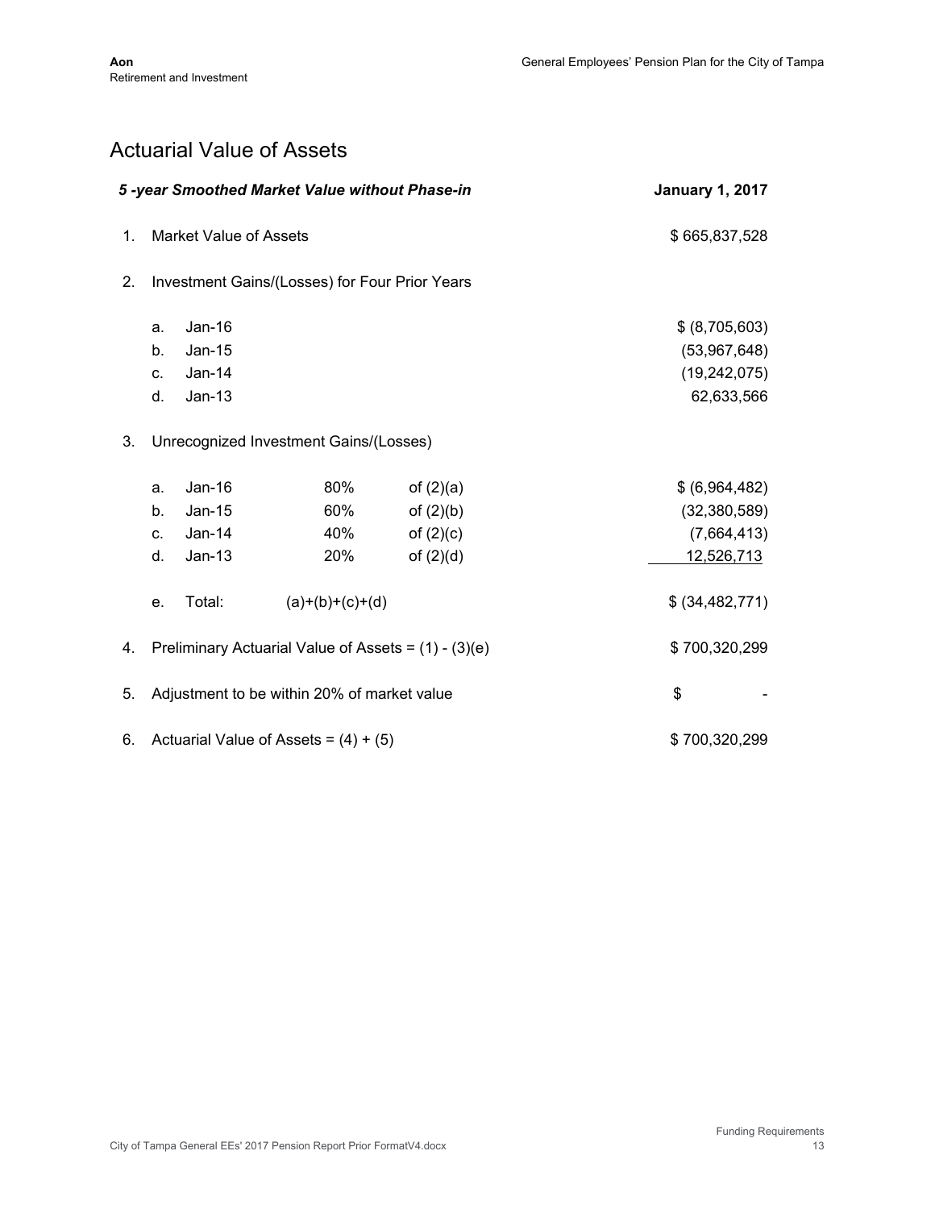# Actuarial Value of Assets

| *5 -year Smoothed Market Value without Phase-in* | | | | | **January 1, 2017** |
|---|---|---|---|---|---|
| 1. | Market Value of Assets | | | | $ 665,837,528 |
| 2. | Investment Gains/(Losses) for Four Prior Years | | | | |
| | a. | Jan-16 | | | $ (8,705,603) |
| | b. | Jan-15 | | | (53,967,648) |
| | c. | Jan-14 | | | (19,242,075) |
| | d. | Jan-13 | | | 62,633,566 |
| 3. | Unrecognized Investment Gains/(Losses) | | | | |
| | a. | Jan-16 | 80% | of (2)(a) | $ (6,964,482) |
| | b. | Jan-15 | 60% | of (2)(b) | (32,380,589) |
| | c. | Jan-14 | 40% | of (2)(c) | (7,664,413) |
| | d. | Jan-13 | 20% | of (2)(d) | 12,526,713 |
| | e. | Total: | (a)+(b)+(c)+(d) | | $ (34,482,771) |
| 4. | Preliminary Actuarial Value of Assets = (1) - (3)(e) | | | | $ 700,320,299 |
| 5. | Adjustment to be within 20% of market value | | | | $ - |
| 6. | Actuarial Value of Assets = (4) + (5) | | | | $ 700,320,299 |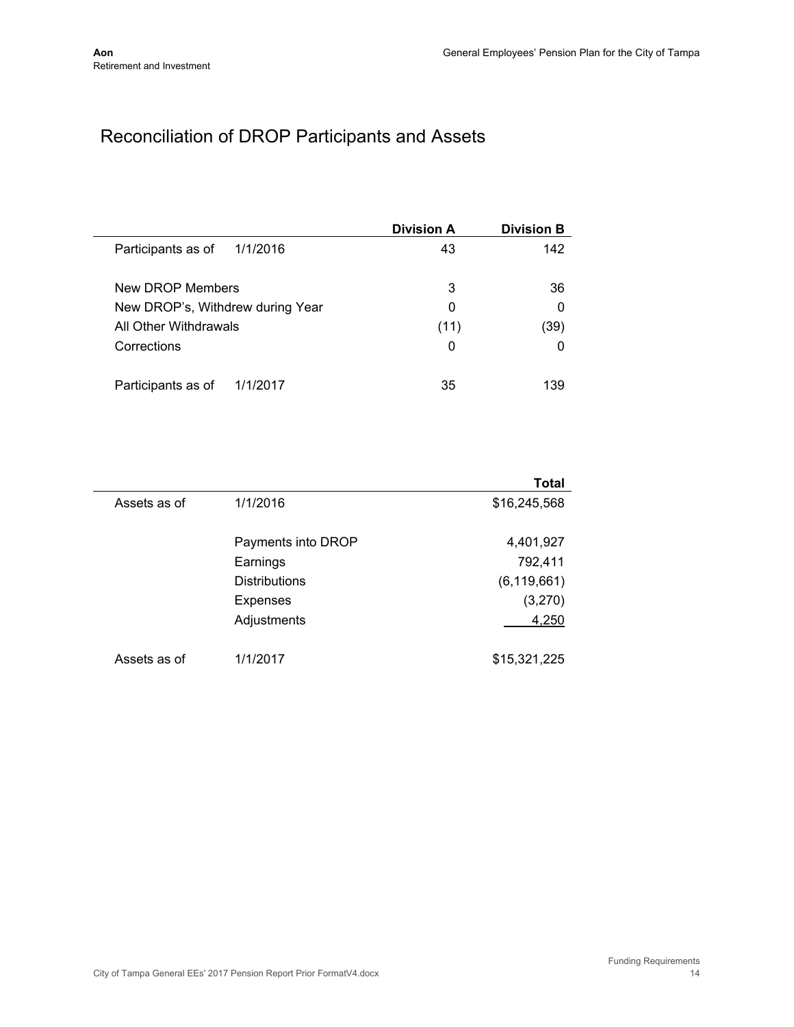# Reconciliation of DROP Participants and Assets

| | | Division A | Division B |
|---|---|---|---|
| Participants as of | 1/1/2016 | 43 | 142 |
| New DROP Members | | 3 | 36 |
| New DROP's, Withdrew during Year | | 0 | 0 |
| All Other Withdrawals | | (11) | (39) |
| Corrections | | 0 | 0 |
| Participants as of | 1/1/2017 | 35 | 139 |

| | | Total |
|---|---|---|
| Assets as of | 1/1/2016 | $16,245,568 |
| | Payments into DROP | 4,401,927 |
| | Earnings | 792,411 |
| | Distributions | (6,119,661) |
| | Expenses | (3,270) |
| | Adjustments | 4,250 |
| Assets as of | 1/1/2017 | $15,321,225 |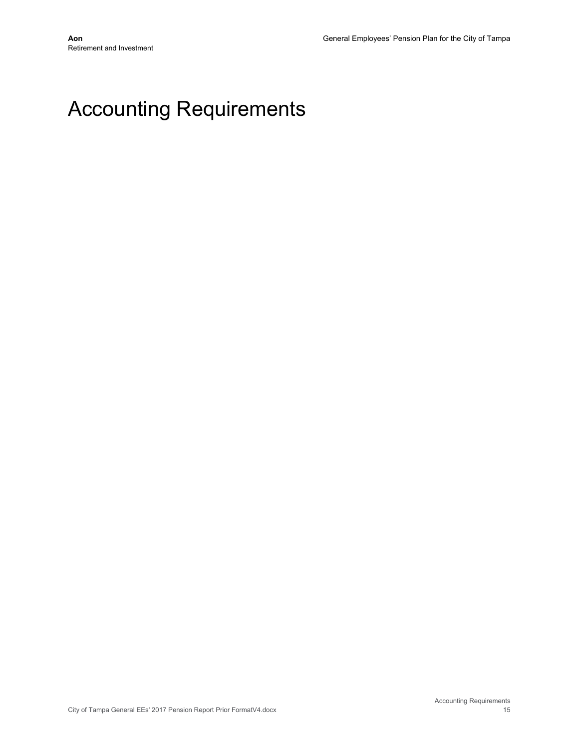# Accounting Requirements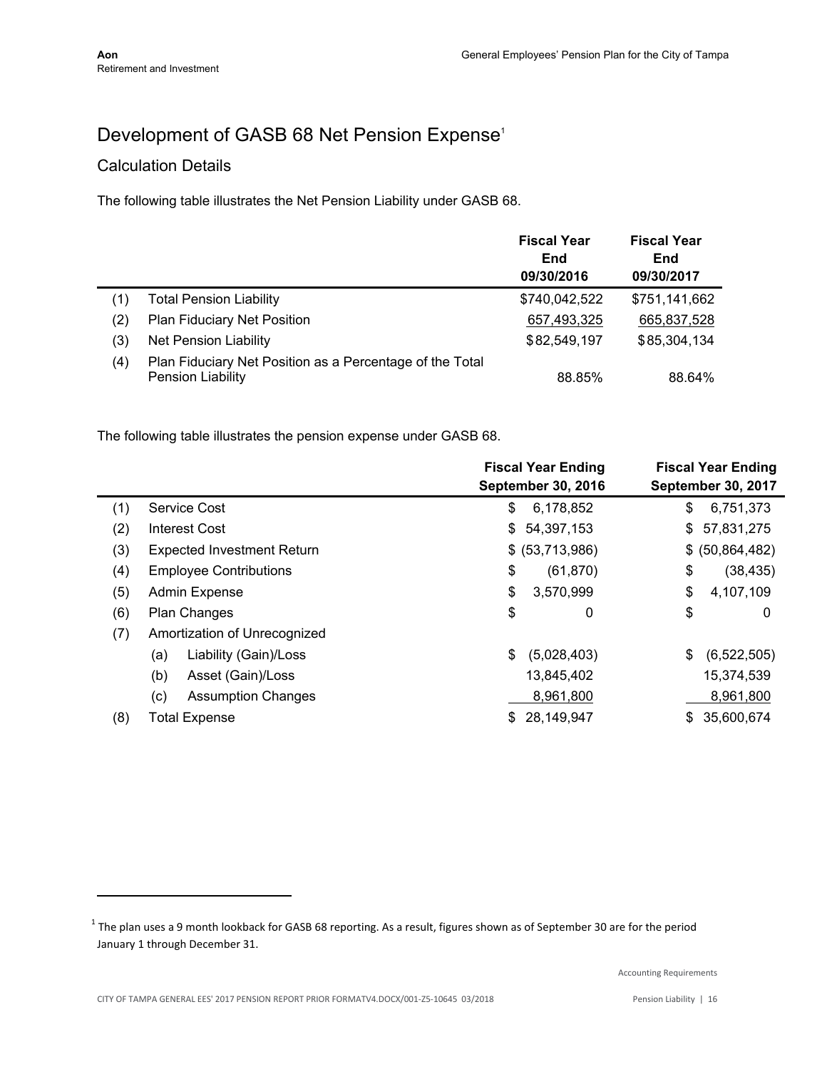# Development of GASB 68 Net Pension Expense[1]

## Calculation Details

The following table illustrates the Net Pension Liability under GASB 68.

| | | Fiscal Year End 09/30/2016 | Fiscal Year End 09/30/2017 |
|---|---|---|---|
| (1) | Total Pension Liability | $740,042,522 | $751,141,662 |
| (2) | Plan Fiduciary Net Position | 657,493,325 | 665,837,528 |
| (3) | Net Pension Liability | $82,549,197 | $85,304,134 |
| (4) | Plan Fiduciary Net Position as a Percentage of the Total Pension Liability | 88.85% | 88.64% |

The following table illustrates the pension expense under GASB 68.

| | | Fiscal Year Ending September 30, 2016 | Fiscal Year Ending September 30, 2017 |
|---|---|---|---|
| (1) | Service Cost | $ 6,178,852 | $ 6,751,373 |
| (2) | Interest Cost | $ 54,397,153 | $ 57,831,275 |
| (3) | Expected Investment Return | $ (53,713,986) | $ (50,864,482) |
| (4) | Employee Contributions | $ (61,870) | $ (38,435) |
| (5) | Admin Expense | $ 3,570,999 | $ 4,107,109 |
| (6) | Plan Changes | $ 0 | $ 0 |
| (7) | Amortization of Unrecognized | | |
| | (a) Liability (Gain)/Loss | $ (5,028,403) | $ (6,522,505) |
| | (b) Asset (Gain)/Loss | 13,845,402 | 15,374,539 |
| | (c) Assumption Changes | 8,961,800 | 8,961,800 |
| (8) | Total Expense | $ 28,149,947 | $ 35,600,674 |

[1] The plan uses a 9 month lookback for GASB 68 reporting. As a result, figures shown as of September 30 are for the period January 1 through December 31.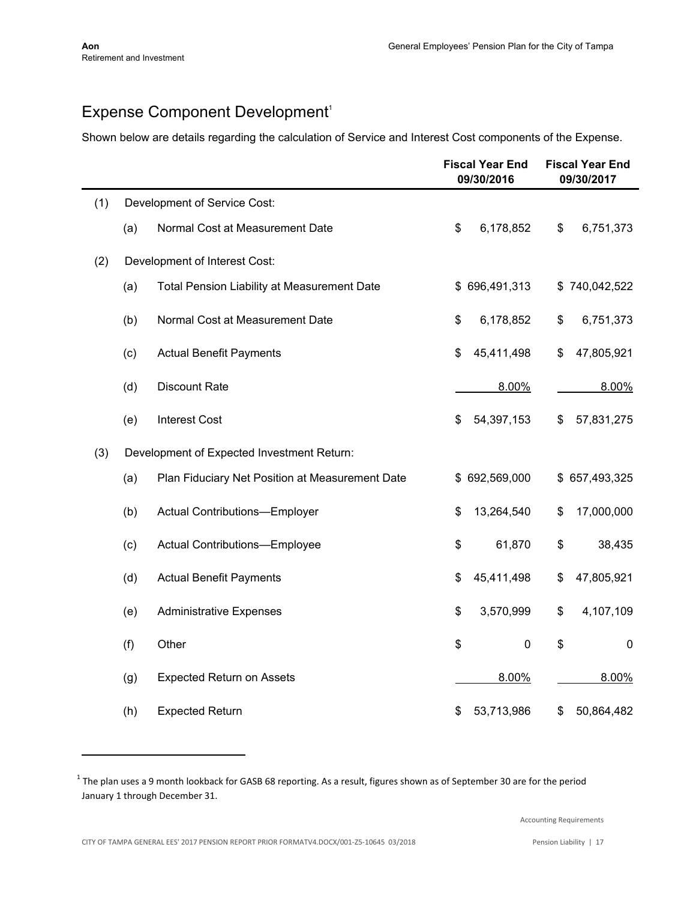## Expense Component Development[1]

Shown below are details regarding the calculation of Service and Interest Cost components of the Expense.

| | | | Fiscal Year End 09/30/2016 | Fiscal Year End 09/30/2017 |
|---|---|---|---|---|
| (1) | Development of Service Cost: | | | |
| | (a) | Normal Cost at Measurement Date | $ 6,178,852 | $ 6,751,373 |
| (2) | Development of Interest Cost: | | | |
| | (a) | Total Pension Liability at Measurement Date | $ 696,491,313 | $ 740,042,522 |
| | (b) | Normal Cost at Measurement Date | $ 6,178,852 | $ 6,751,373 |
| | (c) | Actual Benefit Payments | $ 45,411,498 | $ 47,805,921 |
| | (d) | Discount Rate | 8.00% | 8.00% |
| | (e) | Interest Cost | $ 54,397,153 | $ 57,831,275 |
| (3) | Development of Expected Investment Return: | | | |
| | (a) | Plan Fiduciary Net Position at Measurement Date | $ 692,569,000 | $ 657,493,325 |
| | (b) | Actual Contributions—Employer | $ 13,264,540 | $ 17,000,000 |
| | (c) | Actual Contributions—Employee | $ 61,870 | $ 38,435 |
| | (d) | Actual Benefit Payments | $ 45,411,498 | $ 47,805,921 |
| | (e) | Administrative Expenses | $ 3,570,999 | $ 4,107,109 |
| | (f) | Other | $ 0 | $ 0 |
| | (g) | Expected Return on Assets | 8.00% | 8.00% |
| | (h) | Expected Return | $ 53,713,986 | $ 50,864,482 |

[1] The plan uses a 9 month lookback for GASB 68 reporting. As a result, figures shown as of September 30 are for the period January 1 through December 31.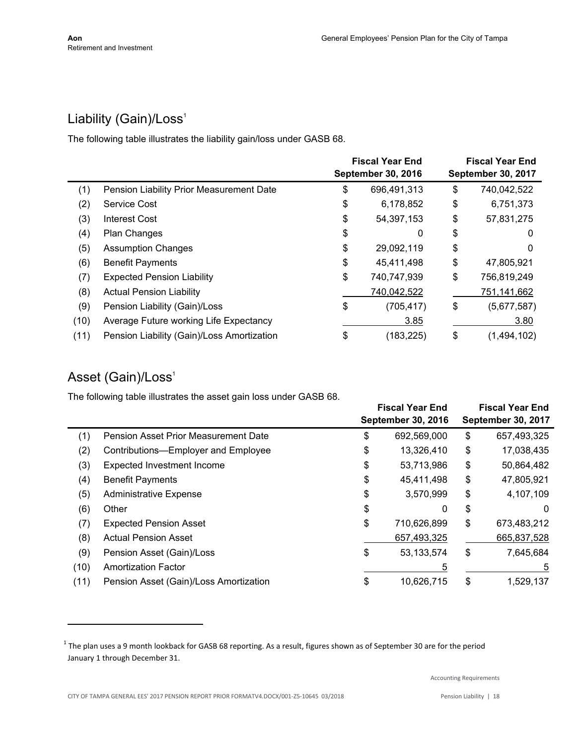## Liability (Gain)/Loss[1]

The following table illustrates the liability gain/loss under GASB 68.

| | | Fiscal Year End September 30, 2016 | Fiscal Year End September 30, 2017 |
|---|---|---|---|
| (1) | Pension Liability Prior Measurement Date | $ 696,491,313 | $ 740,042,522 |
| (2) | Service Cost | $ 6,178,852 | $ 6,751,373 |
| (3) | Interest Cost | $ 54,397,153 | $ 57,831,275 |
| (4) | Plan Changes | $ 0 | $ 0 |
| (5) | Assumption Changes | $ 29,092,119 | $ 0 |
| (6) | Benefit Payments | $ 45,411,498 | $ 47,805,921 |
| (7) | Expected Pension Liability | $ 740,747,939 | $ 756,819,249 |
| (8) | Actual Pension Liability | 740,042,522 | 751,141,662 |
| (9) | Pension Liability (Gain)/Loss | $ (705,417) | $ (5,677,587) |
| (10) | Average Future working Life Expectancy | 3.85 | 3.80 |
| (11) | Pension Liability (Gain)/Loss Amortization | $ (183,225) | $ (1,494,102) |

## Asset (Gain)/Loss[1]

The following table illustrates the asset gain loss under GASB 68.

| | | Fiscal Year End September 30, 2016 | Fiscal Year End September 30, 2017 |
|---|---|---|---|
| (1) | Pension Asset Prior Measurement Date | $ 692,569,000 | $ 657,493,325 |
| (2) | Contributions—Employer and Employee | $ 13,326,410 | $ 17,038,435 |
| (3) | Expected Investment Income | $ 53,713,986 | $ 50,864,482 |
| (4) | Benefit Payments | $ 45,411,498 | $ 47,805,921 |
| (5) | Administrative Expense | $ 3,570,999 | $ 4,107,109 |
| (6) | Other | $ 0 | $ 0 |
| (7) | Expected Pension Asset | $ 710,626,899 | $ 673,483,212 |
| (8) | Actual Pension Asset | 657,493,325 | 665,837,528 |
| (9) | Pension Asset (Gain)/Loss | $ 53,133,574 | $ 7,645,684 |
| (10) | Amortization Factor | 5 | 5 |
| (11) | Pension Asset (Gain)/Loss Amortization | $ 10,626,715 | $ 1,529,137 |

[1] The plan uses a 9 month lookback for GASB 68 reporting. As a result, figures shown as of September 30 are for the period January 1 through December 31.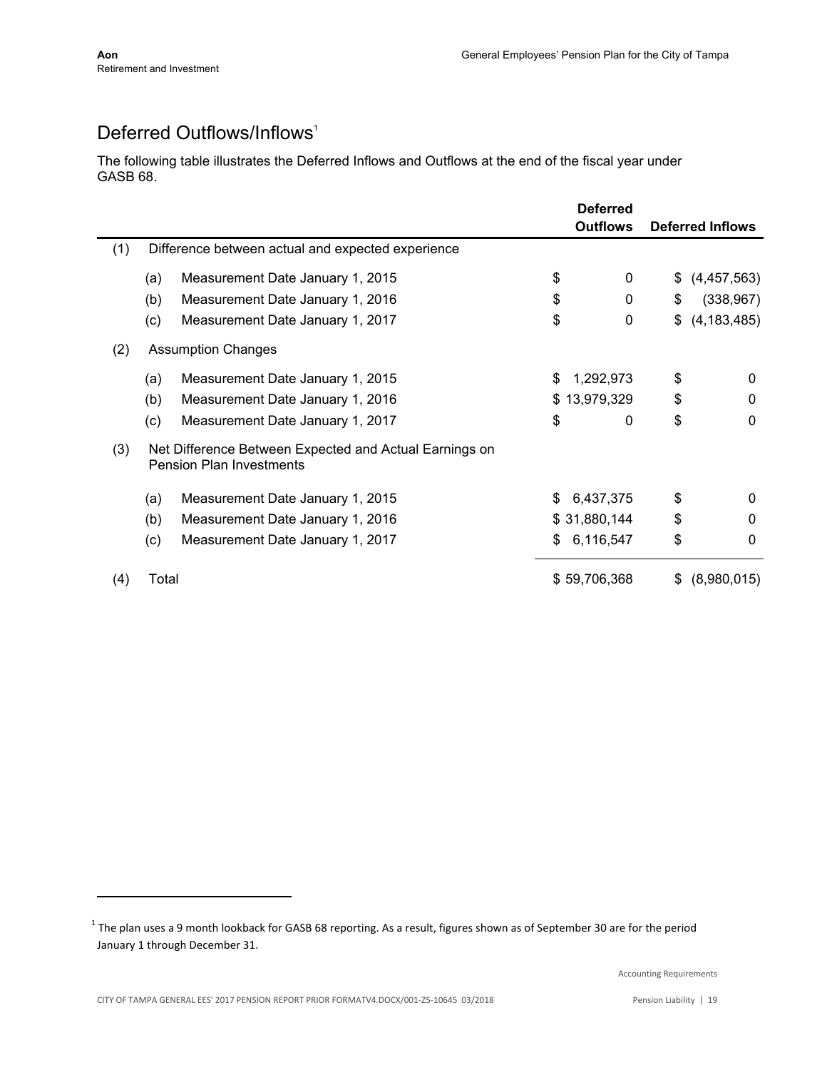## Deferred Outflows/Inflows[1]

The following table illustrates the Deferred Inflows and Outflows at the end of the fiscal year under GASB 68.

| | | Deferred Outflows | Deferred Inflows |
|---|---|---|---|
| (1) | Difference between actual and expected experience | | |
| | (a) Measurement Date January 1, 2015 | $ 0 | $ (4,457,563) |
| | (b) Measurement Date January 1, 2016 | $ 0 | $ (338,967) |
| | (c) Measurement Date January 1, 2017 | $ 0 | $ (4,183,485) |
| (2) | Assumption Changes | | |
| | (a) Measurement Date January 1, 2015 | $ 1,292,973 | $ 0 |
| | (b) Measurement Date January 1, 2016 | $ 13,979,329 | $ 0 |
| | (c) Measurement Date January 1, 2017 | $ 0 | $ 0 |
| (3) | Net Difference Between Expected and Actual Earnings on Pension Plan Investments | | |
| | (a) Measurement Date January 1, 2015 | $ 6,437,375 | $ 0 |
| | (b) Measurement Date January 1, 2016 | $ 31,880,144 | $ 0 |
| | (c) Measurement Date January 1, 2017 | $ 6,116,547 | $ 0 |
| (4) | Total | $ 59,706,368 | $ (8,980,015) |

[1] The plan uses a 9 month lookback for GASB 68 reporting. As a result, figures shown as of September 30 are for the period January 1 through December 31.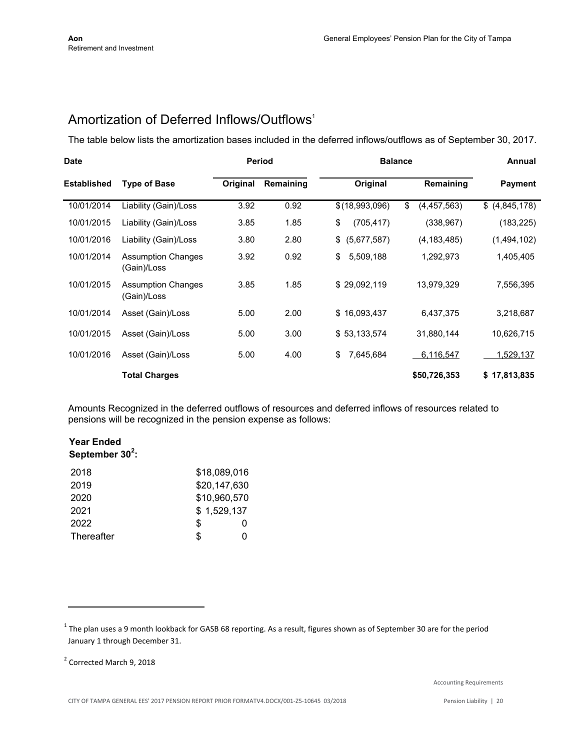# Amortization of Deferred Inflows/Outflows[1]

The table below lists the amortization bases included in the deferred inflows/outflows as of September 30, 2017.

| Date | | Period | | Balance | | Annual |
|---|---|---|---|---|---|---|
| Established | Type of Base | Original | Remaining | Original | Remaining | Payment |
| 10/01/2014 | Liability (Gain)/Loss | 3.92 | 0.92 | $(18,993,096) | $ (4,457,563) | $ (4,845,178) |
| 10/01/2015 | Liability (Gain)/Loss | 3.85 | 1.85 | $ (705,417) | (338,967) | (183,225) |
| 10/01/2016 | Liability (Gain)/Loss | 3.80 | 2.80 | $ (5,677,587) | (4,183,485) | (1,494,102) |
| 10/01/2014 | Assumption Changes (Gain)/Loss | 3.92 | 0.92 | $ 5,509,188 | 1,292,973 | 1,405,405 |
| 10/01/2015 | Assumption Changes (Gain)/Loss | 3.85 | 1.85 | $ 29,092,119 | 13,979,329 | 7,556,395 |
| 10/01/2014 | Asset (Gain)/Loss | 5.00 | 2.00 | $ 16,093,437 | 6,437,375 | 3,218,687 |
| 10/01/2015 | Asset (Gain)/Loss | 5.00 | 3.00 | $ 53,133,574 | 31,880,144 | 10,626,715 |
| 10/01/2016 | Asset (Gain)/Loss | 5.00 | 4.00 | $ 7,645,684 | 6,116,547 | 1,529,137 |
| | **Total Charges** | | | | **$50,726,353** | **$ 17,813,835** |

Amounts Recognized in the deferred outflows of resources and deferred inflows of resources related to pensions will be recognized in the pension expense as follows:

| **Year Ended September 30[2]:** | |
|---|---|
| 2018 | $18,089,016 |
| 2019 | $20,147,630 |
| 2020 | $10,960,570 |
| 2021 | $ 1,529,137 |
| 2022 | $ 0 |
| Thereafter | $ 0 |

[1] The plan uses a 9 month lookback for GASB 68 reporting. As a result, figures shown as of September 30 are for the period January 1 through December 31.

[2] Corrected March 9, 2018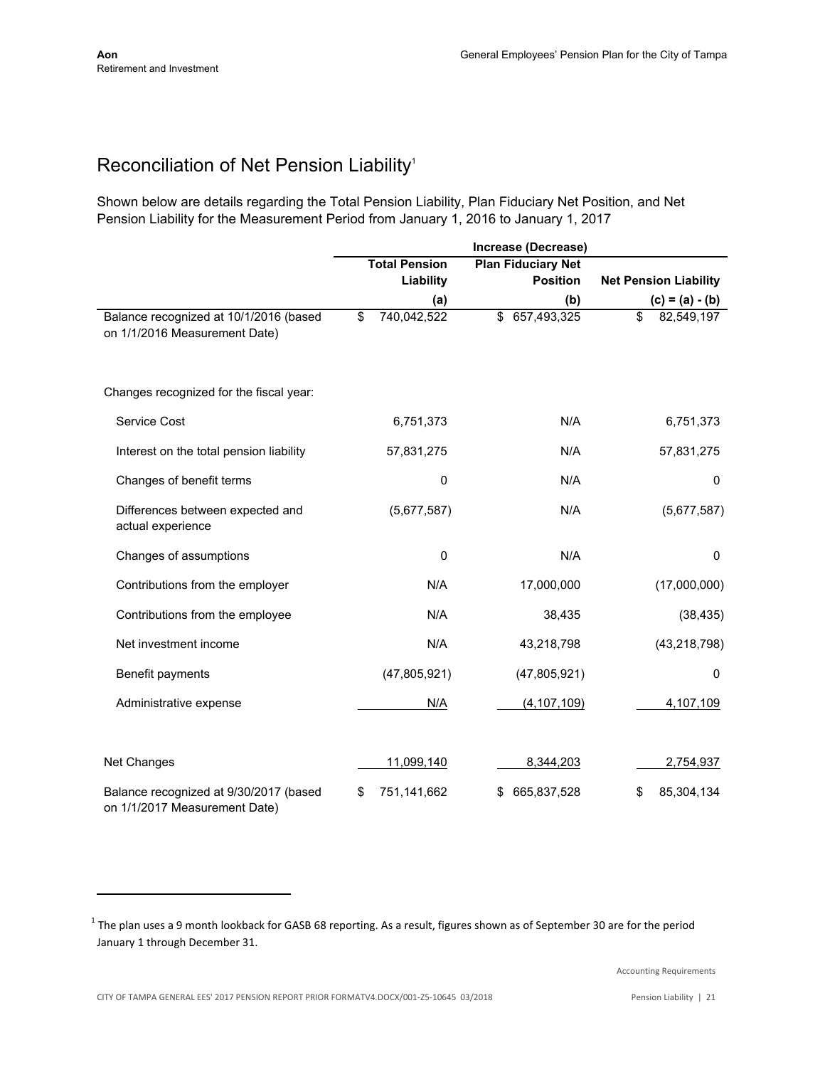## Reconciliation of Net Pension Liability[1]

Shown below are details regarding the Total Pension Liability, Plan Fiduciary Net Position, and Net Pension Liability for the Measurement Period from January 1, 2016 to January 1, 2017

| | Increase (Decrease) | | |
|---|---|---|---|
| | Total Pension Liability (a) | Plan Fiduciary Net Position (b) | Net Pension Liability (c) = (a) - (b) |
| Balance recognized at 10/1/2016 (based on 1/1/2016 Measurement Date) | $ 740,042,522 | $ 657,493,325 | $ 82,549,197 |
| Changes recognized for the fiscal year: | | | |
| Service Cost | 6,751,373 | N/A | 6,751,373 |
| Interest on the total pension liability | 57,831,275 | N/A | 57,831,275 |
| Changes of benefit terms | 0 | N/A | 0 |
| Differences between expected and actual experience | (5,677,587) | N/A | (5,677,587) |
| Changes of assumptions | 0 | N/A | 0 |
| Contributions from the employer | N/A | 17,000,000 | (17,000,000) |
| Contributions from the employee | N/A | 38,435 | (38,435) |
| Net investment income | N/A | 43,218,798 | (43,218,798) |
| Benefit payments | (47,805,921) | (47,805,921) | 0 |
| Administrative expense | N/A | (4,107,109) | 4,107,109 |
| Net Changes | 11,099,140 | 8,344,203 | 2,754,937 |
| Balance recognized at 9/30/2017 (based on 1/1/2017 Measurement Date) | $ 751,141,662 | $ 665,837,528 | $ 85,304,134 |

[1] The plan uses a 9 month lookback for GASB 68 reporting. As a result, figures shown as of September 30 are for the period January 1 through December 31.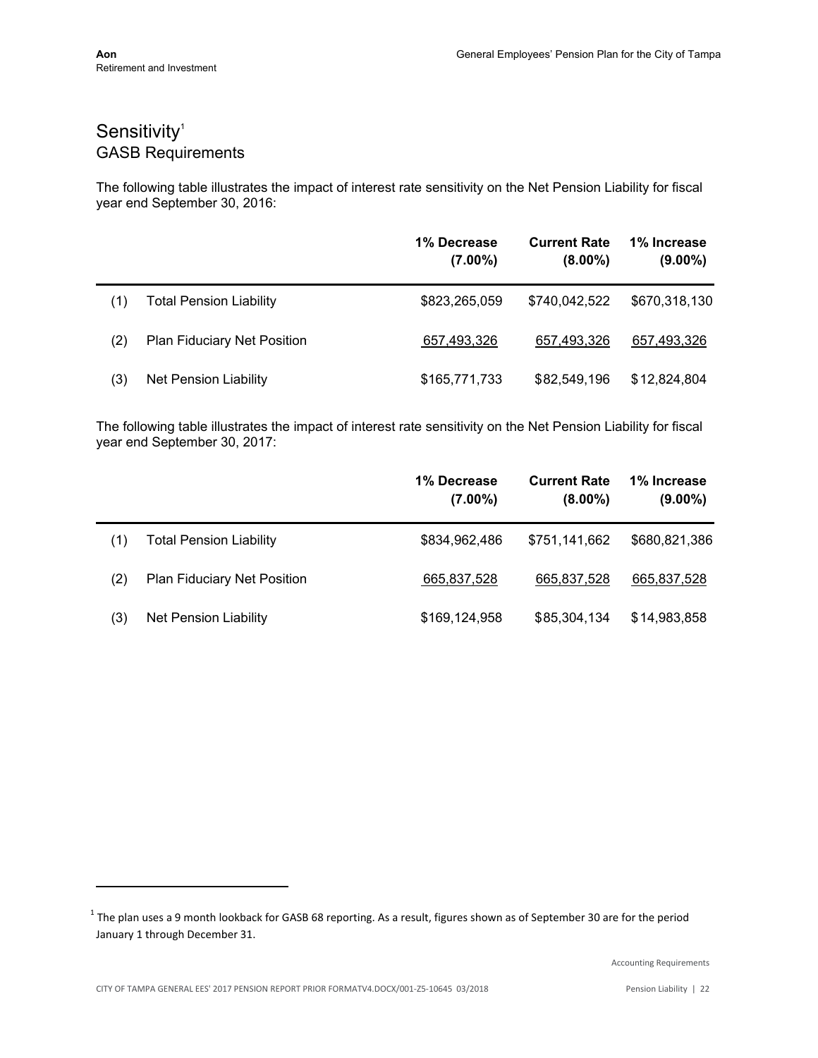# Sensitivity[1]

## GASB Requirements

The following table illustrates the impact of interest rate sensitivity on the Net Pension Liability for fiscal year end September 30, 2016:

| | | 1% Decrease (7.00%) | Current Rate (8.00%) | 1% Increase (9.00%) |
|---|---|---|---|---|
| (1) | Total Pension Liability | $823,265,059 | $740,042,522 | $670,318,130 |
| (2) | Plan Fiduciary Net Position | 657,493,326 | 657,493,326 | 657,493,326 |
| (3) | Net Pension Liability | $165,771,733 | $82,549,196 | $12,824,804 |

The following table illustrates the impact of interest rate sensitivity on the Net Pension Liability for fiscal year end September 30, 2017:

| | | 1% Decrease (7.00%) | Current Rate (8.00%) | 1% Increase (9.00%) |
|---|---|---|---|---|
| (1) | Total Pension Liability | $834,962,486 | $751,141,662 | $680,821,386 |
| (2) | Plan Fiduciary Net Position | 665,837,528 | 665,837,528 | 665,837,528 |
| (3) | Net Pension Liability | $169,124,958 | $85,304,134 | $14,983,858 |

[1] The plan uses a 9 month lookback for GASB 68 reporting. As a result, figures shown as of September 30 are for the period January 1 through December 31.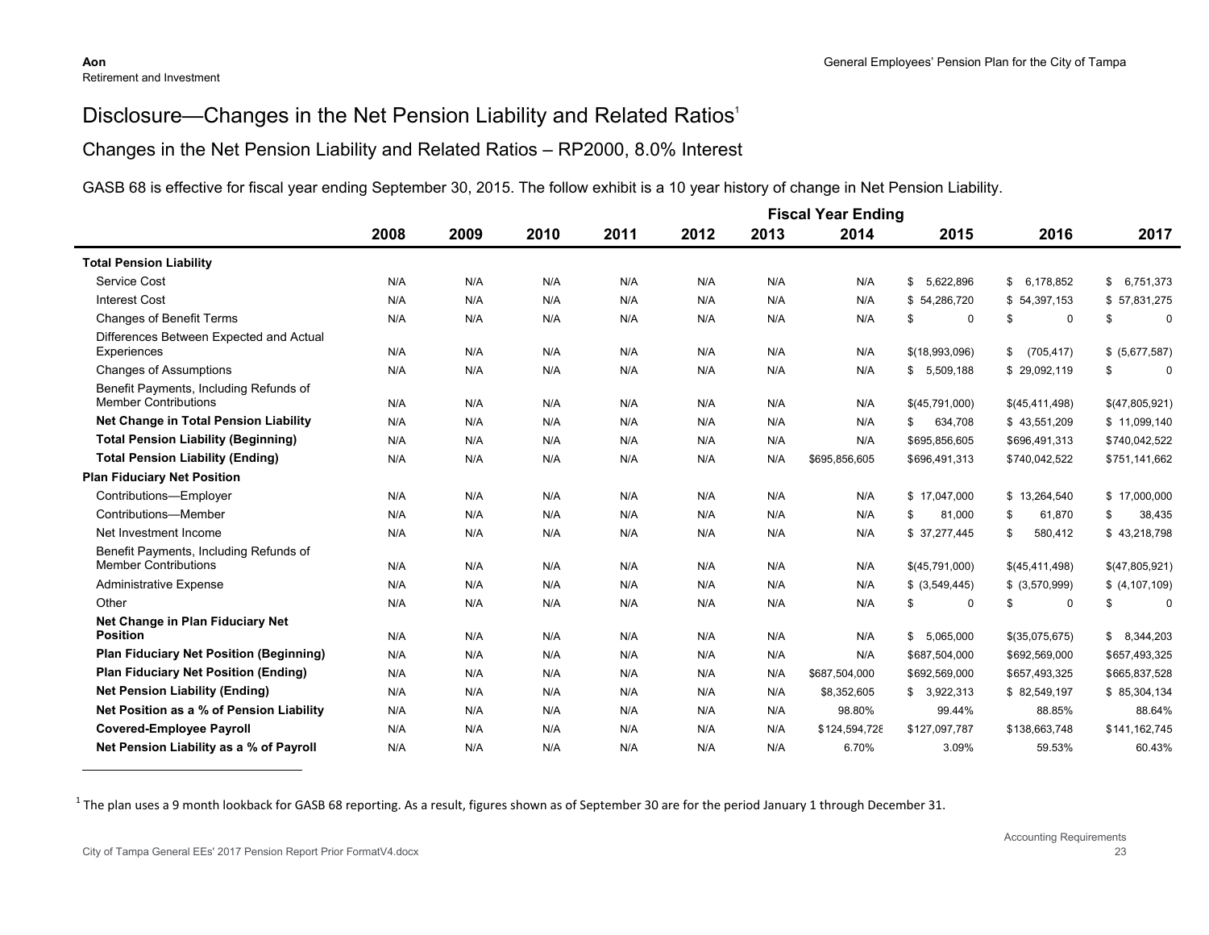# Disclosure—Changes in the Net Pension Liability and Related Ratios[1]

## Changes in the Net Pension Liability and Related Ratios – RP2000, 8.0% Interest

GASB 68 is effective for fiscal year ending September 30, 2015. The follow exhibit is a 10 year history of change in Net Pension Liability.

| | Fiscal Year Ending | | | | | | | | | |
|---|---|---|---|---|---|---|---|---|---|---|
| | **2008** | **2009** | **2010** | **2011** | **2012** | **2013** | **2014** | **2015** | **2016** | **2017** |
| **Total Pension Liability** | | | | | | | | | | |
| Service Cost | N/A | N/A | N/A | N/A | N/A | N/A | N/A | $ 5,622,896 | $ 6,178,852 | $ 6,751,373 |
| Interest Cost | N/A | N/A | N/A | N/A | N/A | N/A | N/A | $ 54,286,720 | $ 54,397,153 | $ 57,831,275 |
| Changes of Benefit Terms | N/A | N/A | N/A | N/A | N/A | N/A | N/A | $ 0 | $ 0 | $ 0 |
| Differences Between Expected and Actual Experiences | N/A | N/A | N/A | N/A | N/A | N/A | N/A | $(18,993,096) | $ (705,417) | $ (5,677,587) |
| Changes of Assumptions | N/A | N/A | N/A | N/A | N/A | N/A | N/A | $ 5,509,188 | $ 29,092,119 | $ 0 |
| Benefit Payments, Including Refunds of Member Contributions | N/A | N/A | N/A | N/A | N/A | N/A | N/A | $(45,791,000) | $(45,411,498) | $(47,805,921) |
| **Net Change in Total Pension Liability** | N/A | N/A | N/A | N/A | N/A | N/A | N/A | $ 634,708 | $ 43,551,209 | $ 11,099,140 |
| **Total Pension Liability (Beginning)** | N/A | N/A | N/A | N/A | N/A | N/A | N/A | $695,856,605 | $696,491,313 | $740,042,522 |
| **Total Pension Liability (Ending)** | N/A | N/A | N/A | N/A | N/A | N/A | $695,856,605 | $696,491,313 | $740,042,522 | $751,141,662 |
| **Plan Fiduciary Net Position** | | | | | | | | | | |
| Contributions—Employer | N/A | N/A | N/A | N/A | N/A | N/A | N/A | $ 17,047,000 | $ 13,264,540 | $ 17,000,000 |
| Contributions—Member | N/A | N/A | N/A | N/A | N/A | N/A | N/A | $ 81,000 | $ 61,870 | $ 38,435 |
| Net Investment Income | N/A | N/A | N/A | N/A | N/A | N/A | N/A | $ 37,277,445 | $ 580,412 | $ 43,218,798 |
| Benefit Payments, Including Refunds of Member Contributions | N/A | N/A | N/A | N/A | N/A | N/A | N/A | $(45,791,000) | $(45,411,498) | $(47,805,921) |
| Administrative Expense | N/A | N/A | N/A | N/A | N/A | N/A | N/A | $ (3,549,445) | $ (3,570,999) | $ (4,107,109) |
| Other | N/A | N/A | N/A | N/A | N/A | N/A | N/A | $ 0 | $ 0 | $ 0 |
| **Net Change in Plan Fiduciary Net Position** | N/A | N/A | N/A | N/A | N/A | N/A | N/A | $ 5,065,000 | $(35,075,675) | $ 8,344,203 |
| **Plan Fiduciary Net Position (Beginning)** | N/A | N/A | N/A | N/A | N/A | N/A | N/A | $687,504,000 | $692,569,000 | $657,493,325 |
| **Plan Fiduciary Net Position (Ending)** | N/A | N/A | N/A | N/A | N/A | N/A | $687,504,000 | $692,569,000 | $657,493,325 | $665,837,528 |
| **Net Pension Liability (Ending)** | N/A | N/A | N/A | N/A | N/A | N/A | $8,352,605 | $ 3,922,313 | $ 82,549,197 | $ 85,304,134 |
| **Net Position as a % of Pension Liability** | N/A | N/A | N/A | N/A | N/A | N/A | 98.80% | 99.44% | 88.85% | 88.64% |
| **Covered-Employee Payroll** | N/A | N/A | N/A | N/A | N/A | N/A | $124,594,728 | $127,097,787 | $138,663,748 | $141,162,745 |
| **Net Pension Liability as a % of Payroll** | N/A | N/A | N/A | N/A | N/A | N/A | 6.70% | 3.09% | 59.53% | 60.43% |

[1] The plan uses a 9 month lookback for GASB 68 reporting. As a result, figures shown as of September 30 are for the period January 1 through December 31.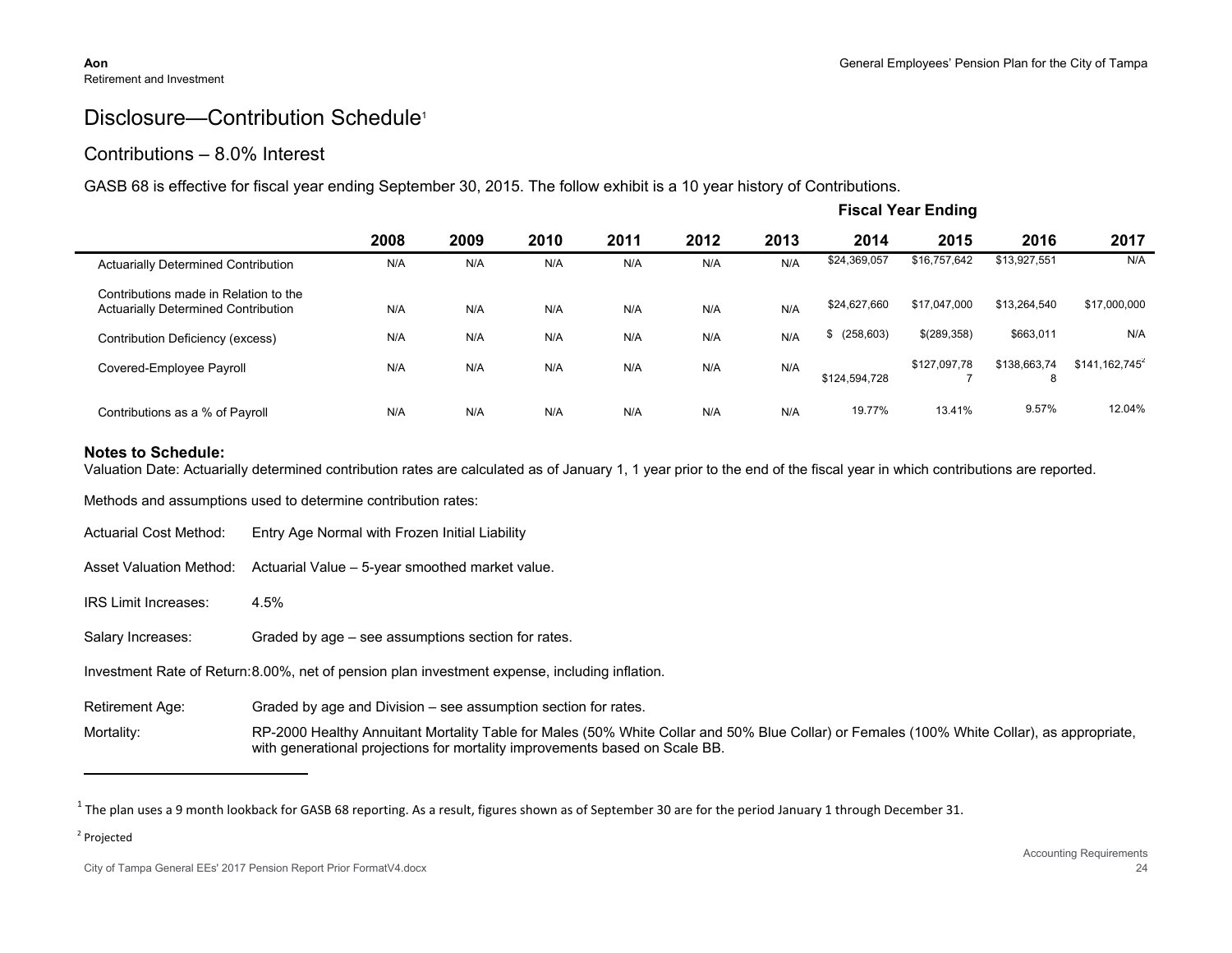# Disclosure—Contribution Schedule[1]

## Contributions – 8.0% Interest

GASB 68 is effective for fiscal year ending September 30, 2015. The follow exhibit is a 10 year history of Contributions.

| | Fiscal Year Ending | | | | | | | | | |
|---|---|---|---|---|---|---|---|---|---|---|
| | 2008 | 2009 | 2010 | 2011 | 2012 | 2013 | 2014 | 2015 | 2016 | 2017 |
| Actuarially Determined Contribution | N/A | N/A | N/A | N/A | N/A | N/A | $24,369,057 | $16,757,642 | $13,927,551 | N/A |
| Contributions made in Relation to the Actuarially Determined Contribution | N/A | N/A | N/A | N/A | N/A | N/A | $24,627,660 | $17,047,000 | $13,264,540 | $17,000,000 |
| Contribution Deficiency (excess) | N/A | N/A | N/A | N/A | N/A | N/A | $ (258,603) | $(289,358) | $663,011 | N/A |
| Covered-Employee Payroll | N/A | N/A | N/A | N/A | N/A | N/A | $124,594,728 | $127,097,787 | $138,663,748 | $141,162,745[2] |
| Contributions as a % of Payroll | N/A | N/A | N/A | N/A | N/A | N/A | 19.77% | 13.41% | 9.57% | 12.04% |

**Notes to Schedule:**

Valuation Date: Actuarially determined contribution rates are calculated as of January 1, 1 year prior to the end of the fiscal year in which contributions are reported.

Methods and assumptions used to determine contribution rates:

Actuarial Cost Method: Entry Age Normal with Frozen Initial Liability

Asset Valuation Method: Actuarial Value – 5-year smoothed market value.

IRS Limit Increases: 4.5%

Salary Increases: Graded by age – see assumptions section for rates.

Investment Rate of Return: 8.00%, net of pension plan investment expense, including inflation.

Retirement Age: Graded by age and Division – see assumption section for rates.

Mortality: RP-2000 Healthy Annuitant Mortality Table for Males (50% White Collar and 50% Blue Collar) or Females (100% White Collar), as appropriate, with generational projections for mortality improvements based on Scale BB.

---

[1] The plan uses a 9 month lookback for GASB 68 reporting. As a result, figures shown as of September 30 are for the period January 1 through December 31.

[2] Projected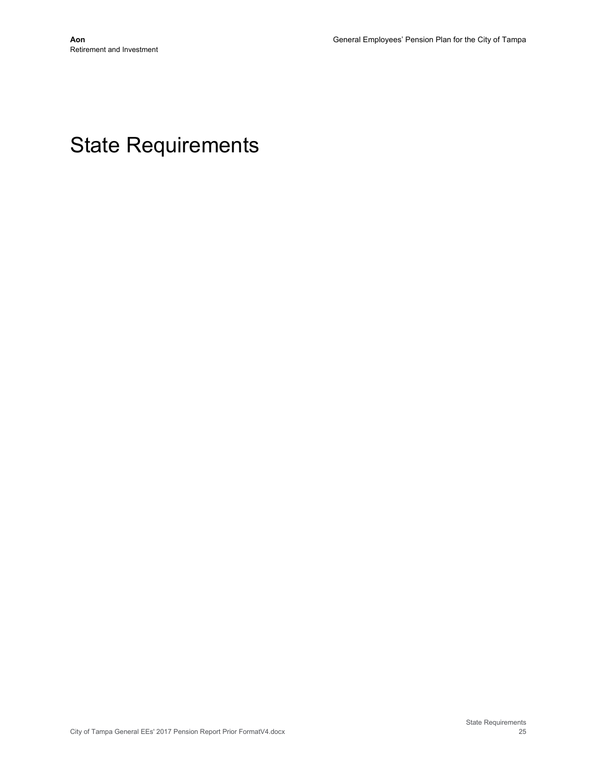# State Requirements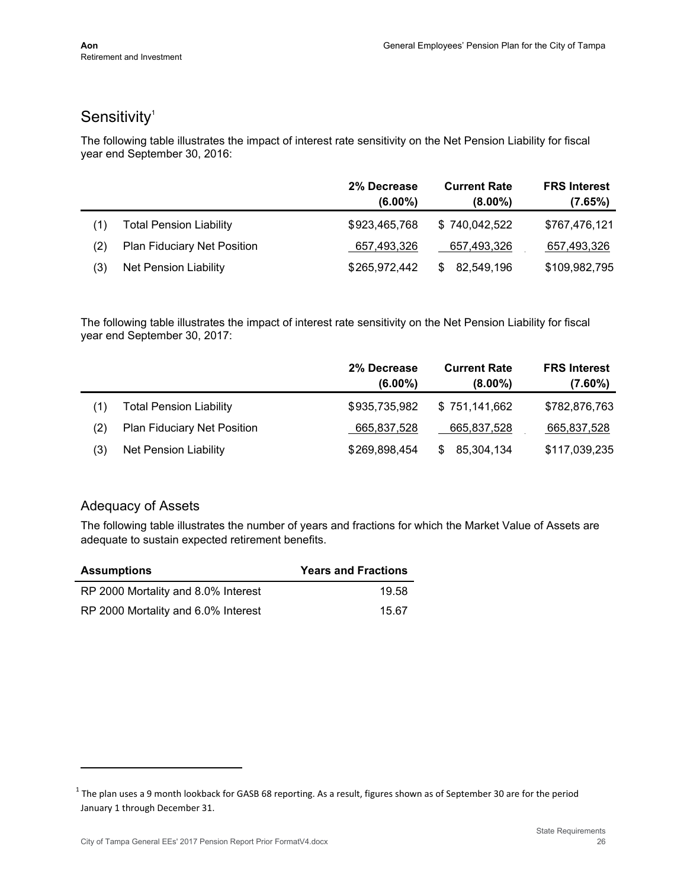## Sensitivity[1]

The following table illustrates the impact of interest rate sensitivity on the Net Pension Liability for fiscal year end September 30, 2016:

| | | 2% Decrease (6.00%) | Current Rate (8.00%) | FRS Interest (7.65%) |
|---|---|---|---|---|
| (1) | Total Pension Liability | $923,465,768 | $ 740,042,522 | $767,476,121 |
| (2) | Plan Fiduciary Net Position | 657,493,326 | 657,493,326 | 657,493,326 |
| (3) | Net Pension Liability | $265,972,442 | $ 82,549,196 | $109,982,795 |

The following table illustrates the impact of interest rate sensitivity on the Net Pension Liability for fiscal year end September 30, 2017:

| | | 2% Decrease (6.00%) | Current Rate (8.00%) | FRS Interest (7.60%) |
|---|---|---|---|---|
| (1) | Total Pension Liability | $935,735,982 | $ 751,141,662 | $782,876,763 |
| (2) | Plan Fiduciary Net Position | 665,837,528 | 665,837,528 | 665,837,528 |
| (3) | Net Pension Liability | $269,898,454 | $ 85,304,134 | $117,039,235 |

### Adequacy of Assets

The following table illustrates the number of years and fractions for which the Market Value of Assets are adequate to sustain expected retirement benefits.

| Assumptions | Years and Fractions |
|---|---|
| RP 2000 Mortality and 8.0% Interest | 19.58 |
| RP 2000 Mortality and 6.0% Interest | 15.67 |

[1] The plan uses a 9 month lookback for GASB 68 reporting. As a result, figures shown as of September 30 are for the period January 1 through December 31.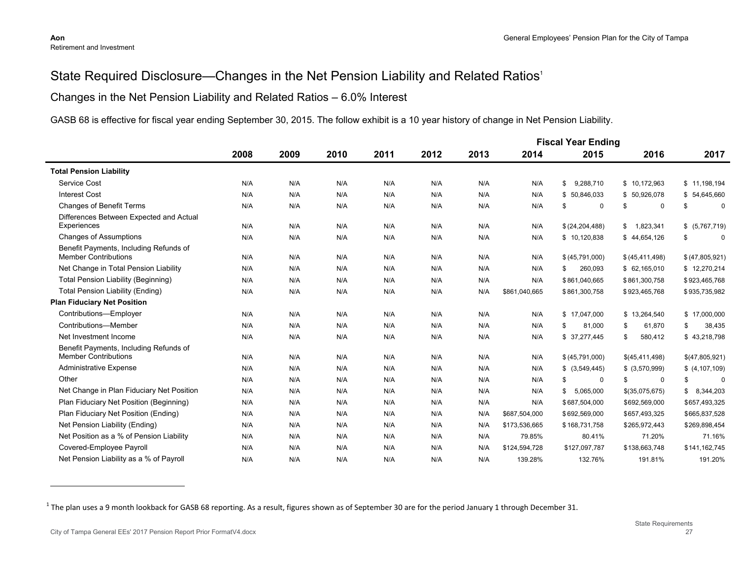# State Required Disclosure—Changes in the Net Pension Liability and Related Ratios[1]

## Changes in the Net Pension Liability and Related Ratios – 6.0% Interest

GASB 68 is effective for fiscal year ending September 30, 2015. The follow exhibit is a 10 year history of change in Net Pension Liability.

| | Fiscal Year Ending | | | | | | | | | |
|---|---|---|---|---|---|---|---|---|---|---|
| | 2008 | 2009 | 2010 | 2011 | 2012 | 2013 | 2014 | 2015 | 2016 | 2017 |
| **Total Pension Liability** | | | | | | | | | | |
| Service Cost | N/A | N/A | N/A | N/A | N/A | N/A | N/A | $ 9,288,710 | $ 10,172,963 | $ 11,198,194 |
| Interest Cost | N/A | N/A | N/A | N/A | N/A | N/A | N/A | $ 50,846,033 | $ 50,926,078 | $ 54,645,660 |
| Changes of Benefit Terms | N/A | N/A | N/A | N/A | N/A | N/A | N/A | $ 0 | $ 0 | $ 0 |
| Differences Between Expected and Actual Experiences | N/A | N/A | N/A | N/A | N/A | N/A | N/A | $ (24,204,488) | $ 1,823,341 | $ (5,767,719) |
| Changes of Assumptions | N/A | N/A | N/A | N/A | N/A | N/A | N/A | $ 10,120,838 | $ 44,654,126 | $ 0 |
| Benefit Payments, Including Refunds of Member Contributions | N/A | N/A | N/A | N/A | N/A | N/A | N/A | $ (45,791,000) | $ (45,411,498) | $ (47,805,921) |
| Net Change in Total Pension Liability | N/A | N/A | N/A | N/A | N/A | N/A | N/A | $ 260,093 | $ 62,165,010 | $ 12,270,214 |
| Total Pension Liability (Beginning) | N/A | N/A | N/A | N/A | N/A | N/A | N/A | $ 861,040,665 | $ 861,300,758 | $ 923,465,768 |
| Total Pension Liability (Ending) | N/A | N/A | N/A | N/A | N/A | N/A | $861,040,665 | $ 861,300,758 | $ 923,465,768 | $ 935,735,982 |
| **Plan Fiduciary Net Position** | | | | | | | | | | |
| Contributions—Employer | N/A | N/A | N/A | N/A | N/A | N/A | N/A | $ 17,047,000 | $ 13,264,540 | $ 17,000,000 |
| Contributions—Member | N/A | N/A | N/A | N/A | N/A | N/A | N/A | $ 81,000 | $ 61,870 | $ 38,435 |
| Net Investment Income | N/A | N/A | N/A | N/A | N/A | N/A | N/A | $ 37,277,445 | $ 580,412 | $ 43,218,798 |
| Benefit Payments, Including Refunds of Member Contributions | N/A | N/A | N/A | N/A | N/A | N/A | N/A | $ (45,791,000) | $(45,411,498) | $(47,805,921) |
| Administrative Expense | N/A | N/A | N/A | N/A | N/A | N/A | N/A | $ (3,549,445) | $ (3,570,999) | $ (4,107,109) |
| Other | N/A | N/A | N/A | N/A | N/A | N/A | N/A | $ 0 | $ 0 | $ 0 |
| Net Change in Plan Fiduciary Net Position | N/A | N/A | N/A | N/A | N/A | N/A | N/A | $ 5,065,000 | $(35,075,675) | $ 8,344,203 |
| Plan Fiduciary Net Position (Beginning) | N/A | N/A | N/A | N/A | N/A | N/A | N/A | $ 687,504,000 | $692,569,000 | $657,493,325 |
| Plan Fiduciary Net Position (Ending) | N/A | N/A | N/A | N/A | N/A | N/A | $687,504,000 | $ 692,569,000 | $657,493,325 | $665,837,528 |
| Net Pension Liability (Ending) | N/A | N/A | N/A | N/A | N/A | N/A | $173,536,665 | $ 168,731,758 | $265,972,443 | $269,898,454 |
| Net Position as a % of Pension Liability | N/A | N/A | N/A | N/A | N/A | N/A | 79.85% | 80.41% | 71.20% | 71.16% |
| Covered-Employee Payroll | N/A | N/A | N/A | N/A | N/A | N/A | $124,594,728 | $127,097,787 | $138,663,748 | $141,162,745 |
| Net Pension Liability as a % of Payroll | N/A | N/A | N/A | N/A | N/A | N/A | 139.28% | 132.76% | 191.81% | 191.20% |

[1] The plan uses a 9 month lookback for GASB 68 reporting. As a result, figures shown as of September 30 are for the period January 1 through December 31.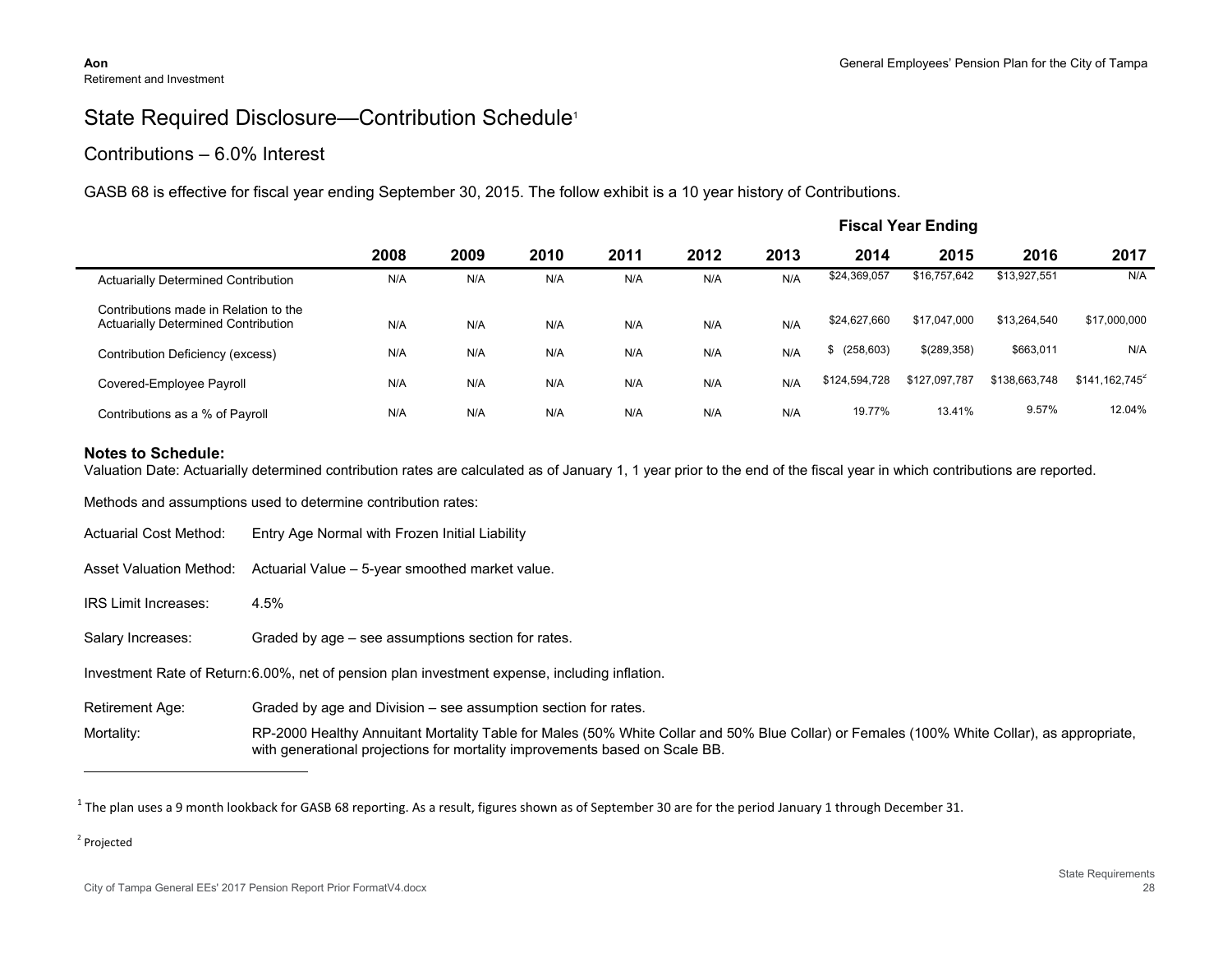# State Required Disclosure—Contribution Schedule[1]

## Contributions – 6.0% Interest

GASB 68 is effective for fiscal year ending September 30, 2015. The follow exhibit is a 10 year history of Contributions.

| | Fiscal Year Ending | | | | | | | | | |
|---|---|---|---|---|---|---|---|---|---|---|
| | 2008 | 2009 | 2010 | 2011 | 2012 | 2013 | 2014 | 2015 | 2016 | 2017 |
| Actuarially Determined Contribution | N/A | N/A | N/A | N/A | N/A | N/A | $24,369,057 | $16,757,642 | $13,927,551 | N/A |
| Contributions made in Relation to the Actuarially Determined Contribution | N/A | N/A | N/A | N/A | N/A | N/A | $24,627,660 | $17,047,000 | $13,264,540 | $17,000,000 |
| Contribution Deficiency (excess) | N/A | N/A | N/A | N/A | N/A | N/A | $ (258,603) | $(289,358) | $663,011 | N/A |
| Covered-Employee Payroll | N/A | N/A | N/A | N/A | N/A | N/A | $124,594,728 | $127,097,787 | $138,663,748 | $141,162,745[2] |
| Contributions as a % of Payroll | N/A | N/A | N/A | N/A | N/A | N/A | 19.77% | 13.41% | 9.57% | 12.04% |

**Notes to Schedule:**

Valuation Date: Actuarially determined contribution rates are calculated as of January 1, 1 year prior to the end of the fiscal year in which contributions are reported.

Methods and assumptions used to determine contribution rates:

Actuarial Cost Method: Entry Age Normal with Frozen Initial Liability

Asset Valuation Method: Actuarial Value – 5-year smoothed market value.

IRS Limit Increases: 4.5%

Salary Increases: Graded by age – see assumptions section for rates.

Investment Rate of Return: 6.00%, net of pension plan investment expense, including inflation.

Retirement Age: Graded by age and Division – see assumption section for rates.

Mortality: RP-2000 Healthy Annuitant Mortality Table for Males (50% White Collar and 50% Blue Collar) or Females (100% White Collar), as appropriate, with generational projections for mortality improvements based on Scale BB.

---

[1] The plan uses a 9 month lookback for GASB 68 reporting. As a result, figures shown as of September 30 are for the period January 1 through December 31.

[2] Projected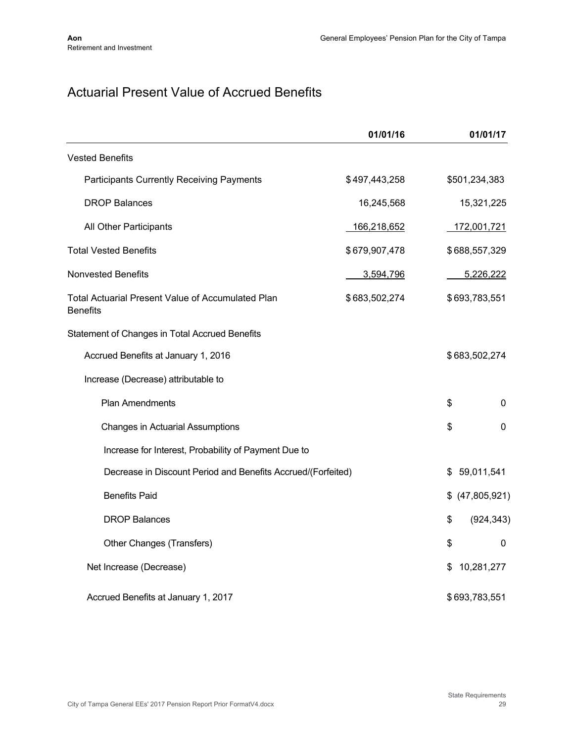# Actuarial Present Value of Accrued Benefits

| | 01/01/16 | 01/01/17 |
|---|---|---|
| Vested Benefits | | |
| Participants Currently Receiving Payments | $497,443,258 | $501,234,383 |
| DROP Balances | 16,245,568 | 15,321,225 |
| All Other Participants | 166,218,652 | 172,001,721 |
| Total Vested Benefits | $679,907,478 | $688,557,329 |
| Nonvested Benefits | 3,594,796 | 5,226,222 |
| Total Actuarial Present Value of Accumulated Plan Benefits | $683,502,274 | $693,783,551 |
| Statement of Changes in Total Accrued Benefits | | |
| Accrued Benefits at January 1, 2016 | | $683,502,274 |
| Increase (Decrease) attributable to | | |
| Plan Amendments | | $ 0 |
| Changes in Actuarial Assumptions | | $ 0 |
| Increase for Interest, Probability of Payment Due to Decrease in Discount Period and Benefits Accrued/(Forfeited) | | $ 59,011,541 |
| Benefits Paid | | $ (47,805,921) |
| DROP Balances | | $ (924,343) |
| Other Changes (Transfers) | | $ 0 |
| Net Increase (Decrease) | | $ 10,281,277 |
| Accrued Benefits at January 1, 2017 | | $693,783,551 |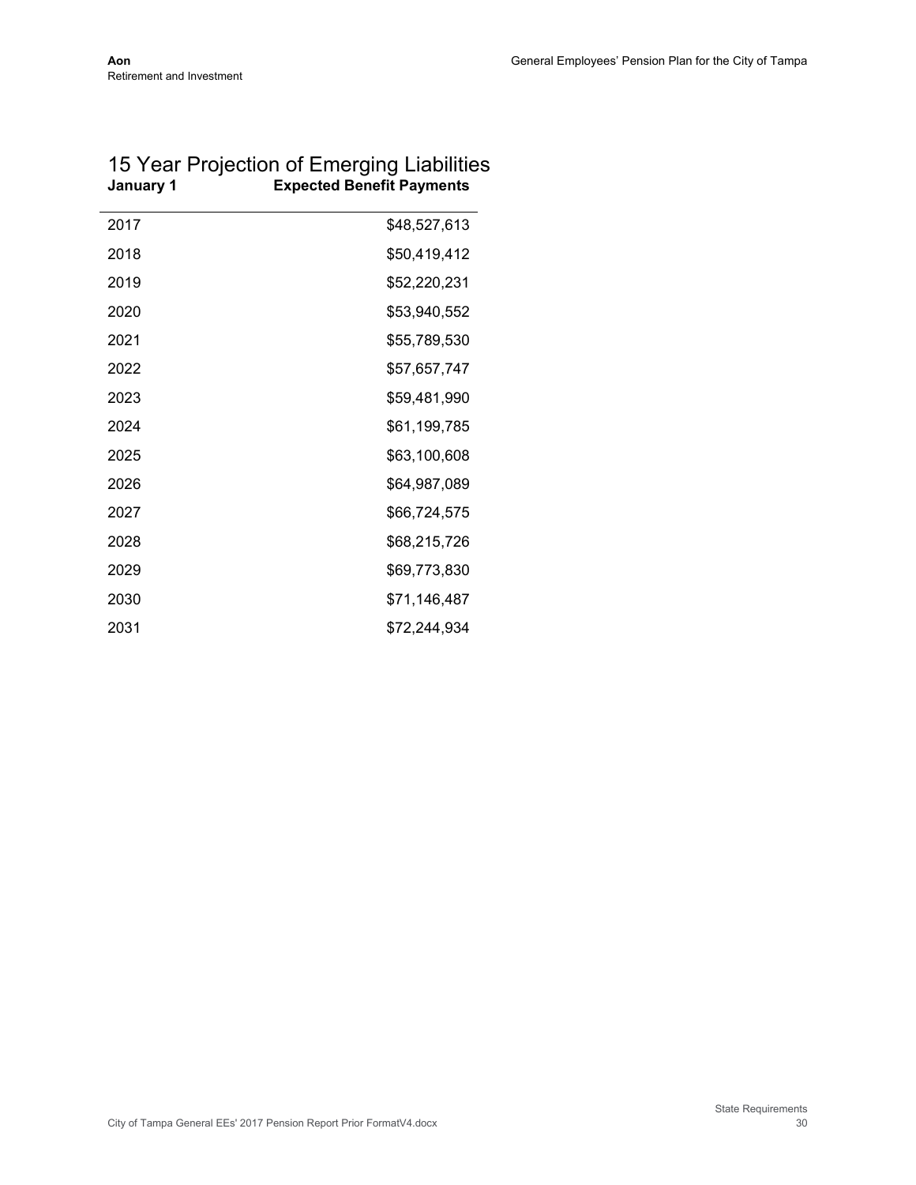# 15 Year Projection of Emerging Liabilities

| January 1 | Expected Benefit Payments |
|---|---|
| 2017 | $48,527,613 |
| 2018 | $50,419,412 |
| 2019 | $52,220,231 |
| 2020 | $53,940,552 |
| 2021 | $55,789,530 |
| 2022 | $57,657,747 |
| 2023 | $59,481,990 |
| 2024 | $61,199,785 |
| 2025 | $63,100,608 |
| 2026 | $64,987,089 |
| 2027 | $66,724,575 |
| 2028 | $68,215,726 |
| 2029 | $69,773,830 |
| 2030 | $71,146,487 |
| 2031 | $72,244,934 |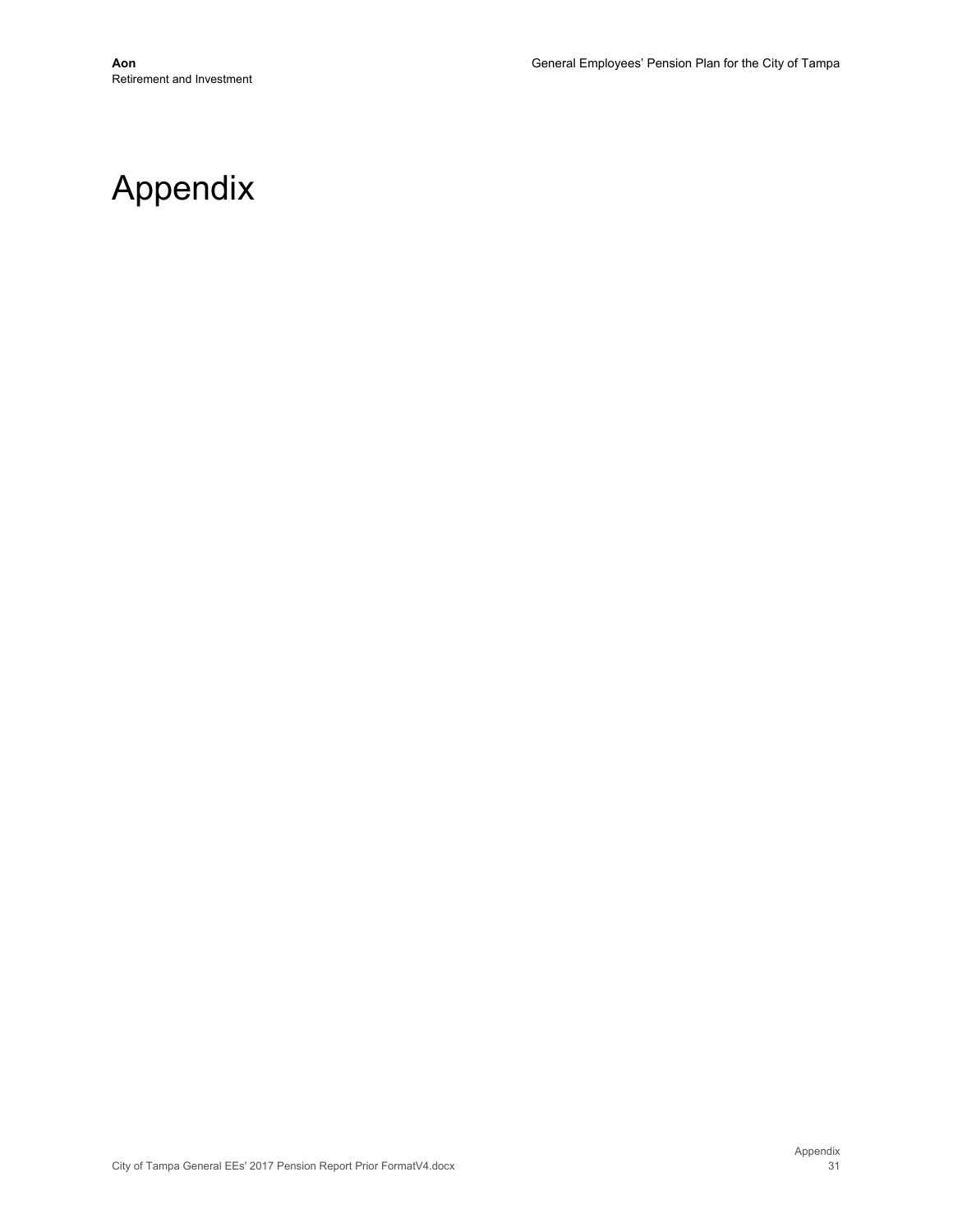# Appendix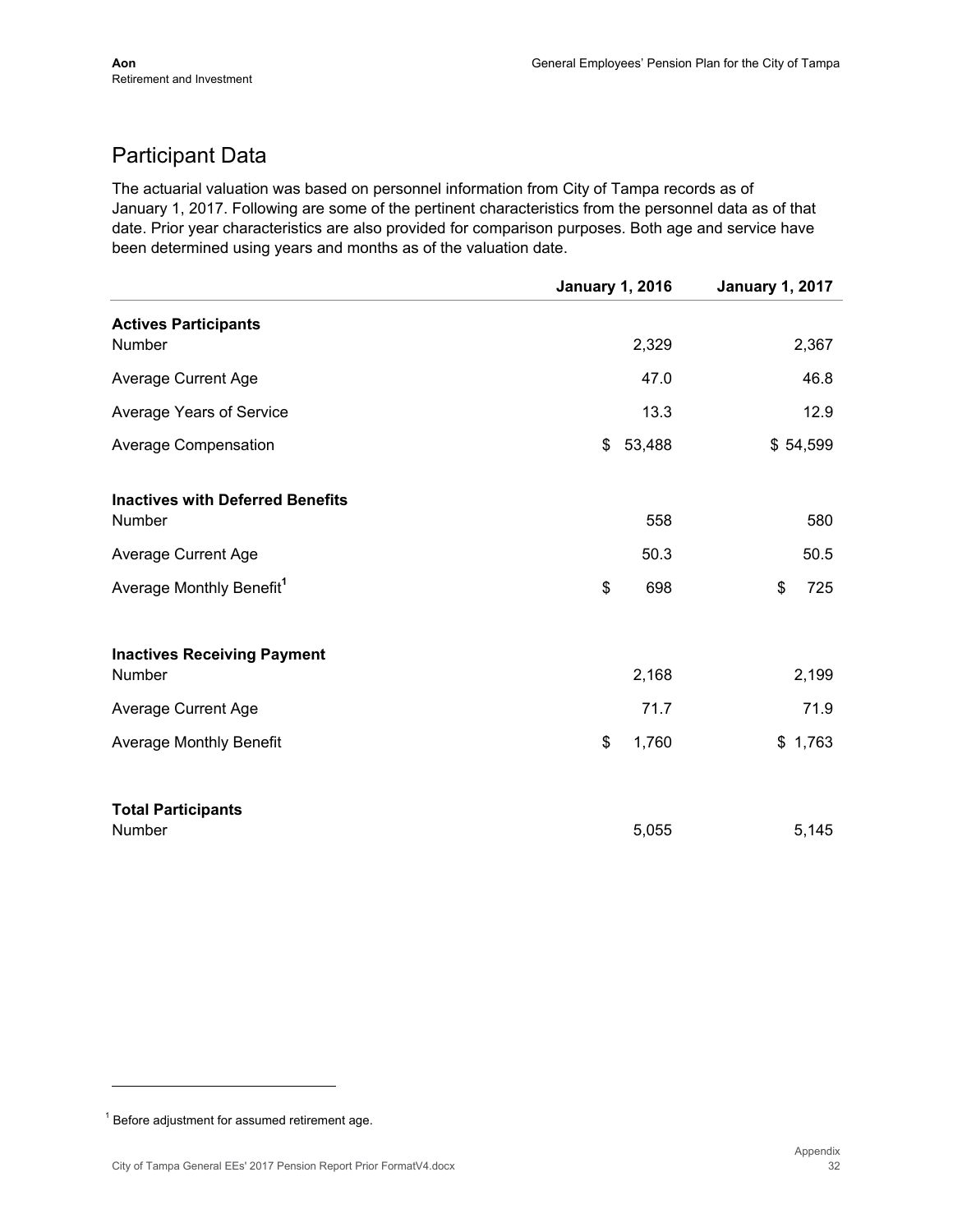## Participant Data

The actuarial valuation was based on personnel information from City of Tampa records as of January 1, 2017. Following are some of the pertinent characteristics from the personnel data as of that date. Prior year characteristics are also provided for comparison purposes. Both age and service have been determined using years and months as of the valuation date.

| | January 1, 2016 | January 1, 2017 |
|---|---|---|
| **Actives Participants** | | |
| Number | 2,329 | 2,367 |
| Average Current Age | 47.0 | 46.8 |
| Average Years of Service | 13.3 | 12.9 |
| Average Compensation | $ 53,488 | $ 54,599 |
| **Inactives with Deferred Benefits** | | |
| Number | 558 | 580 |
| Average Current Age | 50.3 | 50.5 |
| Average Monthly Benefit[1] | $ 698 | $ 725 |
| **Inactives Receiving Payment** | | |
| Number | 2,168 | 2,199 |
| Average Current Age | 71.7 | 71.9 |
| Average Monthly Benefit | $ 1,760 | $ 1,763 |
| **Total Participants** | | |
| Number | 5,055 | 5,145 |

[1] Before adjustment for assumed retirement age.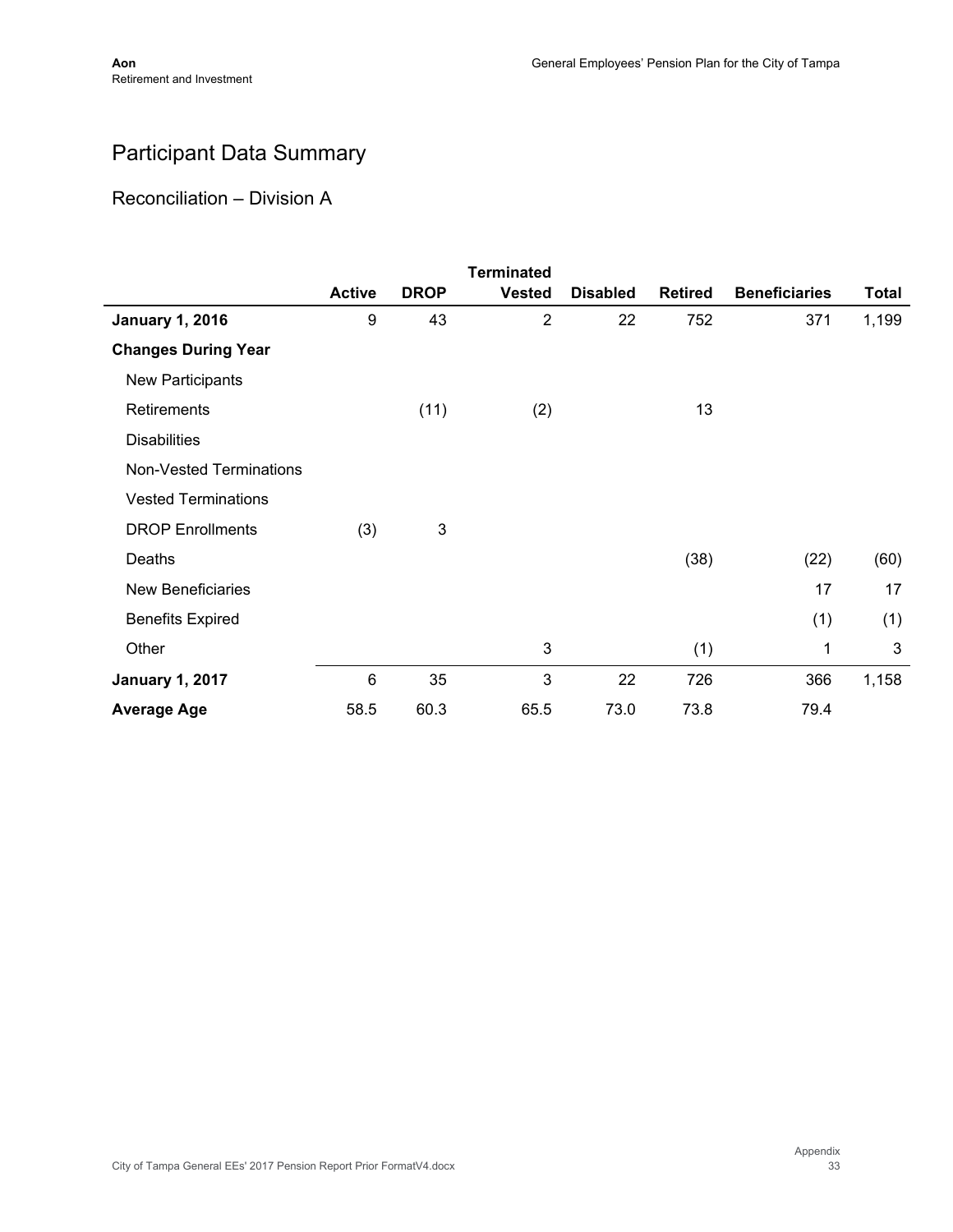# Participant Data Summary

## Reconciliation – Division A

| | Active | DROP | Terminated Vested | Disabled | Retired | Beneficiaries | Total |
|---|---|---|---|---|---|---|---|
| **January 1, 2016** | 9 | 43 | 2 | 22 | 752 | 371 | 1,199 |
| **Changes During Year** | | | | | | | |
| New Participants | | | | | | | |
| Retirements | | (11) | (2) | | 13 | | |
| Disabilities | | | | | | | |
| Non-Vested Terminations | | | | | | | |
| Vested Terminations | | | | | | | |
| DROP Enrollments | (3) | 3 | | | | | |
| Deaths | | | | | (38) | (22) | (60) |
| New Beneficiaries | | | | | | 17 | 17 |
| Benefits Expired | | | | | | (1) | (1) |
| Other | | | 3 | | (1) | 1 | 3 |
| **January 1, 2017** | 6 | 35 | 3 | 22 | 726 | 366 | 1,158 |
| **Average Age** | 58.5 | 60.3 | 65.5 | 73.0 | 73.8 | 79.4 | |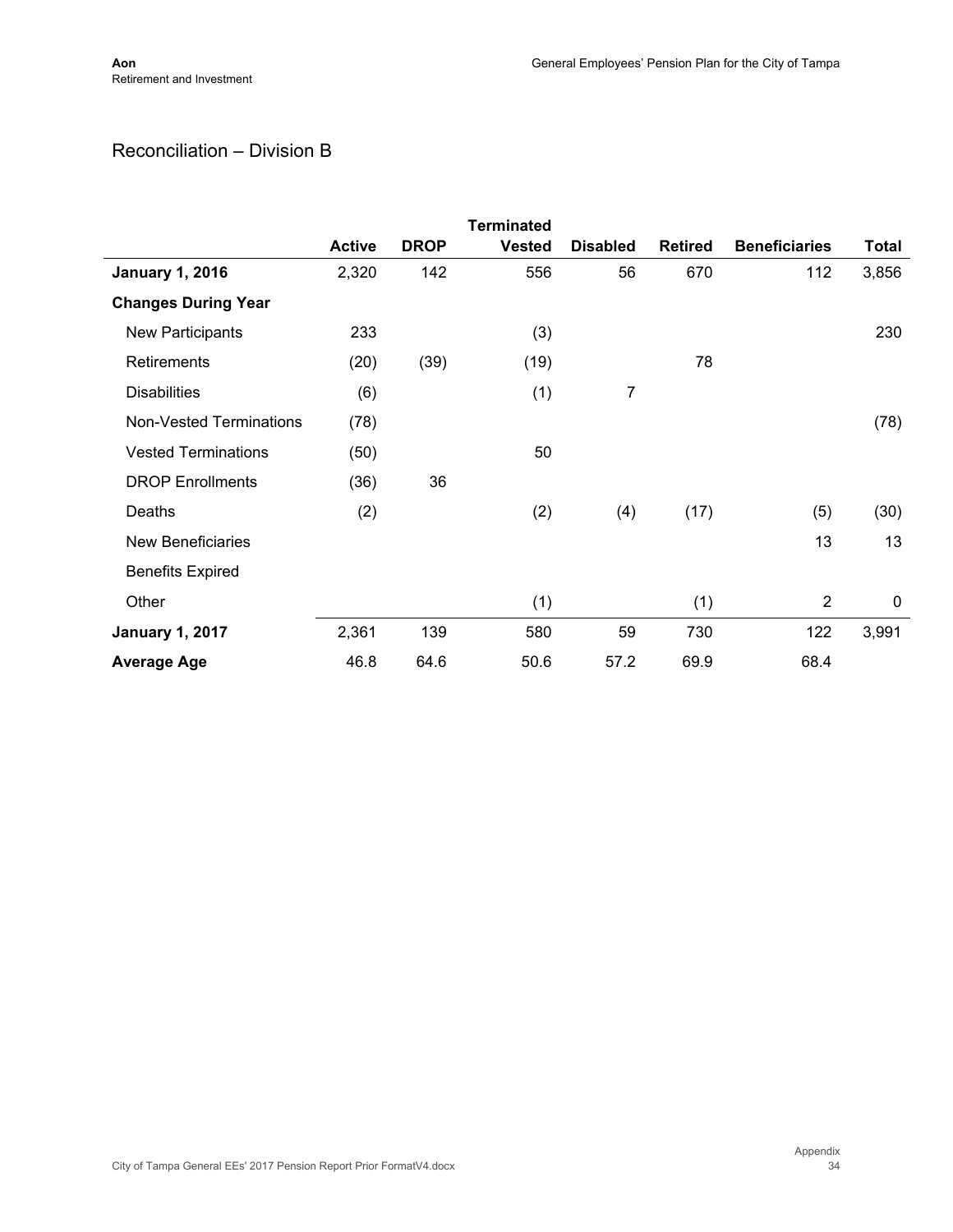## Reconciliation – Division B

| | Active | DROP | Terminated Vested | Disabled | Retired | Beneficiaries | Total |
|---|---|---|---|---|---|---|---|
| **January 1, 2016** | 2,320 | 142 | 556 | 56 | 670 | 112 | 3,856 |
| **Changes During Year** | | | | | | | |
| New Participants | 233 | | (3) | | | | 230 |
| Retirements | (20) | (39) | (19) | | 78 | | |
| Disabilities | (6) | | (1) | 7 | | | |
| Non-Vested Terminations | (78) | | | | | | (78) |
| Vested Terminations | (50) | | 50 | | | | |
| DROP Enrollments | (36) | 36 | | | | | |
| Deaths | (2) | | (2) | (4) | (17) | (5) | (30) |
| New Beneficiaries | | | | | | 13 | 13 |
| Benefits Expired | | | | | | | |
| Other | | | (1) | | (1) | 2 | 0 |
| **January 1, 2017** | 2,361 | 139 | 580 | 59 | 730 | 122 | 3,991 |
| **Average Age** | 46.8 | 64.6 | 50.6 | 57.2 | 69.9 | 68.4 | |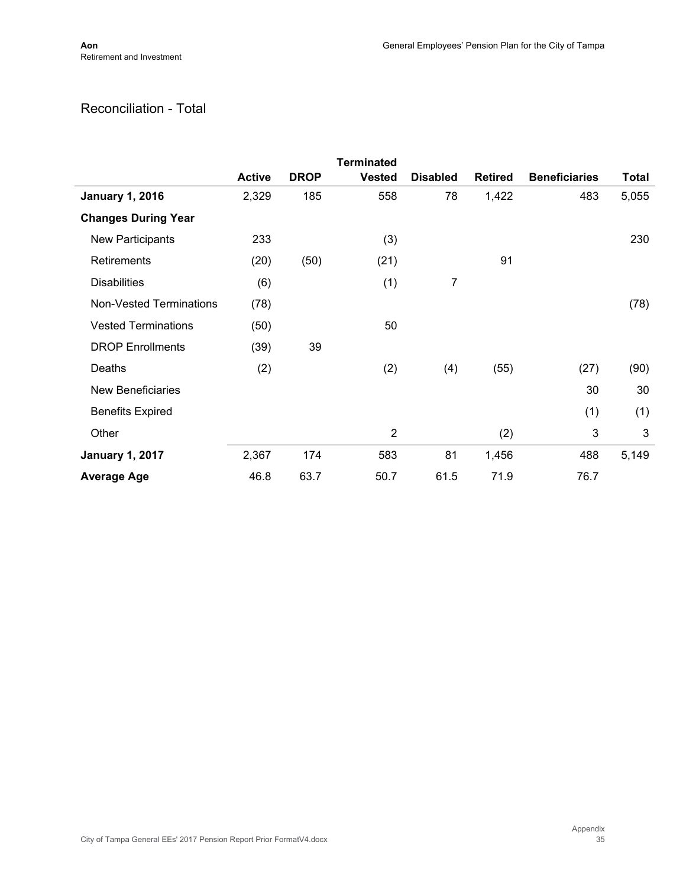## Reconciliation - Total

| | Active | DROP | Terminated Vested | Disabled | Retired | Beneficiaries | Total |
|---|---|---|---|---|---|---|---|
| **January 1, 2016** | 2,329 | 185 | 558 | 78 | 1,422 | 483 | 5,055 |
| **Changes During Year** | | | | | | | |
| New Participants | 233 | | (3) | | | | 230 |
| Retirements | (20) | (50) | (21) | | 91 | | |
| Disabilities | (6) | | (1) | 7 | | | |
| Non-Vested Terminations | (78) | | | | | | (78) |
| Vested Terminations | (50) | | 50 | | | | |
| DROP Enrollments | (39) | 39 | | | | | |
| Deaths | (2) | | (2) | (4) | (55) | (27) | (90) |
| New Beneficiaries | | | | | | 30 | 30 |
| Benefits Expired | | | | | | (1) | (1) |
| Other | | | 2 | | (2) | 3 | 3 |
| **January 1, 2017** | 2,367 | 174 | 583 | 81 | 1,456 | 488 | 5,149 |
| **Average Age** | 46.8 | 63.7 | 50.7 | 61.5 | 71.9 | 76.7 | |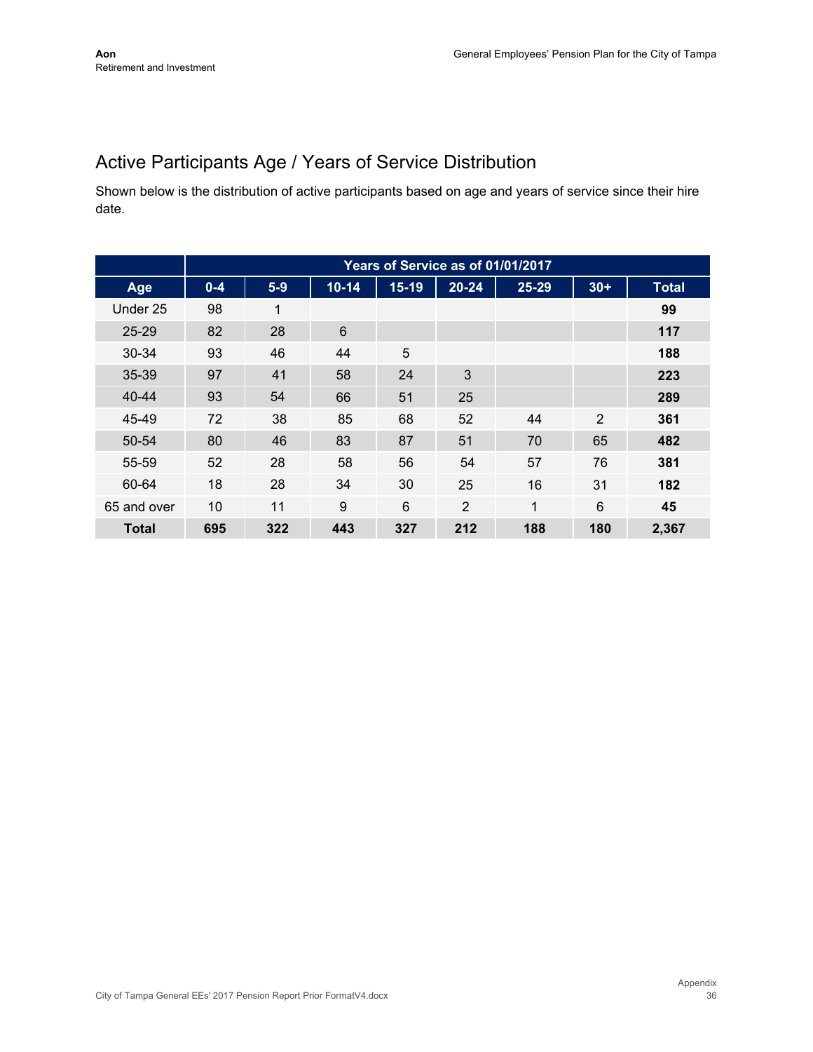## Active Participants Age / Years of Service Distribution

Shown below is the distribution of active participants based on age and years of service since their hire date.

| | Years of Service as of 01/01/2017 | | | | | | | |
|---|---|---|---|---|---|---|---|---|
| **Age** | **0-4** | **5-9** | **10-14** | **15-19** | **20-24** | **25-29** | **30+** | **Total** |
| Under 25 | 98 | 1 | | | | | | **99** |
| 25-29 | 82 | 28 | 6 | | | | | **117** |
| 30-34 | 93 | 46 | 44 | 5 | | | | **188** |
| 35-39 | 97 | 41 | 58 | 24 | 3 | | | **223** |
| 40-44 | 93 | 54 | 66 | 51 | 25 | | | **289** |
| 45-49 | 72 | 38 | 85 | 68 | 52 | 44 | 2 | **361** |
| 50-54 | 80 | 46 | 83 | 87 | 51 | 70 | 65 | **482** |
| 55-59 | 52 | 28 | 58 | 56 | 54 | 57 | 76 | **381** |
| 60-64 | 18 | 28 | 34 | 30 | 25 | 16 | 31 | **182** |
| 65 and over | 10 | 11 | 9 | 6 | 2 | 1 | 6 | **45** |
| **Total** | **695** | **322** | **443** | **327** | **212** | **188** | **180** | **2,367** |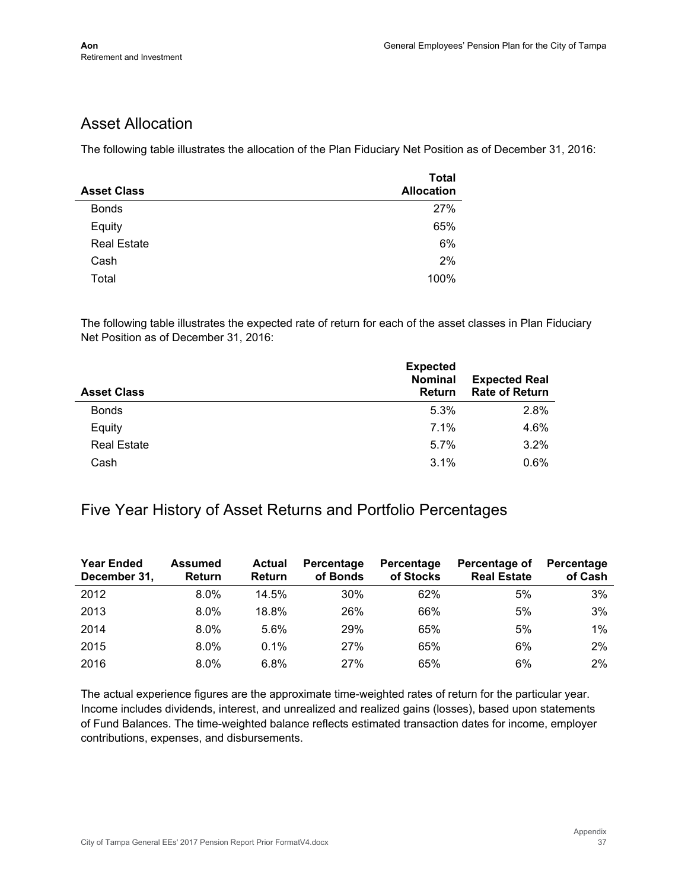## Asset Allocation

The following table illustrates the allocation of the Plan Fiduciary Net Position as of December 31, 2016:

| Asset Class | Total Allocation |
|---|---|
| Bonds | 27% |
| Equity | 65% |
| Real Estate | 6% |
| Cash | 2% |
| Total | 100% |

The following table illustrates the expected rate of return for each of the asset classes in Plan Fiduciary Net Position as of December 31, 2016:

| Asset Class | Expected Nominal Return | Expected Real Rate of Return |
|---|---|---|
| Bonds | 5.3% | 2.8% |
| Equity | 7.1% | 4.6% |
| Real Estate | 5.7% | 3.2% |
| Cash | 3.1% | 0.6% |

## Five Year History of Asset Returns and Portfolio Percentages

| Year Ended December 31, | Assumed Return | Actual Return | Percentage of Bonds | Percentage of Stocks | Percentage of Real Estate | Percentage of Cash |
|---|---|---|---|---|---|---|
| 2012 | 8.0% | 14.5% | 30% | 62% | 5% | 3% |
| 2013 | 8.0% | 18.8% | 26% | 66% | 5% | 3% |
| 2014 | 8.0% | 5.6% | 29% | 65% | 5% | 1% |
| 2015 | 8.0% | 0.1% | 27% | 65% | 6% | 2% |
| 2016 | 8.0% | 6.8% | 27% | 65% | 6% | 2% |

The actual experience figures are the approximate time-weighted rates of return for the particular year. Income includes dividends, interest, and unrealized and realized gains (losses), based upon statements of Fund Balances. The time-weighted balance reflects estimated transaction dates for income, employer contributions, expenses, and disbursements.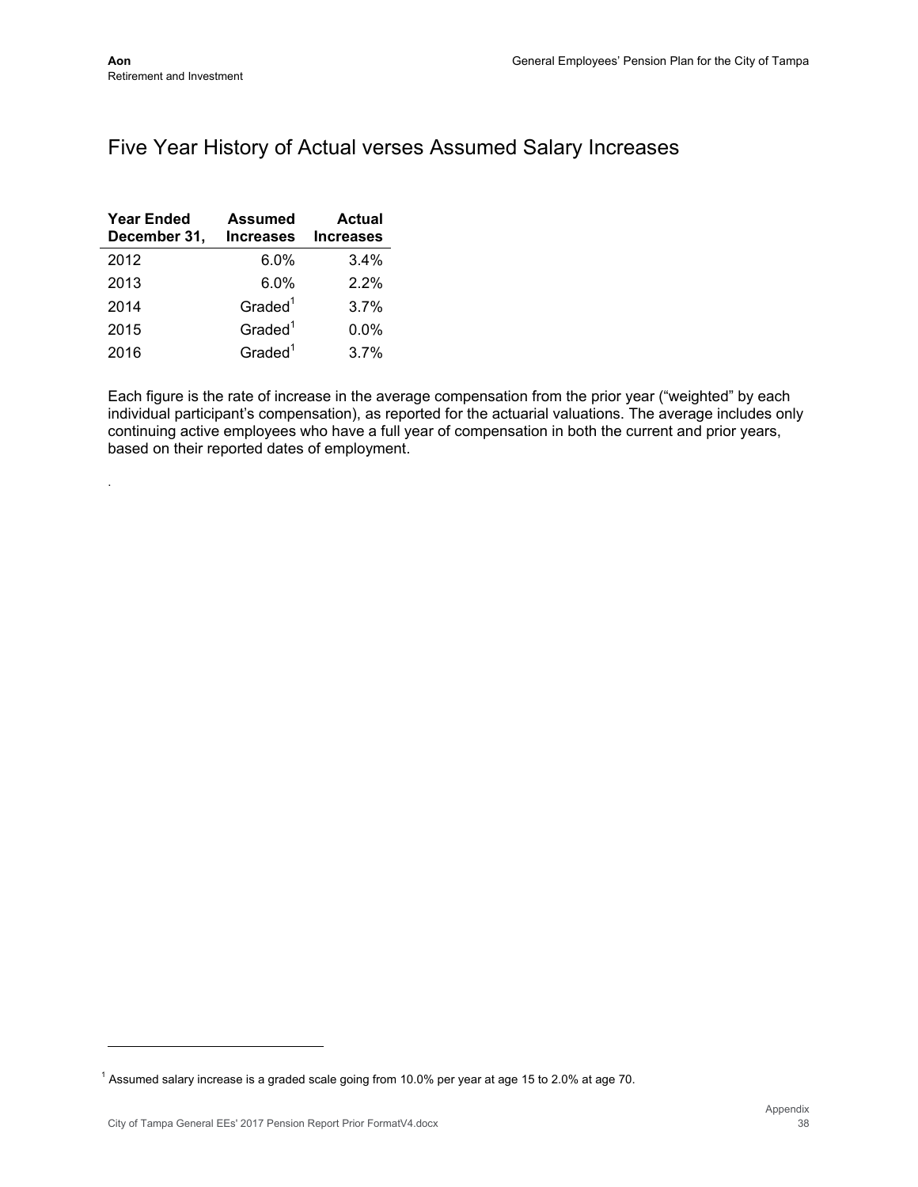# Five Year History of Actual verses Assumed Salary Increases

| Year Ended December 31, | Assumed Increases | Actual Increases |
|---|---:|---:|
| 2012 | 6.0% | 3.4% |
| 2013 | 6.0% | 2.2% |
| 2014 | Graded[1] | 3.7% |
| 2015 | Graded[1] | 0.0% |
| 2016 | Graded[1] | 3.7% |

Each figure is the rate of increase in the average compensation from the prior year ("weighted" by each individual participant's compensation), as reported for the actuarial valuations. The average includes only continuing active employees who have a full year of compensation in both the current and prior years, based on their reported dates of employment.

.

[1] Assumed salary increase is a graded scale going from 10.0% per year at age 15 to 2.0% at age 70.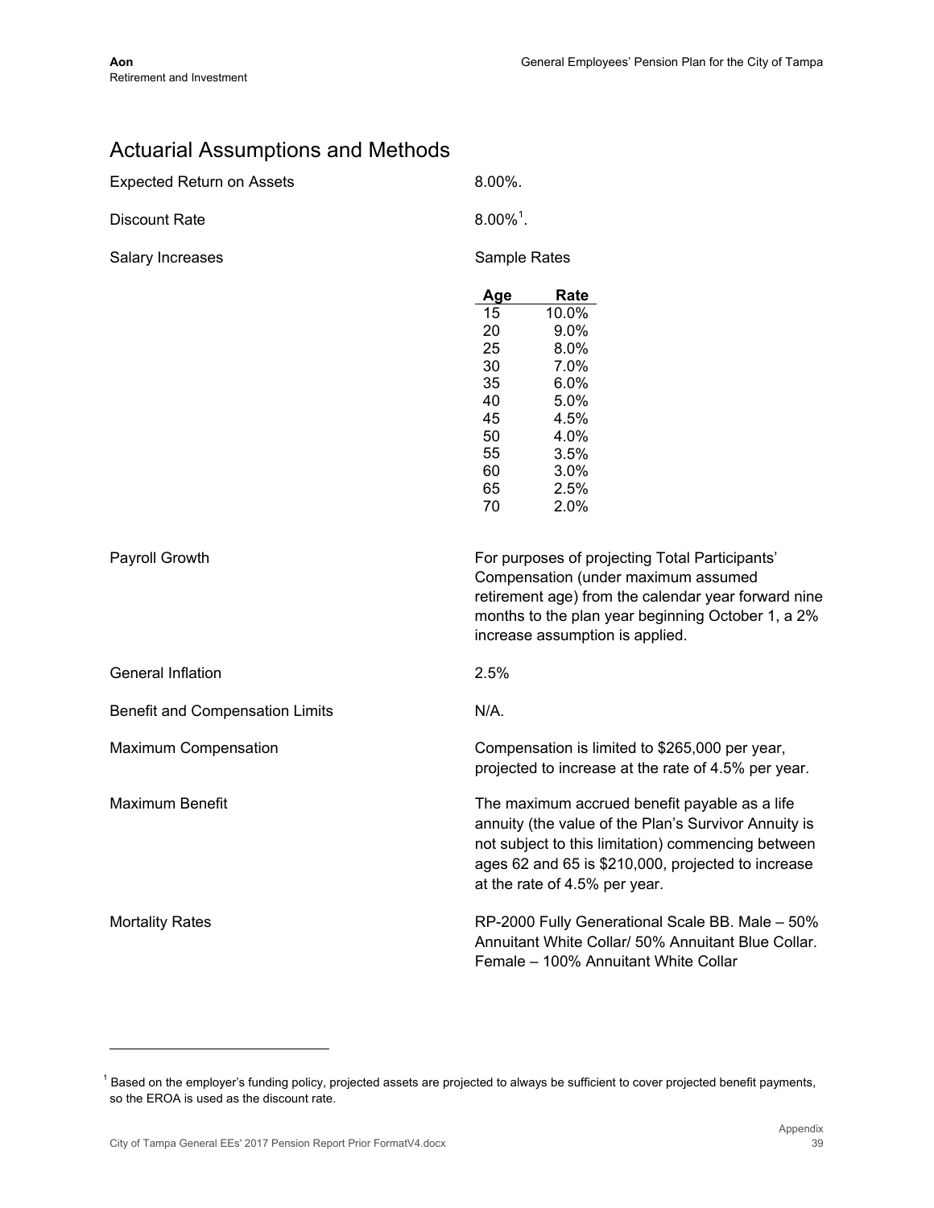# Actuarial Assumptions and Methods

| | |
|---|---|
| Expected Return on Assets | 8.00%. |
| Discount Rate | 8.00%[1]. |
| Salary Increases | Sample Rates |

| Age | Rate |
|---|---|
| 15 | 10.0% |
| 20 | 9.0% |
| 25 | 8.0% |
| 30 | 7.0% |
| 35 | 6.0% |
| 40 | 5.0% |
| 45 | 4.5% |
| 50 | 4.0% |
| 55 | 3.5% |
| 60 | 3.0% |
| 65 | 2.5% |
| 70 | 2.0% |

| | |
|---|---|
| Payroll Growth | For purposes of projecting Total Participants' Compensation (under maximum assumed retirement age) from the calendar year forward nine months to the plan year beginning October 1, a 2% increase assumption is applied. |
| General Inflation | 2.5% |
| Benefit and Compensation Limits | N/A. |
| Maximum Compensation | Compensation is limited to $265,000 per year, projected to increase at the rate of 4.5% per year. |
| Maximum Benefit | The maximum accrued benefit payable as a life annuity (the value of the Plan's Survivor Annuity is not subject to this limitation) commencing between ages 62 and 65 is $210,000, projected to increase at the rate of 4.5% per year. |
| Mortality Rates | RP-2000 Fully Generational Scale BB. Male – 50% Annuitant White Collar/ 50% Annuitant Blue Collar. Female – 100% Annuitant White Collar |

[1] Based on the employer's funding policy, projected assets are projected to always be sufficient to cover projected benefit payments, so the EROA is used as the discount rate.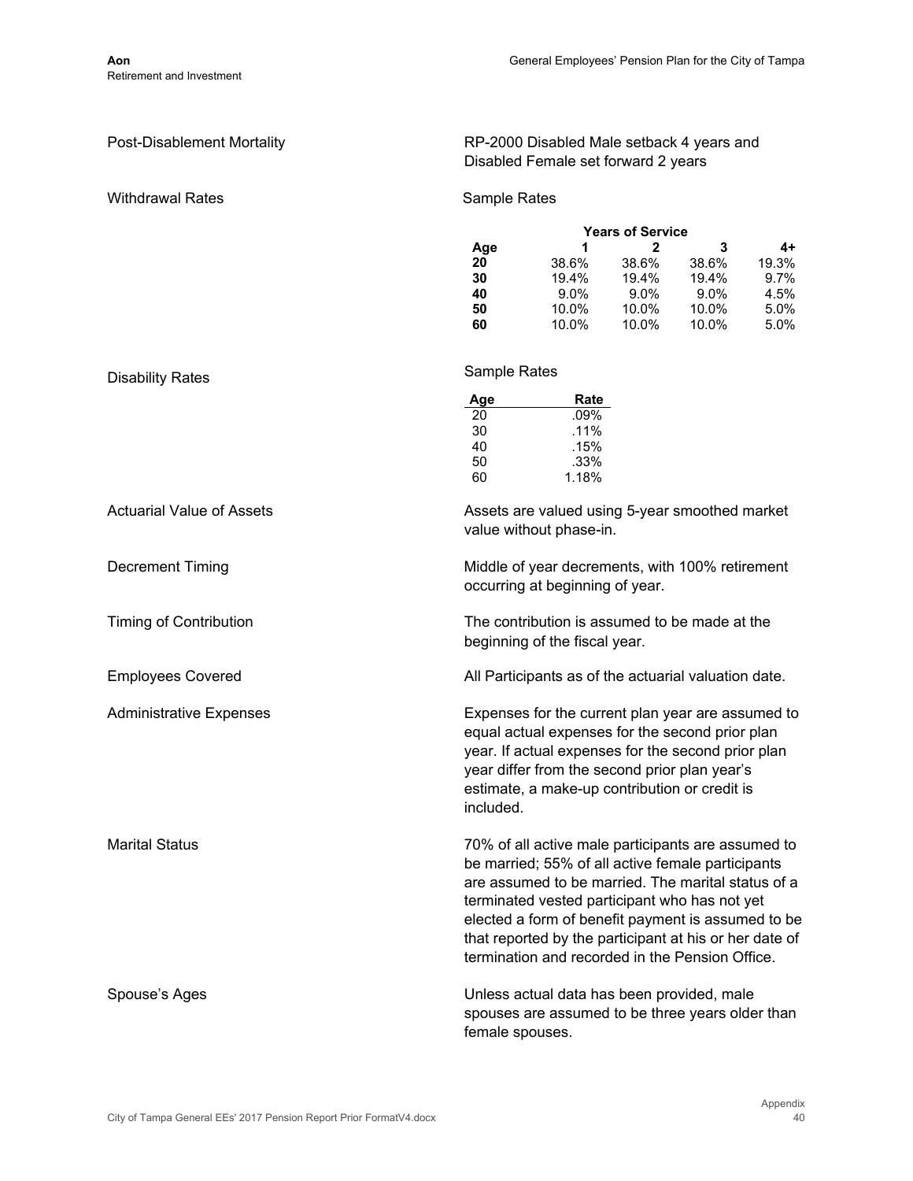**Post-Disablement Mortality**

RP-2000 Disabled Male setback 4 years and Disabled Female set forward 2 years

**Withdrawal Rates**

Sample Rates

| | Years of Service | | | |
|---|---|---|---|---|
| **Age** | **1** | **2** | **3** | **4+** |
| **20** | 38.6% | 38.6% | 38.6% | 19.3% |
| **30** | 19.4% | 19.4% | 19.4% | 9.7% |
| **40** | 9.0% | 9.0% | 9.0% | 4.5% |
| **50** | 10.0% | 10.0% | 10.0% | 5.0% |
| **60** | 10.0% | 10.0% | 10.0% | 5.0% |

**Disability Rates**

Sample Rates

| Age | Rate |
|---|---|
| 20 | .09% |
| 30 | .11% |
| 40 | .15% |
| 50 | .33% |
| 60 | 1.18% |

**Actuarial Value of Assets**

Assets are valued using 5-year smoothed market value without phase-in.

**Decrement Timing**

Middle of year decrements, with 100% retirement occurring at beginning of year.

**Timing of Contribution**

The contribution is assumed to be made at the beginning of the fiscal year.

**Employees Covered**

All Participants as of the actuarial valuation date.

**Administrative Expenses**

Expenses for the current plan year are assumed to equal actual expenses for the second prior plan year. If actual expenses for the second prior plan year differ from the second prior plan year's estimate, a make-up contribution or credit is included.

**Marital Status**

70% of all active male participants are assumed to be married; 55% of all active female participants are assumed to be married. The marital status of a terminated vested participant who has not yet elected a form of benefit payment is assumed to be that reported by the participant at his or her date of termination and recorded in the Pension Office.

**Spouse's Ages**

Unless actual data has been provided, male spouses are assumed to be three years older than female spouses.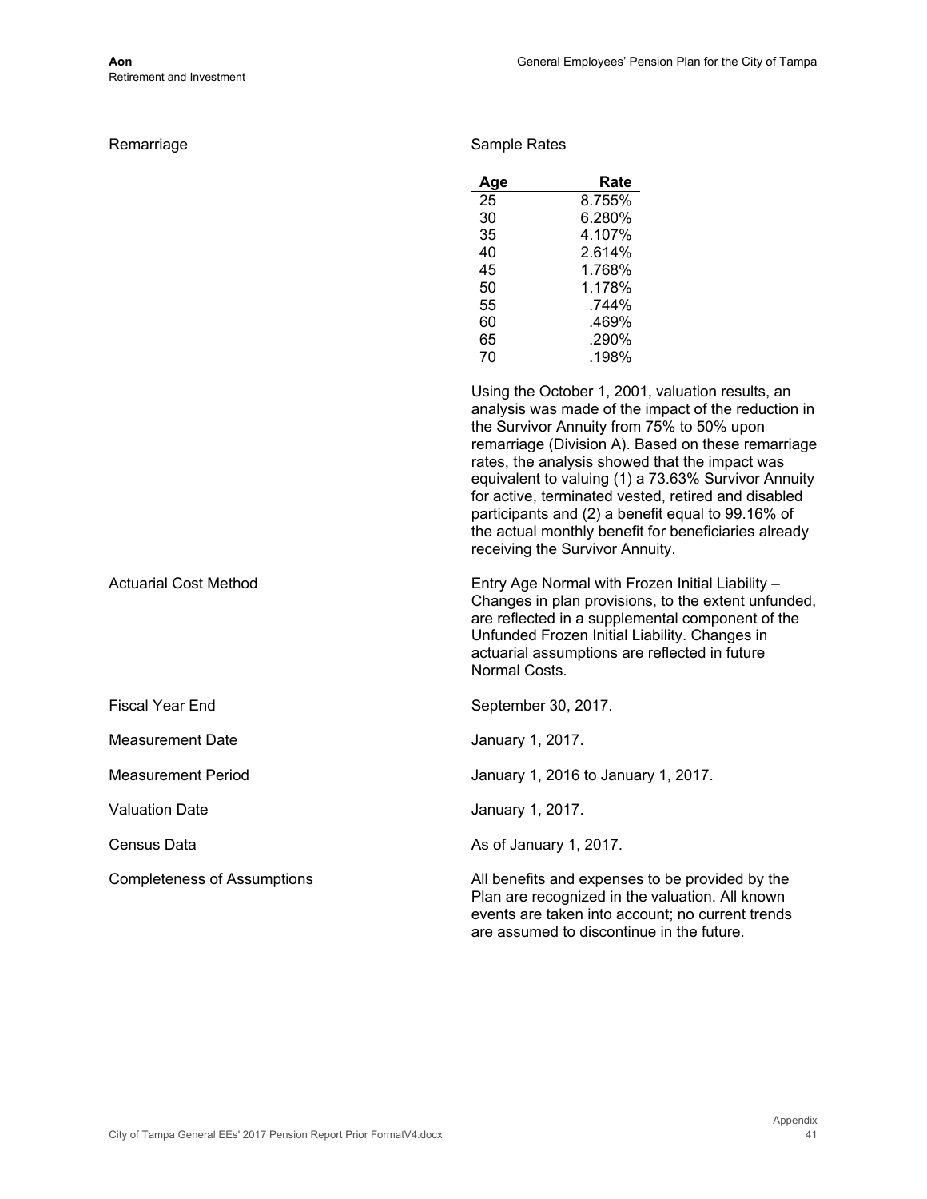**Remarriage**

Sample Rates

| Age | Rate |
|---|---|
| 25 | 8.755% |
| 30 | 6.280% |
| 35 | 4.107% |
| 40 | 2.614% |
| 45 | 1.768% |
| 50 | 1.178% |
| 55 | .744% |
| 60 | .469% |
| 65 | .290% |
| 70 | .198% |

Using the October 1, 2001, valuation results, an analysis was made of the impact of the reduction in the Survivor Annuity from 75% to 50% upon remarriage (Division A). Based on these remarriage rates, the analysis showed that the impact was equivalent to valuing (1) a 73.63% Survivor Annuity for active, terminated vested, retired and disabled participants and (2) a benefit equal to 99.16% of the actual monthly benefit for beneficiaries already receiving the Survivor Annuity.

**Actuarial Cost Method**

Entry Age Normal with Frozen Initial Liability – Changes in plan provisions, to the extent unfunded, are reflected in a supplemental component of the Unfunded Frozen Initial Liability. Changes in actuarial assumptions are reflected in future Normal Costs.

**Fiscal Year End**

September 30, 2017.

**Measurement Date**

January 1, 2017.

**Measurement Period**

January 1, 2016 to January 1, 2017.

**Valuation Date**

January 1, 2017.

**Census Data**

As of January 1, 2017.

**Completeness of Assumptions**

All benefits and expenses to be provided by the Plan are recognized in the valuation. All known events are taken into account; no current trends are assumed to discontinue in the future.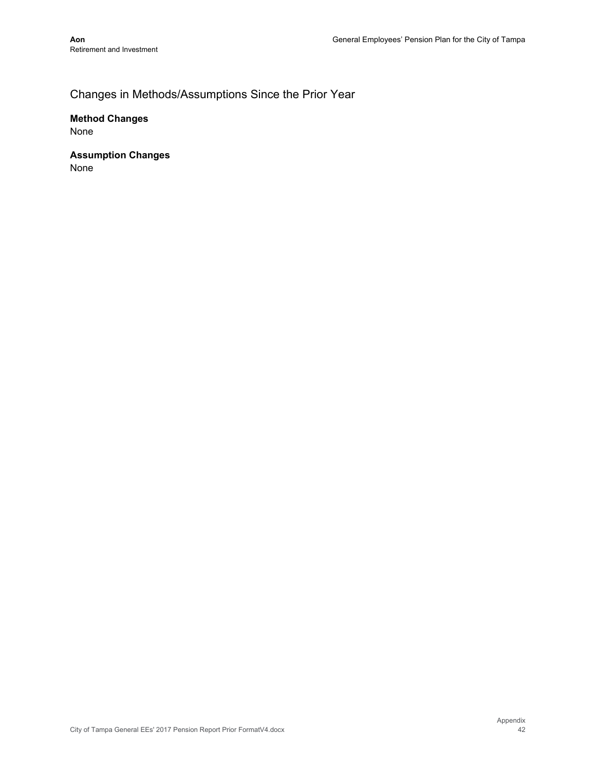## Changes in Methods/Assumptions Since the Prior Year

**Method Changes**

None

**Assumption Changes**

None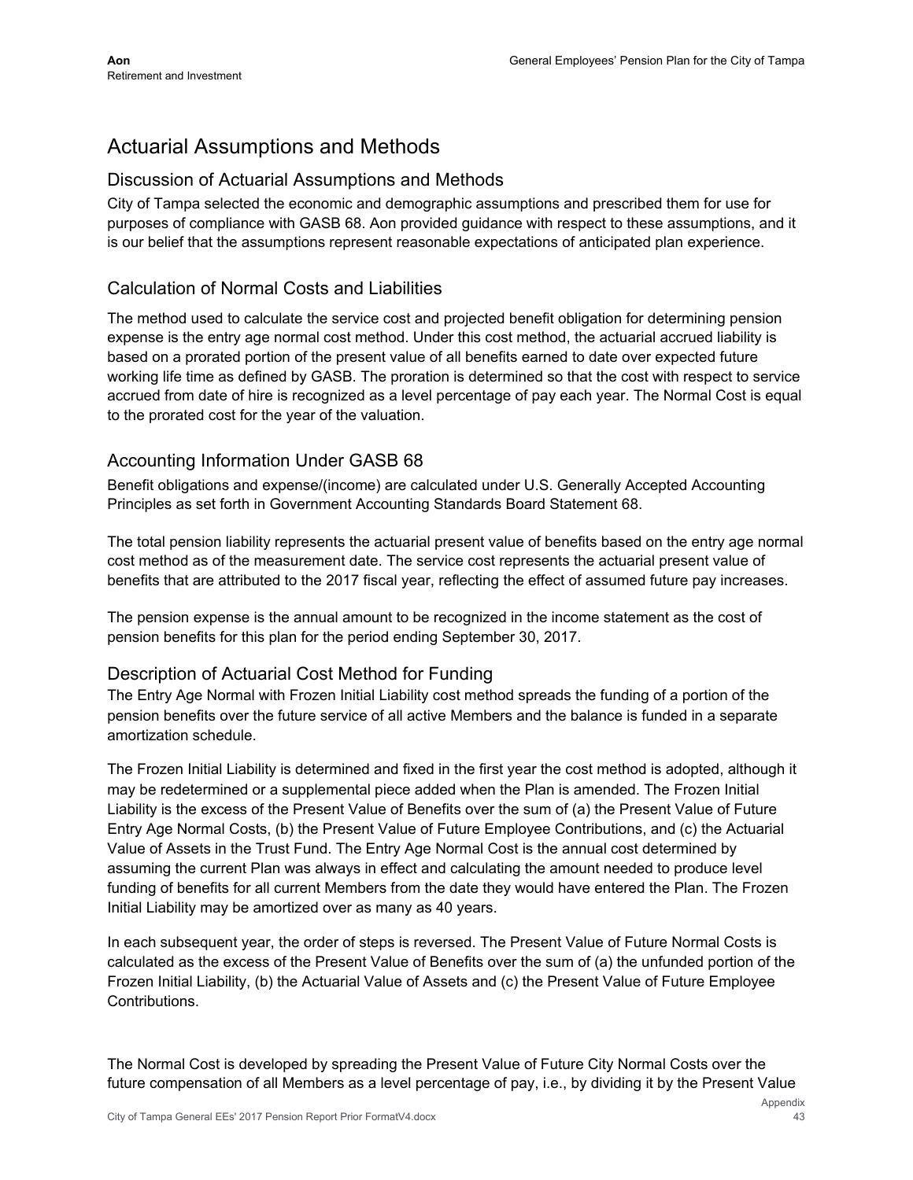# Actuarial Assumptions and Methods

## Discussion of Actuarial Assumptions and Methods

City of Tampa selected the economic and demographic assumptions and prescribed them for use for purposes of compliance with GASB 68. Aon provided guidance with respect to these assumptions, and it is our belief that the assumptions represent reasonable expectations of anticipated plan experience.

## Calculation of Normal Costs and Liabilities

The method used to calculate the service cost and projected benefit obligation for determining pension expense is the entry age normal cost method. Under this cost method, the actuarial accrued liability is based on a prorated portion of the present value of all benefits earned to date over expected future working life time as defined by GASB. The proration is determined so that the cost with respect to service accrued from date of hire is recognized as a level percentage of pay each year. The Normal Cost is equal to the prorated cost for the year of the valuation.

## Accounting Information Under GASB 68

Benefit obligations and expense/(income) are calculated under U.S. Generally Accepted Accounting Principles as set forth in Government Accounting Standards Board Statement 68.

The total pension liability represents the actuarial present value of benefits based on the entry age normal cost method as of the measurement date. The service cost represents the actuarial present value of benefits that are attributed to the 2017 fiscal year, reflecting the effect of assumed future pay increases.

The pension expense is the annual amount to be recognized in the income statement as the cost of pension benefits for this plan for the period ending September 30, 2017.

## Description of Actuarial Cost Method for Funding

The Entry Age Normal with Frozen Initial Liability cost method spreads the funding of a portion of the pension benefits over the future service of all active Members and the balance is funded in a separate amortization schedule.

The Frozen Initial Liability is determined and fixed in the first year the cost method is adopted, although it may be redetermined or a supplemental piece added when the Plan is amended. The Frozen Initial Liability is the excess of the Present Value of Benefits over the sum of (a) the Present Value of Future Entry Age Normal Costs, (b) the Present Value of Future Employee Contributions, and (c) the Actuarial Value of Assets in the Trust Fund. The Entry Age Normal Cost is the annual cost determined by assuming the current Plan was always in effect and calculating the amount needed to produce level funding of benefits for all current Members from the date they would have entered the Plan. The Frozen Initial Liability may be amortized over as many as 40 years.

In each subsequent year, the order of steps is reversed. The Present Value of Future Normal Costs is calculated as the excess of the Present Value of Benefits over the sum of (a) the unfunded portion of the Frozen Initial Liability, (b) the Actuarial Value of Assets and (c) the Present Value of Future Employee Contributions.

The Normal Cost is developed by spreading the Present Value of Future City Normal Costs over the future compensation of all Members as a level percentage of pay, i.e., by dividing it by the Present Value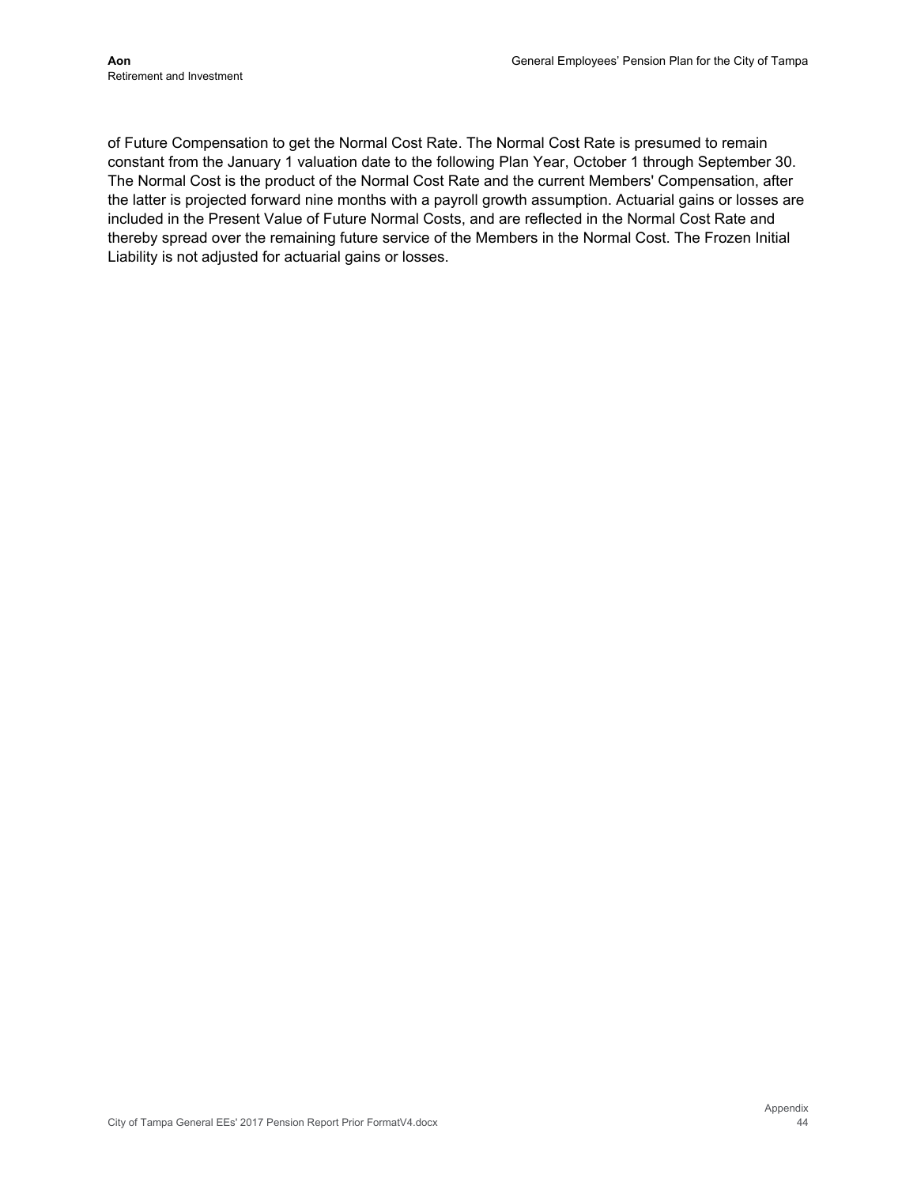of Future Compensation to get the Normal Cost Rate. The Normal Cost Rate is presumed to remain constant from the January 1 valuation date to the following Plan Year, October 1 through September 30. The Normal Cost is the product of the Normal Cost Rate and the current Members' Compensation, after the latter is projected forward nine months with a payroll growth assumption. Actuarial gains or losses are included in the Present Value of Future Normal Costs, and are reflected in the Normal Cost Rate and thereby spread over the remaining future service of the Members in the Normal Cost. The Frozen Initial Liability is not adjusted for actuarial gains or losses.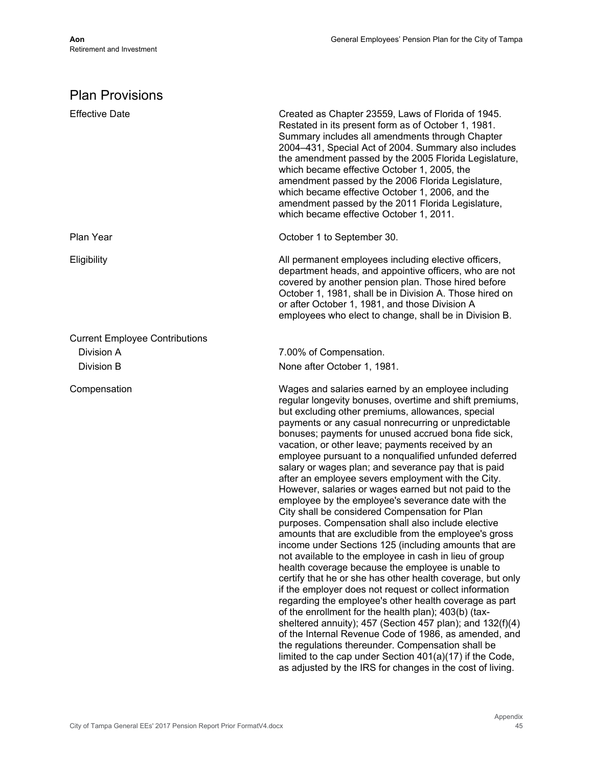# Plan Provisions

| | |
|---|---|
| Effective Date | Created as Chapter 23559, Laws of Florida of 1945. Restated in its present form as of October 1, 1981. Summary includes all amendments through Chapter 2004–431, Special Act of 2004. Summary also includes the amendment passed by the 2005 Florida Legislature, which became effective October 1, 2005, the amendment passed by the 2006 Florida Legislature, which became effective October 1, 2006, and the amendment passed by the 2011 Florida Legislature, which became effective October 1, 2011. |
| Plan Year | October 1 to September 30. |
| Eligibility | All permanent employees including elective officers, department heads, and appointive officers, who are not covered by another pension plan. Those hired before October 1, 1981, shall be in Division A. Those hired on or after October 1, 1981, and those Division A employees who elect to change, shall be in Division B. |
| Current Employee Contributions | |
| Division A | 7.00% of Compensation. |
| Division B | None after October 1, 1981. |
| Compensation | Wages and salaries earned by an employee including regular longevity bonuses, overtime and shift premiums, but excluding other premiums, allowances, special payments or any casual nonrecurring or unpredictable bonuses; payments for unused accrued bona fide sick, vacation, or other leave; payments received by an employee pursuant to a nonqualified unfunded deferred salary or wages plan; and severance pay that is paid after an employee severs employment with the City. However, salaries or wages earned but not paid to the employee by the employee's severance date with the City shall be considered Compensation for Plan purposes. Compensation shall also include elective amounts that are excludible from the employee's gross income under Sections 125 (including amounts that are not available to the employee in cash in lieu of group health coverage because the employee is unable to certify that he or she has other health coverage, but only if the employer does not request or collect information regarding the employee's other health coverage as part of the enrollment for the health plan); 403(b) (tax-sheltered annuity); 457 (Section 457 plan); and 132(f)(4) of the Internal Revenue Code of 1986, as amended, and the regulations thereunder. Compensation shall be limited to the cap under Section 401(a)(17) if the Code, as adjusted by the IRS for changes in the cost of living. |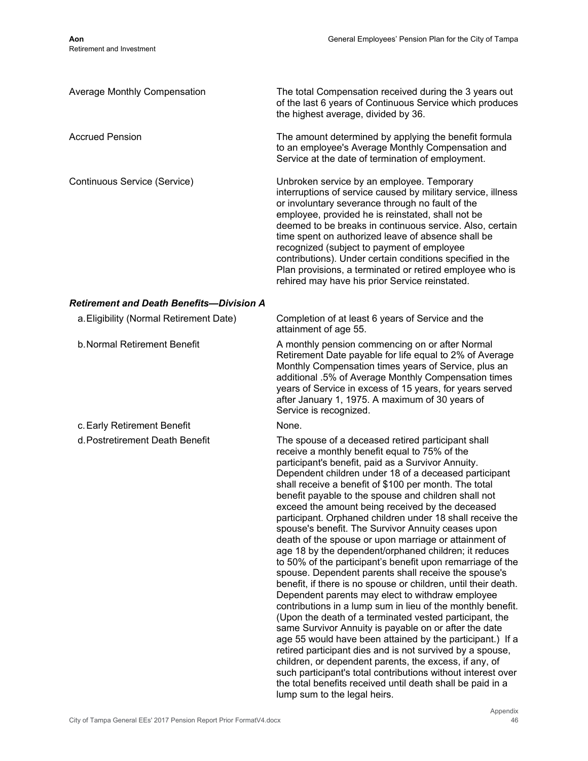| | |
|---|---|
| Average Monthly Compensation | The total Compensation received during the 3 years out of the last 6 years of Continuous Service which produces the highest average, divided by 36. |
| Accrued Pension | The amount determined by applying the benefit formula to an employee's Average Monthly Compensation and Service at the date of termination of employment. |
| Continuous Service (Service) | Unbroken service by an employee. Temporary interruptions of service caused by military service, illness or involuntary severance through no fault of the employee, provided he is reinstated, shall not be deemed to be breaks in continuous service. Also, certain time spent on authorized leave of absence shall be recognized (subject to payment of employee contributions). Under certain conditions specified in the Plan provisions, a terminated or retired employee who is rehired may have his prior Service reinstated. |

***Retirement and Death Benefits—Division A***

| | |
|---|---|
| a. Eligibility (Normal Retirement Date) | Completion of at least 6 years of Service and the attainment of age 55. |
| b. Normal Retirement Benefit | A monthly pension commencing on or after Normal Retirement Date payable for life equal to 2% of Average Monthly Compensation times years of Service, plus an additional .5% of Average Monthly Compensation times years of Service in excess of 15 years, for years served after January 1, 1975. A maximum of 30 years of Service is recognized. |
| c. Early Retirement Benefit | None. |
| d. Postretirement Death Benefit | The spouse of a deceased retired participant shall receive a monthly benefit equal to 75% of the participant's benefit, paid as a Survivor Annuity. Dependent children under 18 of a deceased participant shall receive a benefit of $100 per month. The total benefit payable to the spouse and children shall not exceed the amount being received by the deceased participant. Orphaned children under 18 shall receive the spouse's benefit. The Survivor Annuity ceases upon death of the spouse or upon marriage or attainment of age 18 by the dependent/orphaned children; it reduces to 50% of the participant's benefit upon remarriage of the spouse. Dependent parents shall receive the spouse's benefit, if there is no spouse or children, until their death. Dependent parents may elect to withdraw employee contributions in a lump sum in lieu of the monthly benefit. (Upon the death of a terminated vested participant, the same Survivor Annuity is payable on or after the date age 55 would have been attained by the participant.) If a retired participant dies and is not survived by a spouse, children, or dependent parents, the excess, if any, of such participant's total contributions without interest over the total benefits received until death shall be paid in a lump sum to the legal heirs. |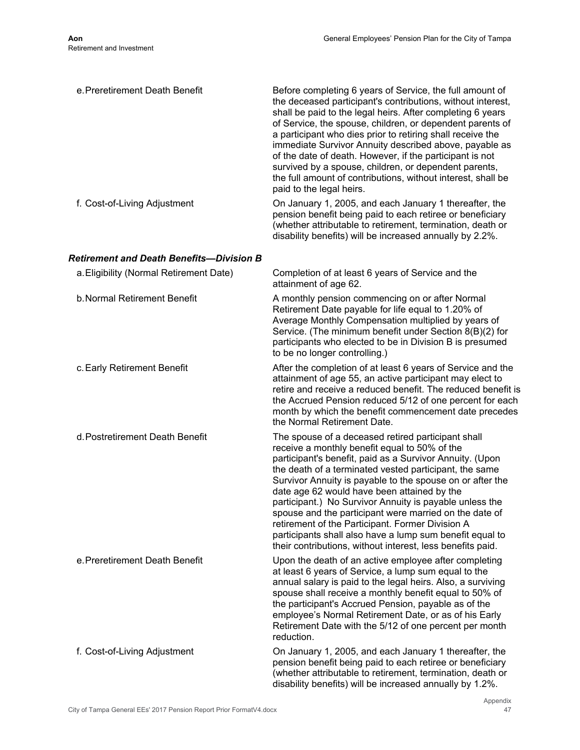e. Preretirement Death Benefit

Before completing 6 years of Service, the full amount of the deceased participant's contributions, without interest, shall be paid to the legal heirs. After completing 6 years of Service, the spouse, children, or dependent parents of a participant who dies prior to retiring shall receive the immediate Survivor Annuity described above, payable as of the date of death. However, if the participant is not survived by a spouse, children, or dependent parents, the full amount of contributions, without interest, shall be paid to the legal heirs.

f. Cost-of-Living Adjustment

On January 1, 2005, and each January 1 thereafter, the pension benefit being paid to each retiree or beneficiary (whether attributable to retirement, termination, death or disability benefits) will be increased annually by 2.2%.

### *Retirement and Death Benefits—Division B*

a. Eligibility (Normal Retirement Date)

Completion of at least 6 years of Service and the attainment of age 62.

b. Normal Retirement Benefit

A monthly pension commencing on or after Normal Retirement Date payable for life equal to 1.20% of Average Monthly Compensation multiplied by years of Service. (The minimum benefit under Section 8(B)(2) for participants who elected to be in Division B is presumed to be no longer controlling.)

c. Early Retirement Benefit

After the completion of at least 6 years of Service and the attainment of age 55, an active participant may elect to retire and receive a reduced benefit. The reduced benefit is the Accrued Pension reduced 5/12 of one percent for each month by which the benefit commencement date precedes the Normal Retirement Date.

d. Postretirement Death Benefit

The spouse of a deceased retired participant shall receive a monthly benefit equal to 50% of the participant's benefit, paid as a Survivor Annuity. (Upon the death of a terminated vested participant, the same Survivor Annuity is payable to the spouse on or after the date age 62 would have been attained by the participant.) No Survivor Annuity is payable unless the spouse and the participant were married on the date of retirement of the Participant. Former Division A participants shall also have a lump sum benefit equal to their contributions, without interest, less benefits paid.

e. Preretirement Death Benefit

Upon the death of an active employee after completing at least 6 years of Service, a lump sum equal to the annual salary is paid to the legal heirs. Also, a surviving spouse shall receive a monthly benefit equal to 50% of the participant's Accrued Pension, payable as of the employee's Normal Retirement Date, or as of his Early Retirement Date with the 5/12 of one percent per month reduction.

f. Cost-of-Living Adjustment

On January 1, 2005, and each January 1 thereafter, the pension benefit being paid to each retiree or beneficiary (whether attributable to retirement, termination, death or disability benefits) will be increased annually by 1.2%.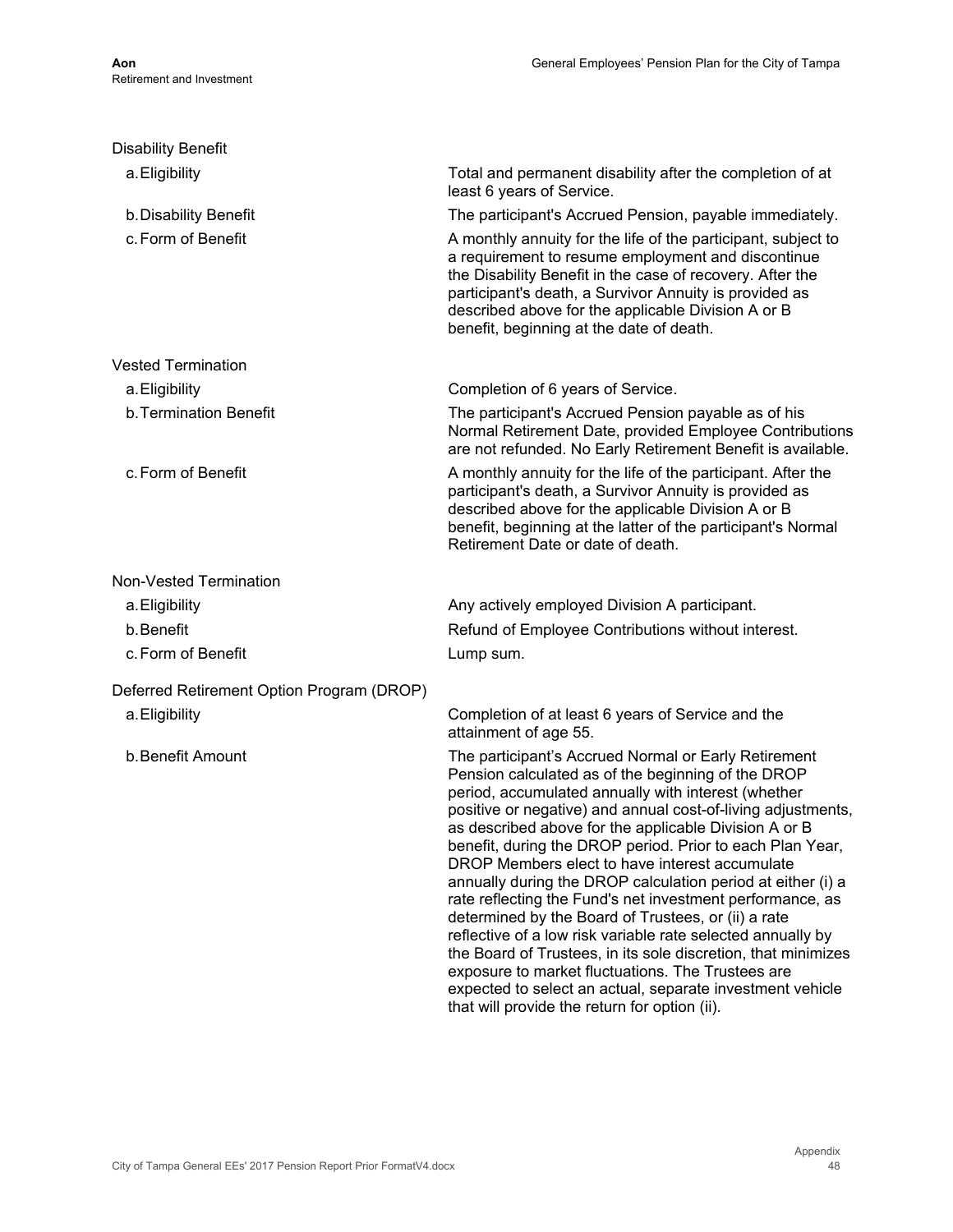### Disability Benefit

| | |
|---|---|
| a. Eligibility | Total and permanent disability after the completion of at least 6 years of Service. |
| b. Disability Benefit | The participant's Accrued Pension, payable immediately. |
| c. Form of Benefit | A monthly annuity for the life of the participant, subject to a requirement to resume employment and discontinue the Disability Benefit in the case of recovery. After the participant's death, a Survivor Annuity is provided as described above for the applicable Division A or B benefit, beginning at the date of death. |

### Vested Termination

| | |
|---|---|
| a. Eligibility | Completion of 6 years of Service. |
| b. Termination Benefit | The participant's Accrued Pension payable as of his Normal Retirement Date, provided Employee Contributions are not refunded. No Early Retirement Benefit is available. |
| c. Form of Benefit | A monthly annuity for the life of the participant. After the participant's death, a Survivor Annuity is provided as described above for the applicable Division A or B benefit, beginning at the latter of the participant's Normal Retirement Date or date of death. |

### Non-Vested Termination

| | |
|---|---|
| a. Eligibility | Any actively employed Division A participant. |
| b. Benefit | Refund of Employee Contributions without interest. |
| c. Form of Benefit | Lump sum. |

### Deferred Retirement Option Program (DROP)

| | |
|---|---|
| a. Eligibility | Completion of at least 6 years of Service and the attainment of age 55. |
| b. Benefit Amount | The participant's Accrued Normal or Early Retirement Pension calculated as of the beginning of the DROP period, accumulated annually with interest (whether positive or negative) and annual cost-of-living adjustments, as described above for the applicable Division A or B benefit, during the DROP period. Prior to each Plan Year, DROP Members elect to have interest accumulate annually during the DROP calculation period at either (i) a rate reflecting the Fund's net investment performance, as determined by the Board of Trustees, or (ii) a rate reflective of a low risk variable rate selected annually by the Board of Trustees, in its sole discretion, that minimizes exposure to market fluctuations. The Trustees are expected to select an actual, separate investment vehicle that will provide the return for option (ii). |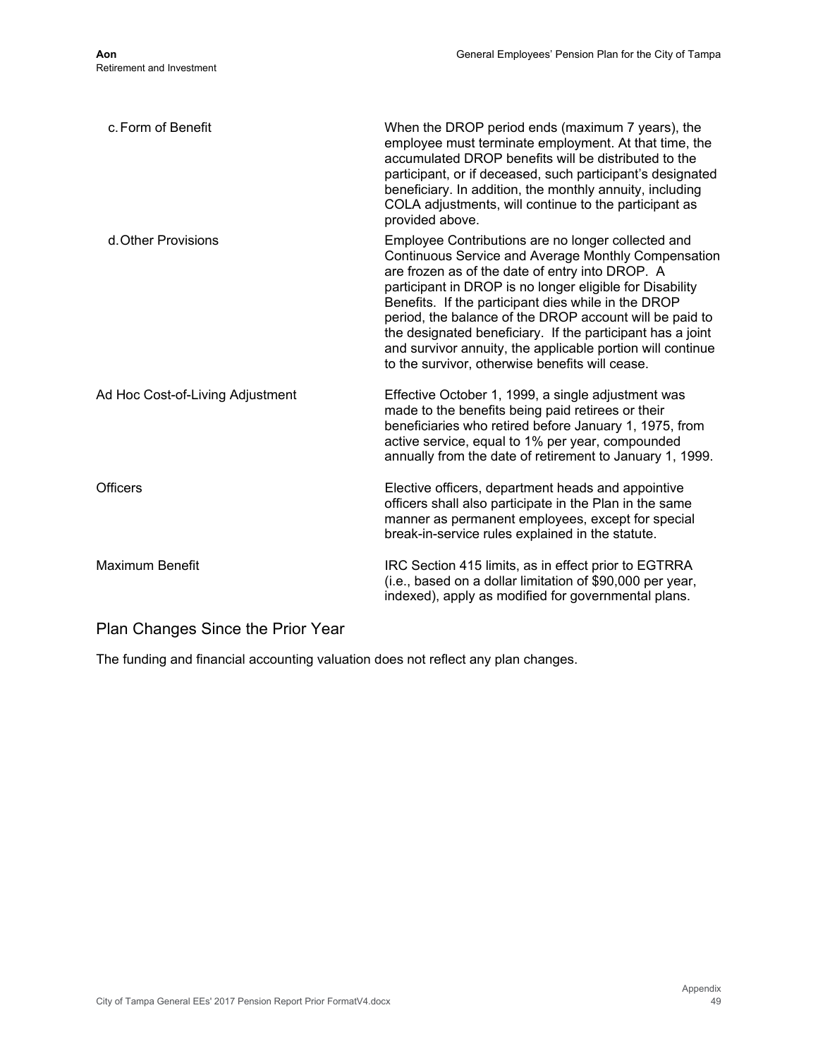| | |
|---|---|
| c. Form of Benefit | When the DROP period ends (maximum 7 years), the employee must terminate employment. At that time, the accumulated DROP benefits will be distributed to the participant, or if deceased, such participant's designated beneficiary. In addition, the monthly annuity, including COLA adjustments, will continue to the participant as provided above. |
| d. Other Provisions | Employee Contributions are no longer collected and Continuous Service and Average Monthly Compensation are frozen as of the date of entry into DROP. A participant in DROP is no longer eligible for Disability Benefits. If the participant dies while in the DROP period, the balance of the DROP account will be paid to the designated beneficiary. If the participant has a joint and survivor annuity, the applicable portion will continue to the survivor, otherwise benefits will cease. |
| Ad Hoc Cost-of-Living Adjustment | Effective October 1, 1999, a single adjustment was made to the benefits being paid retirees or their beneficiaries who retired before January 1, 1975, from active service, equal to 1% per year, compounded annually from the date of retirement to January 1, 1999. |
| Officers | Elective officers, department heads and appointive officers shall also participate in the Plan in the same manner as permanent employees, except for special break-in-service rules explained in the statute. |
| Maximum Benefit | IRC Section 415 limits, as in effect prior to EGTRRA (i.e., based on a dollar limitation of $90,000 per year, indexed), apply as modified for governmental plans. |

## Plan Changes Since the Prior Year

The funding and financial accounting valuation does not reflect any plan changes.